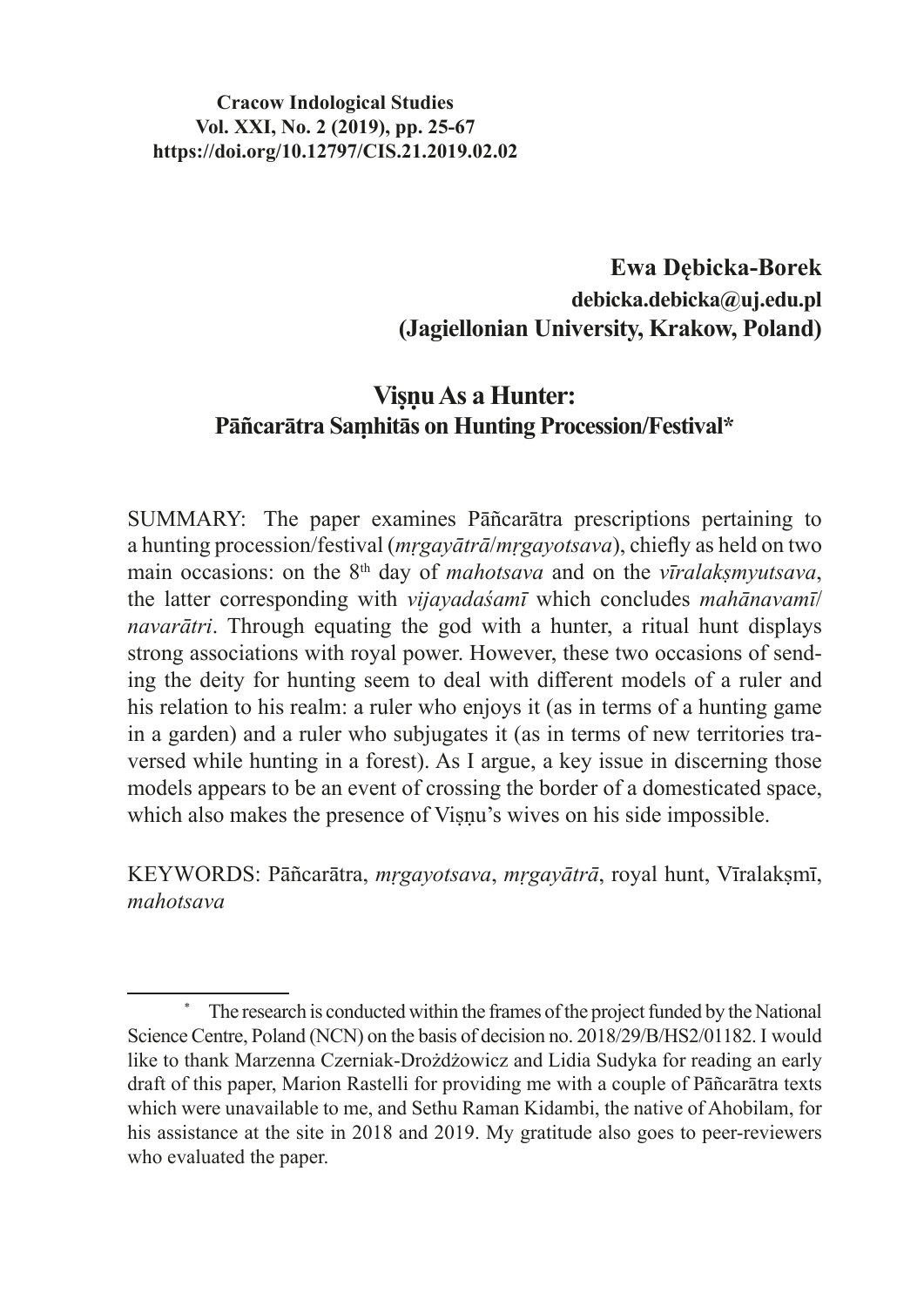**Cracow Indological Studies**
**Vol. XXI, No. 2 (2019), pp. 25-67**
**https://doi.org/10.12797/CIS.21.2019.02.02**

**Ewa Dębicka-Borek**
**debicka.debicka@uj.edu.pl**
**(Jagiellonian University, Krakow, Poland)**

# Viṣṇu As a Hunter: Pāñcarātra Saṃhitās on Hunting Procession/Festival*

SUMMARY: The paper examines Pāñcarātra prescriptions pertaining to a hunting procession/festival (*mṛgayātrā*/*mṛgayotsava*), chiefly as held on two main occasions: on the 8th day of *mahotsava* and on the *vīralakṣmyutsava*, the latter corresponding with *vijayadaśamī* which concludes *mahānavamī*/*navarātri*. Through equating the god with a hunter, a ritual hunt displays strong associations with royal power. However, these two occasions of sending the deity for hunting seem to deal with different models of a ruler and his relation to his realm: a ruler who enjoys it (as in terms of a hunting game in a garden) and a ruler who subjugates it (as in terms of new territories traversed while hunting in a forest). As I argue, a key issue in discerning those models appears to be an event of crossing the border of a domesticated space, which also makes the presence of Viṣṇu's wives on his side impossible.

KEYWORDS: Pāñcarātra, *mṛgayotsava*, *mṛgayātrā*, royal hunt, Vīralakṣmī, *mahotsava*

---

\* The research is conducted within the frames of the project funded by the National Science Centre, Poland (NCN) on the basis of decision no. 2018/29/B/HS2/01182. I would like to thank Marzenna Czerniak-Drożdżowicz and Lidia Sudyka for reading an early draft of this paper, Marion Rastelli for providing me with a couple of Pāñcarātra texts which were unavailable to me, and Sethu Raman Kidambi, the native of Ahobilam, for his assistance at the site in 2018 and 2019. My gratitude also goes to peer-reviewers who evaluated the paper.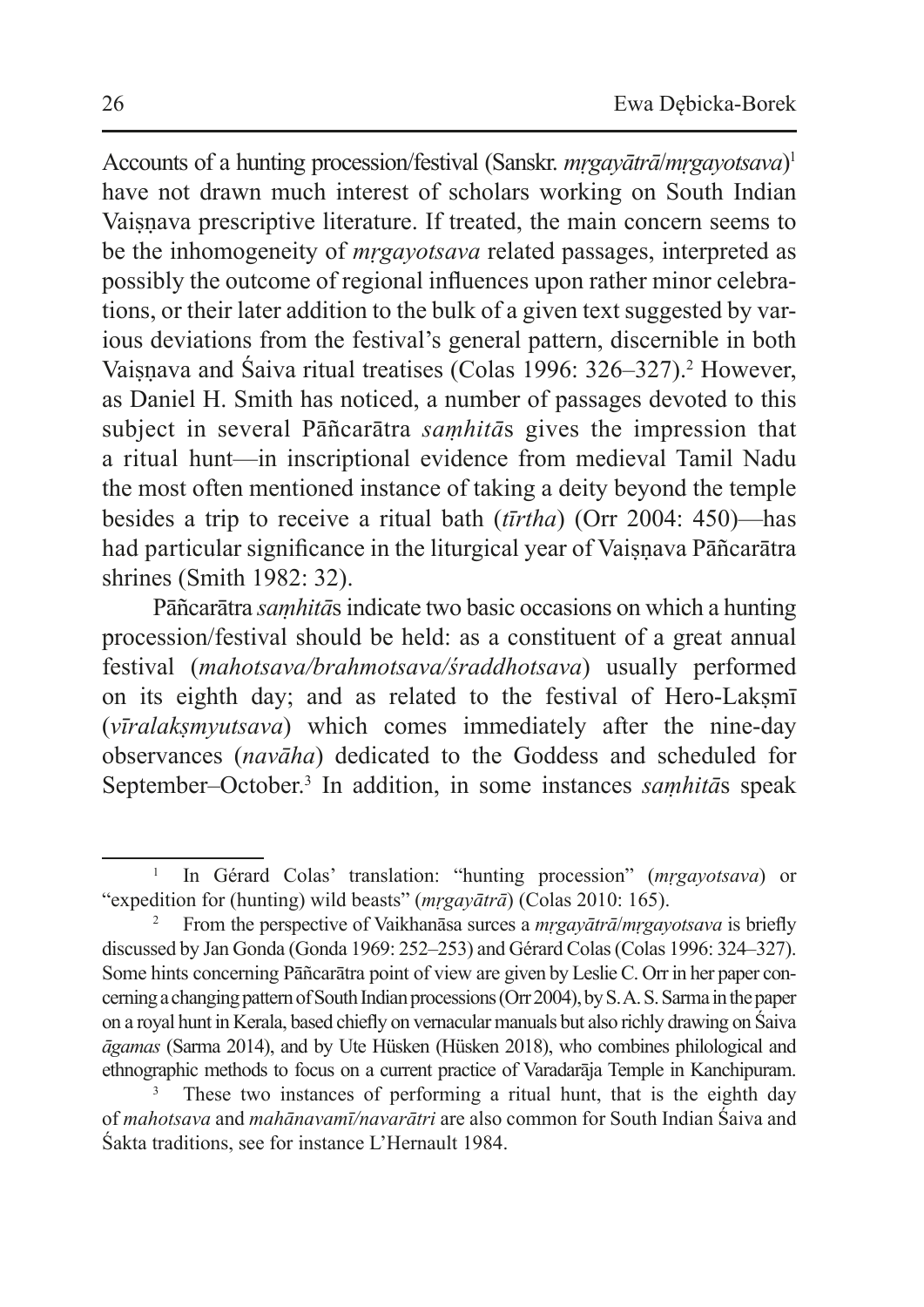Accounts of a hunting procession/festival (Sanskr. *mṛgayātrā*/*mṛgayotsava*)[1] have not drawn much interest of scholars working on South Indian Vaiṣṇava prescriptive literature. If treated, the main concern seems to be the inhomogeneity of *mṛgayotsava* related passages, interpreted as possibly the outcome of regional influences upon rather minor celebrations, or their later addition to the bulk of a given text suggested by various deviations from the festival's general pattern, discernible in both Vaiṣṇava and Śaiva ritual treatises (Colas 1996: 326–327).[2] However, as Daniel H. Smith has noticed, a number of passages devoted to this subject in several Pāñcarātra *saṃhitā*s gives the impression that a ritual hunt—in inscriptional evidence from medieval Tamil Nadu the most often mentioned instance of taking a deity beyond the temple besides a trip to receive a ritual bath (*tīrtha*) (Orr 2004: 450)—has had particular significance in the liturgical year of Vaiṣṇava Pāñcarātra shrines (Smith 1982: 32).

Pāñcarātra *saṃhitā*s indicate two basic occasions on which a hunting procession/festival should be held: as a constituent of a great annual festival (*mahotsava/brahmotsava/śraddhotsava*) usually performed on its eighth day; and as related to the festival of Hero-Lakṣmī (*vīralakṣmyutsava*) which comes immediately after the nine-day observances (*navāha*) dedicated to the Goddess and scheduled for September–October.[3] In addition, in some instances *saṃhitā*s speak

---

[1] In Gérard Colas' translation: "hunting procession" (*mṛgayotsava*) or "expedition for (hunting) wild beasts" (*mṛgayātrā*) (Colas 2010: 165).

[2] From the perspective of Vaikhanāsa surces a *mṛgayātrā*/*mṛgayotsava* is briefly discussed by Jan Gonda (Gonda 1969: 252–253) and Gérard Colas (Colas 1996: 324–327). Some hints concerning Pāñcarātra point of view are given by Leslie C. Orr in her paper concerning a changing pattern of South Indian processions (Orr 2004), by S. A. S. Sarma in the paper on a royal hunt in Kerala, based chiefly on vernacular manuals but also richly drawing on Śaiva *āgamas* (Sarma 2014), and by Ute Hüsken (Hüsken 2018), who combines philological and ethnographic methods to focus on a current practice of Varadarāja Temple in Kanchipuram.

[3] These two instances of performing a ritual hunt, that is the eighth day of *mahotsava* and *mahānavamī/navarātri* are also common for South Indian Śaiva and Śakta traditions, see for instance L'Hernault 1984.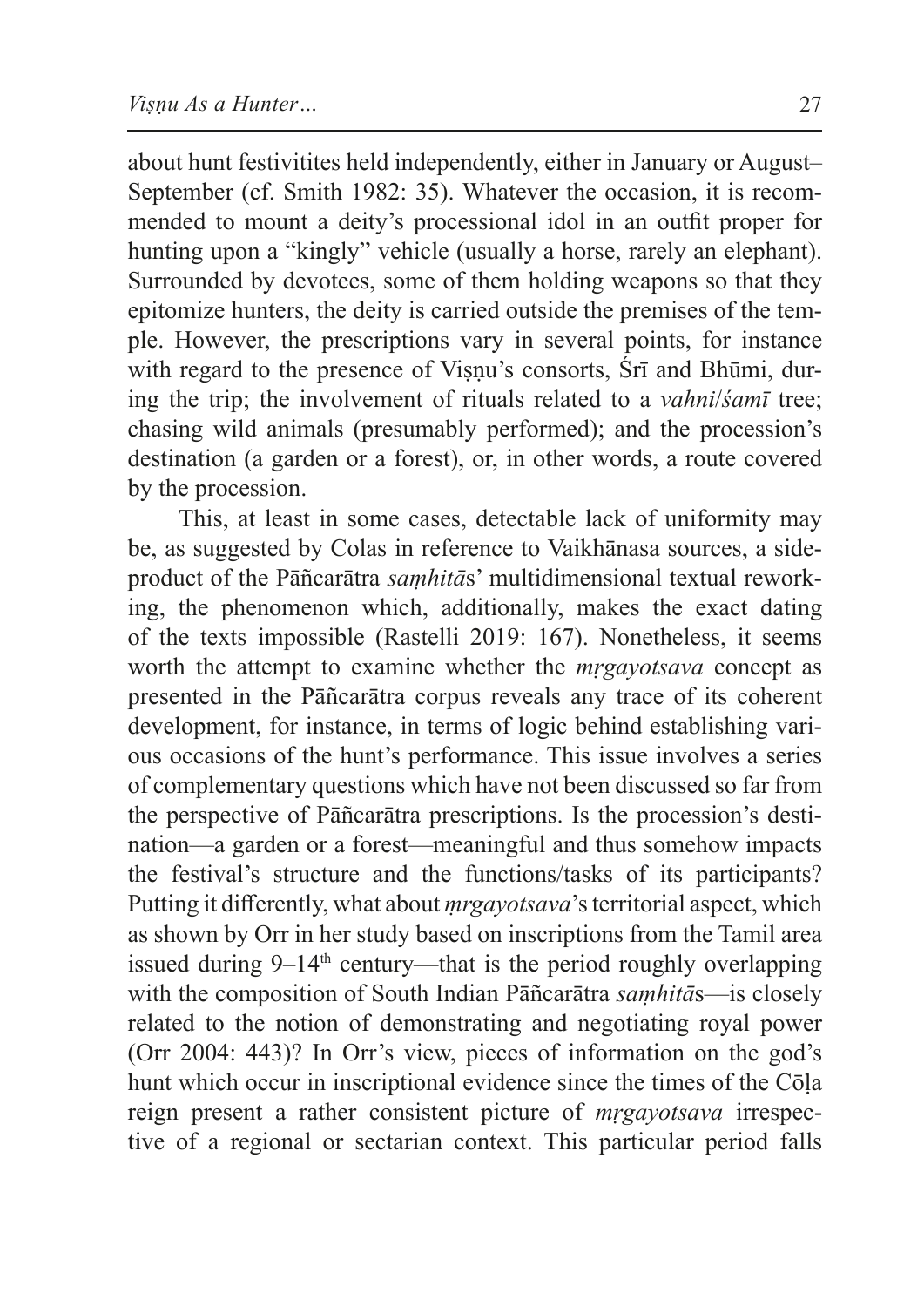about hunt festivitites held independently, either in January or August–September (cf. Smith 1982: 35). Whatever the occasion, it is recommended to mount a deity's processional idol in an outfit proper for hunting upon a "kingly" vehicle (usually a horse, rarely an elephant). Surrounded by devotees, some of them holding weapons so that they epitomize hunters, the deity is carried outside the premises of the temple. However, the prescriptions vary in several points, for instance with regard to the presence of Viṣṇu's consorts, Śrī and Bhūmi, during the trip; the involvement of rituals related to a *vahni*/*śamī* tree; chasing wild animals (presumably performed); and the procession's destination (a garden or a forest), or, in other words, a route covered by the procession.

This, at least in some cases, detectable lack of uniformity may be, as suggested by Colas in reference to Vaikhānasa sources, a side-product of the Pāñcarātra *saṃhitā*s' multidimensional textual reworking, the phenomenon which, additionally, makes the exact dating of the texts impossible (Rastelli 2019: 167). Nonetheless, it seems worth the attempt to examine whether the *mṛgayotsava* concept as presented in the Pāñcarātra corpus reveals any trace of its coherent development, for instance, in terms of logic behind establishing various occasions of the hunt's performance. This issue involves a series of complementary questions which have not been discussed so far from the perspective of Pāñcarātra prescriptions. Is the procession's destination—a garden or a forest—meaningful and thus somehow impacts the festival's structure and the functions/tasks of its participants? Putting it differently, what about *ṃrgayotsava*'s territorial aspect, which as shown by Orr in her study based on inscriptions from the Tamil area issued during 9–14th century—that is the period roughly overlapping with the composition of South Indian Pāñcarātra *saṃhitā*s—is closely related to the notion of demonstrating and negotiating royal power (Orr 2004: 443)? In Orr's view, pieces of information on the god's hunt which occur in inscriptional evidence since the times of the Cōḷa reign present a rather consistent picture of *mṛgayotsava* irrespective of a regional or sectarian context. This particular period falls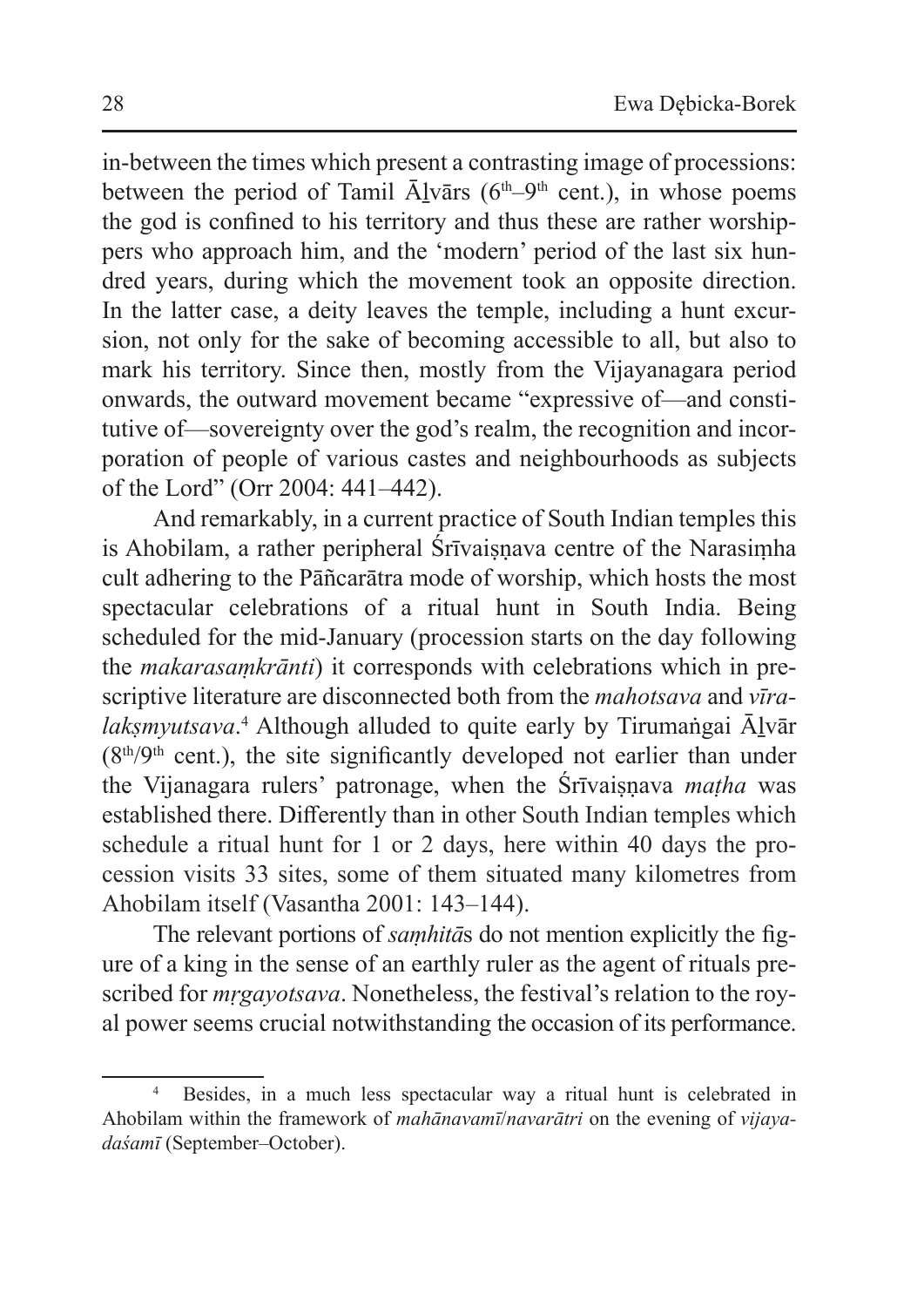in-between the times which present a contrasting image of processions: between the period of Tamil Āḻvārs (6th–9th cent.), in whose poems the god is confined to his territory and thus these are rather worshippers who approach him, and the 'modern' period of the last six hundred years, during which the movement took an opposite direction. In the latter case, a deity leaves the temple, including a hunt excursion, not only for the sake of becoming accessible to all, but also to mark his territory. Since then, mostly from the Vijayanagara period onwards, the outward movement became "expressive of—and constitutive of—sovereignty over the god's realm, the recognition and incorporation of people of various castes and neighbourhoods as subjects of the Lord" (Orr 2004: 441–442).

And remarkably, in a current practice of South Indian temples this is Ahobilam, a rather peripheral Śrīvaiṣṇava centre of the Narasiṃha cult adhering to the Pāñcarātra mode of worship, which hosts the most spectacular celebrations of a ritual hunt in South India. Being scheduled for the mid-January (procession starts on the day following the *makarasaṃkrānti*) it corresponds with celebrations which in prescriptive literature are disconnected both from the *mahotsava* and *vīralakṣmyutsava*.[4] Although alluded to quite early by Tirumaṅgai Āḻvār (8th/9th cent.), the site significantly developed not earlier than under the Vijanagara rulers' patronage, when the Śrīvaiṣṇava *maṭha* was established there. Differently than in other South Indian temples which schedule a ritual hunt for 1 or 2 days, here within 40 days the procession visits 33 sites, some of them situated many kilometres from Ahobilam itself (Vasantha 2001: 143–144).

The relevant portions of *saṃhitā*s do not mention explicitly the figure of a king in the sense of an earthly ruler as the agent of rituals prescribed for *mṛgayotsava*. Nonetheless, the festival's relation to the royal power seems crucial notwithstanding the occasion of its performance.

---

[4] Besides, in a much less spectacular way a ritual hunt is celebrated in Ahobilam within the framework of *mahānavamī*/*navarātri* on the evening of *vijayadaśamī* (September–October).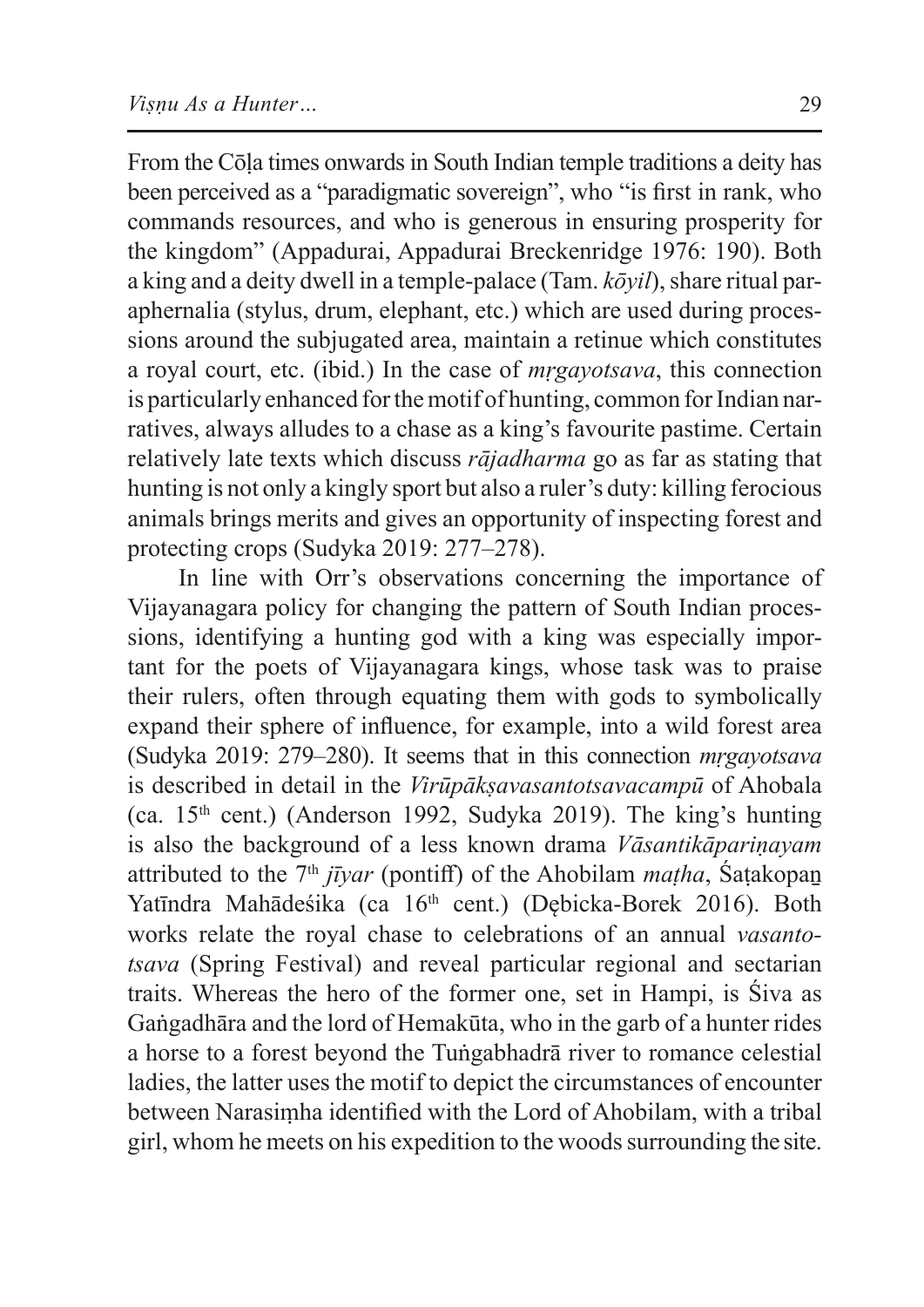From the Cōḷa times onwards in South Indian temple traditions a deity has been perceived as a "paradigmatic sovereign", who "is first in rank, who commands resources, and who is generous in ensuring prosperity for the kingdom" (Appadurai, Appadurai Breckenridge 1976: 190). Both a king and a deity dwell in a temple-palace (Tam. *kōyil*), share ritual paraphernalia (stylus, drum, elephant, etc.) which are used during processions around the subjugated area, maintain a retinue which constitutes a royal court, etc. (ibid.) In the case of *mṛgayotsava*, this connection is particularly enhanced for the motif of hunting, common for Indian narratives, always alludes to a chase as a king's favourite pastime. Certain relatively late texts which discuss *rājadharma* go as far as stating that hunting is not only a kingly sport but also a ruler's duty: killing ferocious animals brings merits and gives an opportunity of inspecting forest and protecting crops (Sudyka 2019: 277–278).

In line with Orr's observations concerning the importance of Vijayanagara policy for changing the pattern of South Indian processions, identifying a hunting god with a king was especially important for the poets of Vijayanagara kings, whose task was to praise their rulers, often through equating them with gods to symbolically expand their sphere of influence, for example, into a wild forest area (Sudyka 2019: 279–280). It seems that in this connection *mṛgayotsava* is described in detail in the *Virūpākṣavasantotsavacampū* of Ahobala (ca. 15th cent.) (Anderson 1992, Sudyka 2019). The king's hunting is also the background of a less known drama *Vāsantikāpariṇayam* attributed to the 7th *jīyar* (pontiff) of the Ahobilam *maṭha*, Śaṭakopaṉ Yatīndra Mahādeśika (ca 16th cent.) (Dębicka-Borek 2016). Both works relate the royal chase to celebrations of an annual *vasantotsava* (Spring Festival) and reveal particular regional and sectarian traits. Whereas the hero of the former one, set in Hampi, is Śiva as Gaṅgadhāra and the lord of Hemakūta, who in the garb of a hunter rides a horse to a forest beyond the Tuṅgabhadrā river to romance celestial ladies, the latter uses the motif to depict the circumstances of encounter between Narasiṃha identified with the Lord of Ahobilam, with a tribal girl, whom he meets on his expedition to the woods surrounding the site.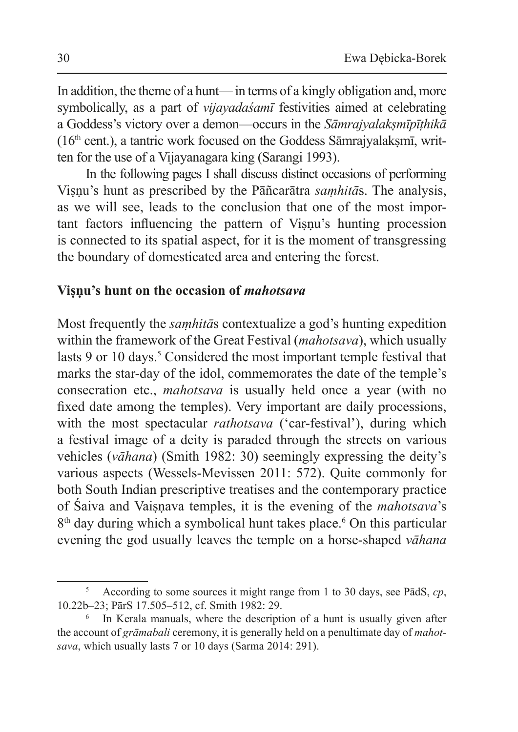In addition, the theme of a hunt— in terms of a kingly obligation and, more symbolically, as a part of *vijayadaśamī* festivities aimed at celebrating a Goddess's victory over a demon—occurs in the *Sāmrajyalakṣmīpīṭhikā* (16th cent.), a tantric work focused on the Goddess Sāmrajyalakṣmī, written for the use of a Vijayanagara king (Sarangi 1993).

In the following pages I shall discuss distinct occasions of performing Viṣṇu's hunt as prescribed by the Pāñcarātra *saṃhitā*s. The analysis, as we will see, leads to the conclusion that one of the most important factors influencing the pattern of Viṣṇu's hunting procession is connected to its spatial aspect, for it is the moment of transgressing the boundary of domesticated area and entering the forest.

## Viṣṇu's hunt on the occasion of *mahotsava*

Most frequently the *saṃhitā*s contextualize a god's hunting expedition within the framework of the Great Festival (*mahotsava*), which usually lasts 9 or 10 days.[5] Considered the most important temple festival that marks the star-day of the idol, commemorates the date of the temple's consecration etc., *mahotsava* is usually held once a year (with no fixed date among the temples). Very important are daily processions, with the most spectacular *rathotsava* ('car-festival'), during which a festival image of a deity is paraded through the streets on various vehicles (*vāhana*) (Smith 1982: 30) seemingly expressing the deity's various aspects (Wessels-Mevissen 2011: 572). Quite commonly for both South Indian prescriptive treatises and the contemporary practice of Śaiva and Vaiṣṇava temples, it is the evening of the *mahotsava*'s 8th day during which a symbolical hunt takes place.[6] On this particular evening the god usually leaves the temple on a horse-shaped *vāhana*

---

[5] According to some sources it might range from 1 to 30 days, see PādS, *cp*, 10.22b–23; PārS 17.505–512, cf. Smith 1982: 29.

[6] In Kerala manuals, where the description of a hunt is usually given after the account of *grāmabali* ceremony, it is generally held on a penultimate day of *mahotsava*, which usually lasts 7 or 10 days (Sarma 2014: 291).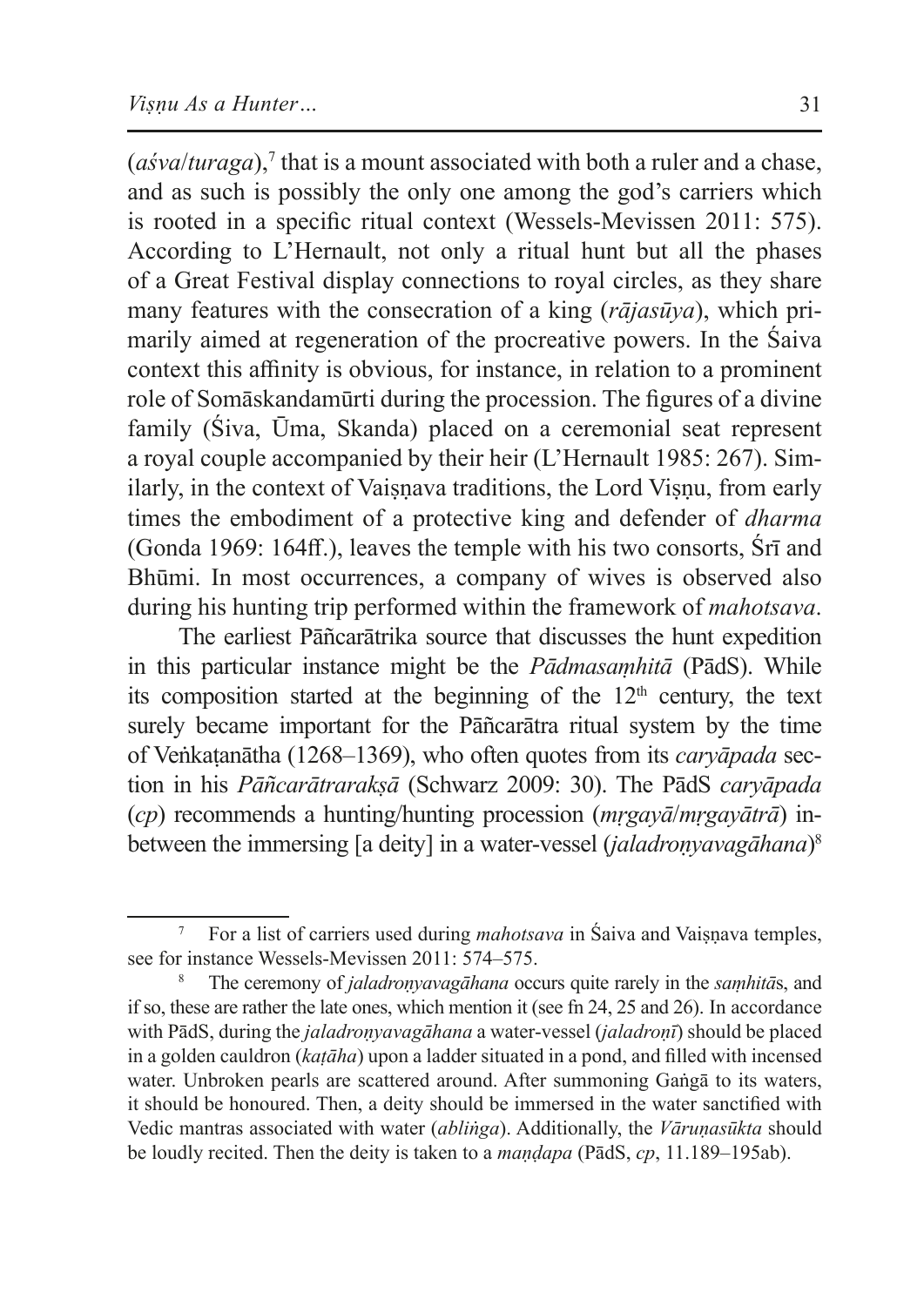(*aśva*/*turaga*),[7] that is a mount associated with both a ruler and a chase, and as such is possibly the only one among the god's carriers which is rooted in a specific ritual context (Wessels-Mevissen 2011: 575). According to L'Hernault, not only a ritual hunt but all the phases of a Great Festival display connections to royal circles, as they share many features with the consecration of a king (*rājasūya*), which primarily aimed at regeneration of the procreative powers. In the Śaiva context this affinity is obvious, for instance, in relation to a prominent role of Somāskandamūrti during the procession. The figures of a divine family (Śiva, Ūma, Skanda) placed on a ceremonial seat represent a royal couple accompanied by their heir (L'Hernault 1985: 267). Similarly, in the context of Vaiṣṇava traditions, the Lord Viṣṇu, from early times the embodiment of a protective king and defender of *dharma* (Gonda 1969: 164ff.), leaves the temple with his two consorts, Śrī and Bhūmi. In most occurrences, a company of wives is observed also during his hunting trip performed within the framework of *mahotsava*.

The earliest Pāñcarātrika source that discusses the hunt expedition in this particular instance might be the *Pādmasaṃhitā* (PādS). While its composition started at the beginning of the 12th century, the text surely became important for the Pāñcarātra ritual system by the time of Veṅkaṭanātha (1268–1369), who often quotes from its *caryāpada* section in his *Pāñcarātrarakṣā* (Schwarz 2009: 30). The PādS *caryāpada* (*cp*) recommends a hunting/hunting procession (*mṛgayā*/*mṛgayātrā*) in-between the immersing [a deity] in a water-vessel (*jaladroṇyavagāhana*)[8]

---

[7] For a list of carriers used during *mahotsava* in Śaiva and Vaiṣṇava temples, see for instance Wessels-Mevissen 2011: 574–575.

[8] The ceremony of *jaladroṇyavagāhana* occurs quite rarely in the *saṃhitā*s, and if so, these are rather the late ones, which mention it (see fn 24, 25 and 26). In accordance with PādS, during the *jaladroṇyavagāhana* a water-vessel (*jaladroṇī*) should be placed in a golden cauldron (*kaṭāha*) upon a ladder situated in a pond, and filled with incensed water. Unbroken pearls are scattered around. After summoning Gaṅgā to its waters, it should be honoured. Then, a deity should be immersed in the water sanctified with Vedic mantras associated with water (*abliṅga*). Additionally, the *Vāruṇasūkta* should be loudly recited. Then the deity is taken to a *maṇḍapa* (PādS, *cp*, 11.189–195ab).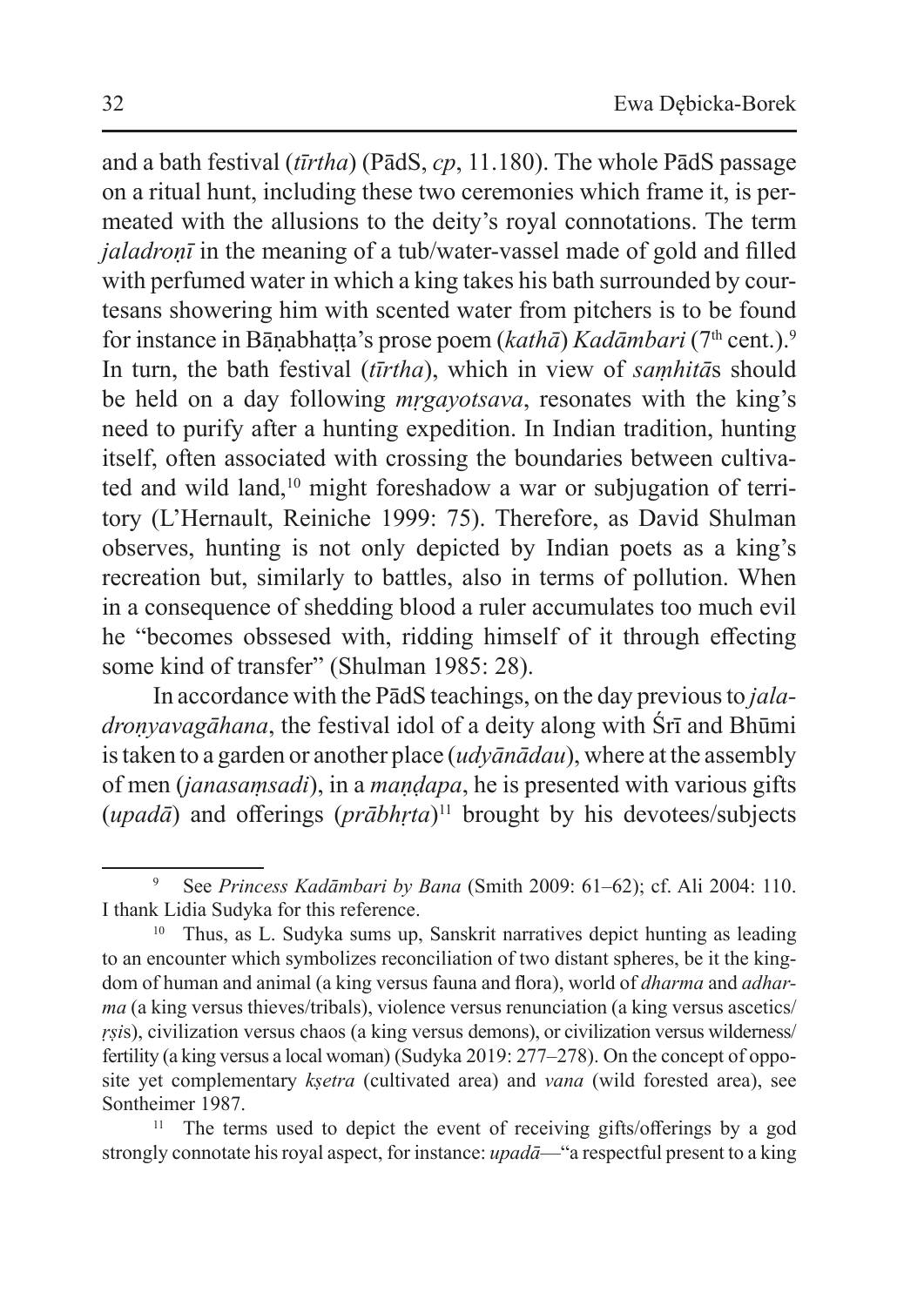and a bath festival (*tīrtha*) (PādS, *cp*, 11.180). The whole PādS passage on a ritual hunt, including these two ceremonies which frame it, is permeated with the allusions to the deity's royal connotations. The term *jaladroṇī* in the meaning of a tub/water-vassel made of gold and filled with perfumed water in which a king takes his bath surrounded by courtesans showering him with scented water from pitchers is to be found for instance in Bāṇabhaṭṭa's prose poem (*kathā*) *Kadāmbari* (7th cent.).[9] In turn, the bath festival (*tīrtha*), which in view of *saṃhitā*s should be held on a day following *mṛgayotsava*, resonates with the king's need to purify after a hunting expedition. In Indian tradition, hunting itself, often associated with crossing the boundaries between cultivated and wild land,[10] might foreshadow a war or subjugation of territory (L'Hernault, Reiniche 1999: 75). Therefore, as David Shulman observes, hunting is not only depicted by Indian poets as a king's recreation but, similarly to battles, also in terms of pollution. When in a consequence of shedding blood a ruler accumulates too much evil he "becomes obssesed with, ridding himself of it through effecting some kind of transfer" (Shulman 1985: 28).

In accordance with the PādS teachings, on the day previous to *jaladroṇyavagāhana*, the festival idol of a deity along with Śrī and Bhūmi is taken to a garden or another place (*udyānādau*), where at the assembly of men (*janasaṃsadi*), in a *maṇḍapa*, he is presented with various gifts (*upadā*) and offerings (*prābhṛta*)[11] brought by his devotees/subjects

---

[9] See *Princess Kadāmbari by Bana* (Smith 2009: 61–62); cf. Ali 2004: 110. I thank Lidia Sudyka for this reference.

[10] Thus, as L. Sudyka sums up, Sanskrit narratives depict hunting as leading to an encounter which symbolizes reconciliation of two distant spheres, be it the kingdom of human and animal (a king versus fauna and flora), world of *dharma* and *adharma* (a king versus thieves/tribals), violence versus renunciation (a king versus ascetics/*ṛṣi*s), civilization versus chaos (a king versus demons), or civilization versus wilderness/fertility (a king versus a local woman) (Sudyka 2019: 277–278). On the concept of opposite yet complementary *kṣetra* (cultivated area) and *vana* (wild forested area), see Sontheimer 1987.

[11] The terms used to depict the event of receiving gifts/offerings by a god strongly connotate his royal aspect, for instance: *upadā*—"a respectful present to a king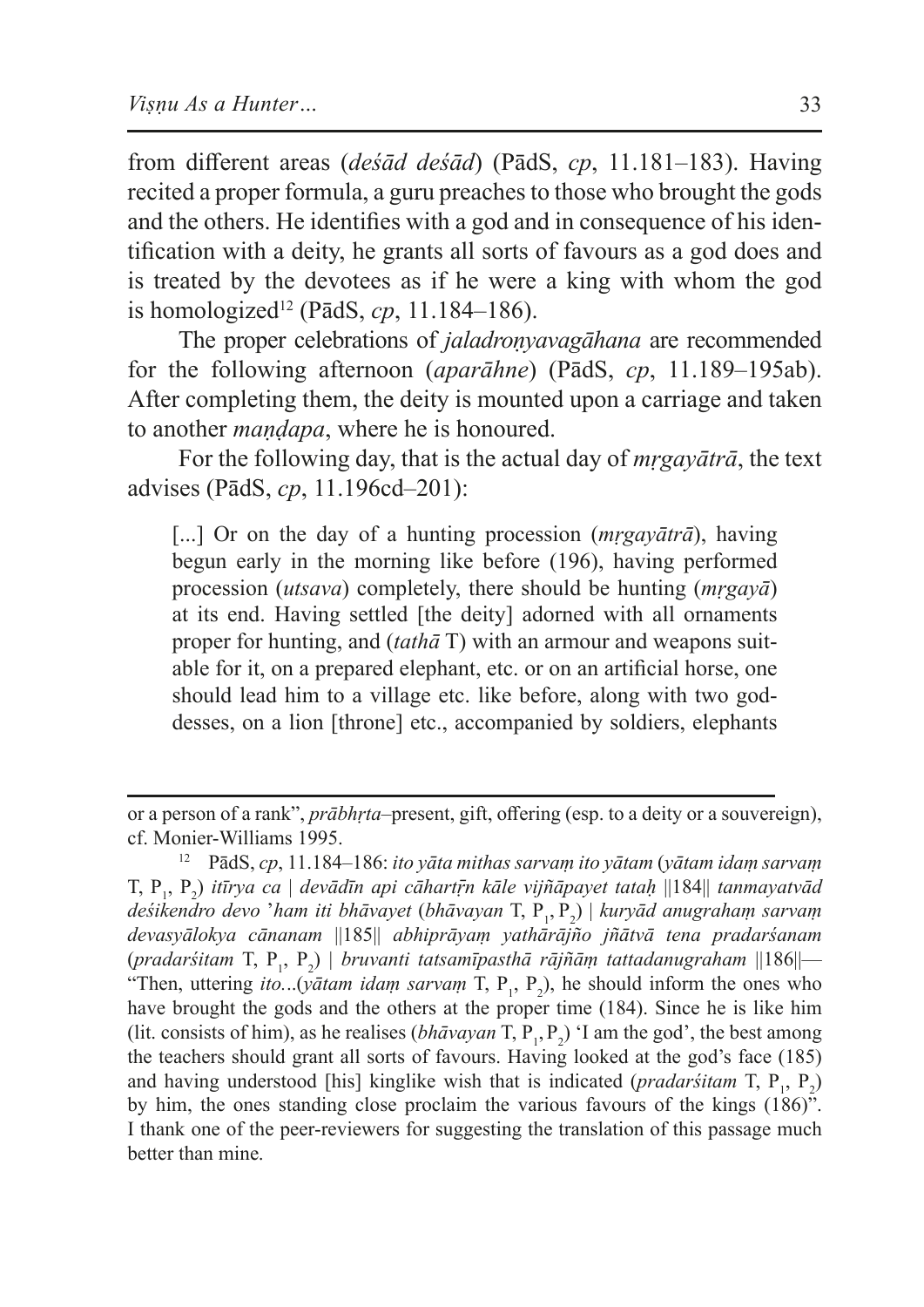from different areas (*deśād deśād*) (PādS, *cp*, 11.181–183). Having recited a proper formula, a guru preaches to those who brought the gods and the others. He identifies with a god and in consequence of his identification with a deity, he grants all sorts of favours as a god does and is treated by the devotees as if he were a king with whom the god is homologized[12] (PādS, *cp*, 11.184–186).

The proper celebrations of *jaladroṇyavagāhana* are recommended for the following afternoon (*aparāhne*) (PādS, *cp*, 11.189–195ab). After completing them, the deity is mounted upon a carriage and taken to another *maṇḍapa*, where he is honoured.

For the following day, that is the actual day of *mṛgayātrā*, the text advises (PādS, *cp*, 11.196cd–201):

> [...] Or on the day of a hunting procession (*mṛgayātrā*), having begun early in the morning like before (196), having performed procession (*utsava*) completely, there should be hunting (*mṛgayā*) at its end. Having settled [the deity] adorned with all ornaments proper for hunting, and (*tathā* T) with an armour and weapons suitable for it, on a prepared elephant, etc. or on an artificial horse, one should lead him to a village etc. like before, along with two goddesses, on a lion [throne] etc., accompanied by soldiers, elephants

---

or a person of a rank", *prābhṛta*–present, gift, offering (esp. to a deity or a souvereign), cf. Monier-Williams 1995.

[12] PādS, *cp*, 11.184–186: *ito yāta mithas sarvaṃ ito yātam* (*yātam idaṃ sarvaṃ* T, $P_1$, $P_2$) *itīrya ca | devādīn api cāhartṝn kāle vijñāpayet tataḥ ||184|| tanmayatvād deśikendro devo 'ham iti bhāvayet* (*bhāvayan* T, $P_1$, $P_2$) *| kuryād anugrahaṃ sarvaṃ devasyālokya cānanam ||185|| abhiprāyaṃ yathārājño jñātvā tena pradarśanam* (*pradarśitam* T, $P_1$, $P_2$) *| bruvanti tatsamīpasthā rājñāṃ tattadanugraham ||186||*— "Then, uttering *ito*...(*yātam idaṃ sarvaṃ* T, $P_1$, $P_2$), he should inform the ones who have brought the gods and the others at the proper time (184). Since he is like him (lit. consists of him), as he realises (*bhāvayan* T, $P_1$, $P_2$) 'I am the god', the best among the teachers should grant all sorts of favours. Having looked at the god's face (185) and having understood [his] kinglike wish that is indicated (*pradarśitam* T, $P_1$, $P_2$) by him, the ones standing close proclaim the various favours of the kings (186)". I thank one of the peer-reviewers for suggesting the translation of this passage much better than mine.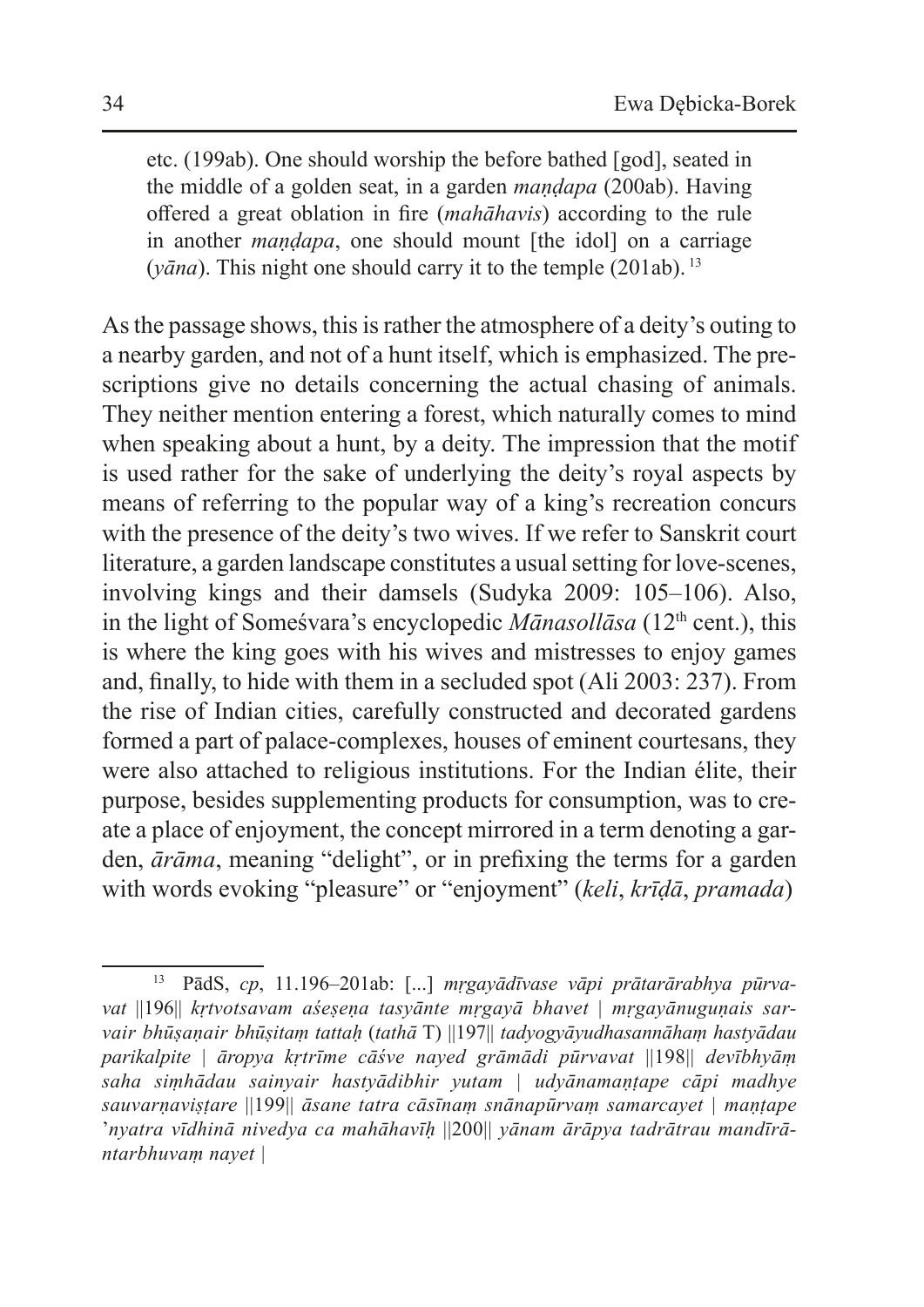etc. (199ab). One should worship the before bathed [god], seated in the middle of a golden seat, in a garden *maṇḍapa* (200ab). Having offered a great oblation in fire (*mahāhavis*) according to the rule in another *maṇḍapa*, one should mount [the idol] on a carriage (*yāna*). This night one should carry it to the temple (201ab). [13]

As the passage shows, this is rather the atmosphere of a deity's outing to a nearby garden, and not of a hunt itself, which is emphasized. The prescriptions give no details concerning the actual chasing of animals. They neither mention entering a forest, which naturally comes to mind when speaking about a hunt, by a deity. The impression that the motif is used rather for the sake of underlying the deity's royal aspects by means of referring to the popular way of a king's recreation concurs with the presence of the deity's two wives. If we refer to Sanskrit court literature, a garden landscape constitutes a usual setting for love-scenes, involving kings and their damsels (Sudyka 2009: 105–106). Also, in the light of Someśvara's encyclopedic *Mānasollāsa* (12th cent.), this is where the king goes with his wives and mistresses to enjoy games and, finally, to hide with them in a secluded spot (Ali 2003: 237). From the rise of Indian cities, carefully constructed and decorated gardens formed a part of palace-complexes, houses of eminent courtesans, they were also attached to religious institutions. For the Indian élite, their purpose, besides supplementing products for consumption, was to create a place of enjoyment, the concept mirrored in a term denoting a garden, *ārāma*, meaning "delight", or in prefixing the terms for a garden with words evoking "pleasure" or "enjoyment" (*keli*, *krīḍā*, *pramada*)

---

[13] PādS, *cp*, 11.196–201ab: [...] *mṛgayādīvase vāpi prātarārabhya pūrvavat* ||196|| *kṛtvotsavam aśeṣeṇa tasyānte mṛgayā bhavet | mṛgayānuguṇais sarvair bhūṣaṇair bhūṣitaṃ tattaḥ* (*tathā* T) ||197|| *tadyogyāyudhasannāhaṃ hastyādau parikalpite | āropya kṛtrīme cāśve nayed grāmādi pūrvavat* ||198|| *devībhyāṃ saha siṃhādau sainyair hastyādibhir yutam | udyānamaṇṭape cāpi madhye sauvarṇaviṣṭare* ||199|| *āsane tatra cāsīnaṃ snānapūrvaṃ samarcayet | maṇṭape 'nyatra vīdhinā nivedya ca mahāhavīḥ* ||200|| *yānam ārāpya tadrātrau mandīrāntarbhuvaṃ nayet |*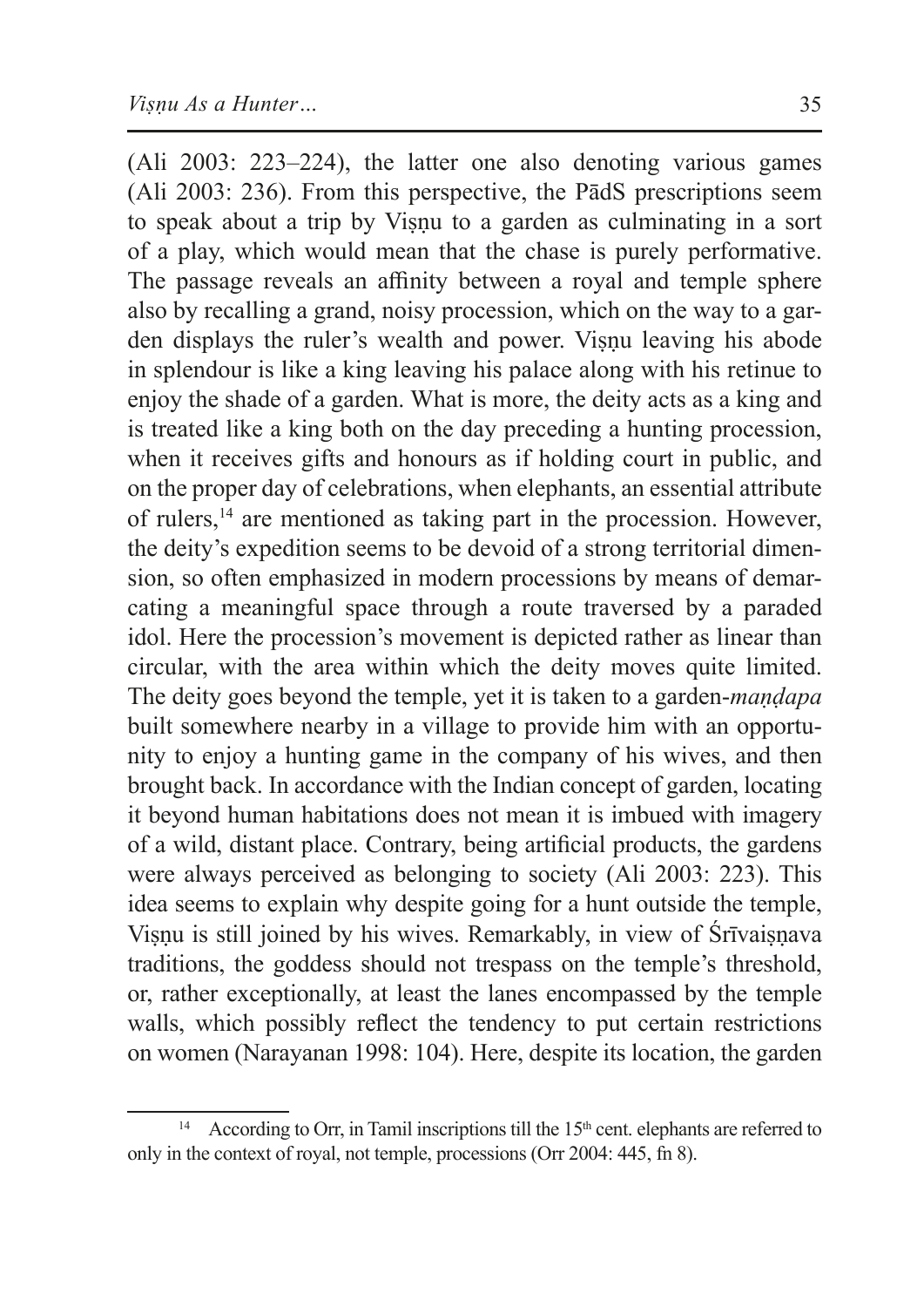(Ali 2003: 223–224), the latter one also denoting various games (Ali 2003: 236). From this perspective, the PādS prescriptions seem to speak about a trip by Viṣṇu to a garden as culminating in a sort of a play, which would mean that the chase is purely performative. The passage reveals an affinity between a royal and temple sphere also by recalling a grand, noisy procession, which on the way to a garden displays the ruler's wealth and power. Viṣṇu leaving his abode in splendour is like a king leaving his palace along with his retinue to enjoy the shade of a garden. What is more, the deity acts as a king and is treated like a king both on the day preceding a hunting procession, when it receives gifts and honours as if holding court in public, and on the proper day of celebrations, when elephants, an essential attribute of rulers,[14] are mentioned as taking part in the procession. However, the deity's expedition seems to be devoid of a strong territorial dimension, so often emphasized in modern processions by means of demarcating a meaningful space through a route traversed by a paraded idol. Here the procession's movement is depicted rather as linear than circular, with the area within which the deity moves quite limited. The deity goes beyond the temple, yet it is taken to a garden-*maṇḍapa* built somewhere nearby in a village to provide him with an opportunity to enjoy a hunting game in the company of his wives, and then brought back. In accordance with the Indian concept of garden, locating it beyond human habitations does not mean it is imbued with imagery of a wild, distant place. Contrary, being artificial products, the gardens were always perceived as belonging to society (Ali 2003: 223). This idea seems to explain why despite going for a hunt outside the temple, Viṣṇu is still joined by his wives. Remarkably, in view of Śrīvaiṣṇava traditions, the goddess should not trespass on the temple's threshold, or, rather exceptionally, at least the lanes encompassed by the temple walls, which possibly reflect the tendency to put certain restrictions on women (Narayanan 1998: 104). Here, despite its location, the garden

---

[14] According to Orr, in Tamil inscriptions till the 15th cent. elephants are referred to only in the context of royal, not temple, processions (Orr 2004: 445, fn 8).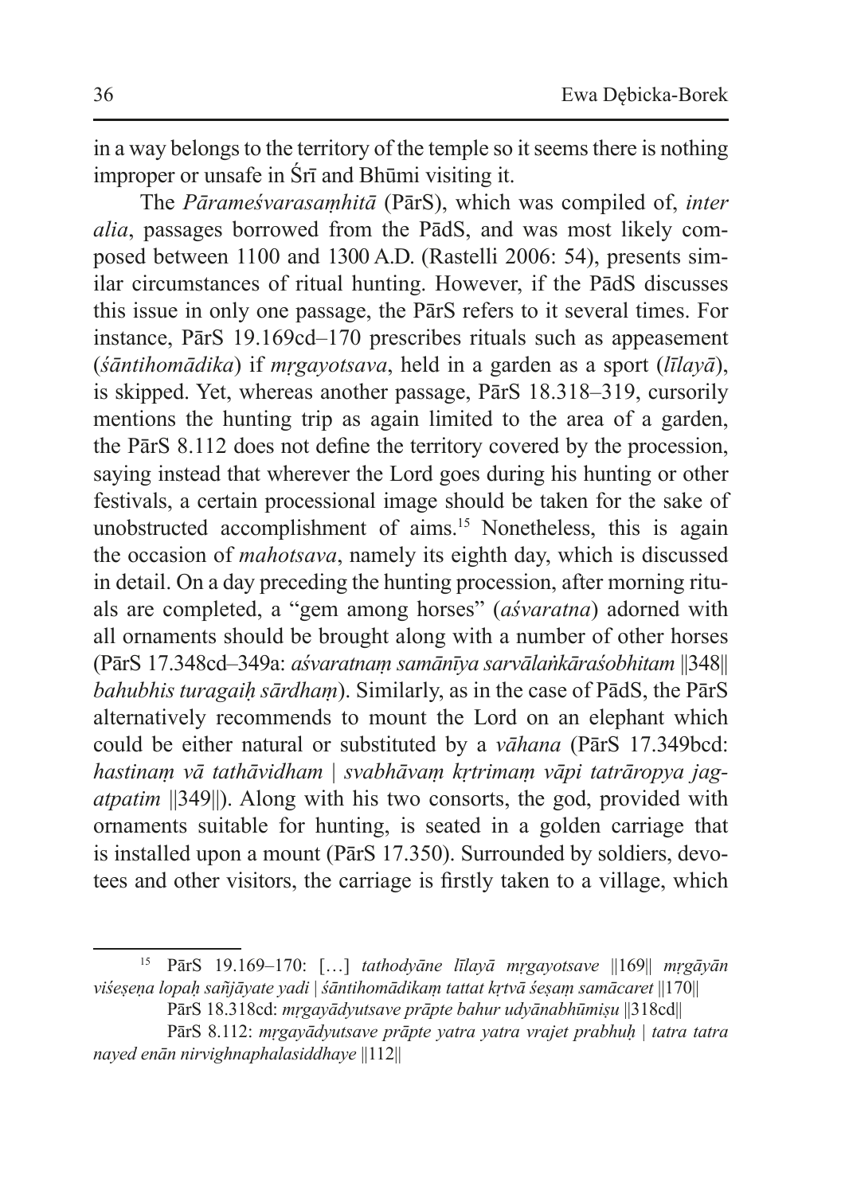in a way belongs to the territory of the temple so it seems there is nothing improper or unsafe in Śrī and Bhūmi visiting it.

The *Pārameśvarasaṃhitā* (PārS), which was compiled of, *inter alia*, passages borrowed from the PādS, and was most likely composed between 1100 and 1300 A.D. (Rastelli 2006: 54), presents similar circumstances of ritual hunting. However, if the PādS discusses this issue in only one passage, the PārS refers to it several times. For instance, PārS 19.169cd–170 prescribes rituals such as appeasement (*śāntihomādika*) if *mṛgayotsava*, held in a garden as a sport (*līlayā*), is skipped. Yet, whereas another passage, PārS 18.318–319, cursorily mentions the hunting trip as again limited to the area of a garden, the PārS 8.112 does not define the territory covered by the procession, saying instead that wherever the Lord goes during his hunting or other festivals, a certain processional image should be taken for the sake of unobstructed accomplishment of aims.[15] Nonetheless, this is again the occasion of *mahotsava*, namely its eighth day, which is discussed in detail. On a day preceding the hunting procession, after morning rituals are completed, a "gem among horses" (*aśvaratna*) adorned with all ornaments should be brought along with a number of other horses (PārS 17.348cd–349a: *aśvaratnaṃ samānīya sarvālaṅkāraśobhitam* ||348|| *bahubhis turagaiḥ sārdhaṃ*). Similarly, as in the case of PādS, the PārS alternatively recommends to mount the Lord on an elephant which could be either natural or substituted by a *vāhana* (PārS 17.349bcd: *hastinaṃ vā tathāvidham | svabhāvaṃ kṛtrimaṃ vāpi tatrāropya jagatpatim* ||349||). Along with his two consorts, the god, provided with ornaments suitable for hunting, is seated in a golden carriage that is installed upon a mount (PārS 17.350). Surrounded by soldiers, devotees and other visitors, the carriage is firstly taken to a village, which

---

[15] PārS 19.169–170: […] *tathodyāne līlayā mṛgayotsave* ||169|| *mṛgāyān viśeṣeṇa lopaḥ sañjāyate yadi | śāntihomādikaṃ tattat kṛtvā śeṣaṃ samācaret* ||170||

PārS 18.318cd: *mṛgayādyutsave prāpte bahur udyānabhūmiṣu* ||318cd||

PārS 8.112: *mṛgayādyutsave prāpte yatra yatra vrajet prabhuḥ | tatra tatra nayed enān nirvighnaphalasiddhaye* ||112||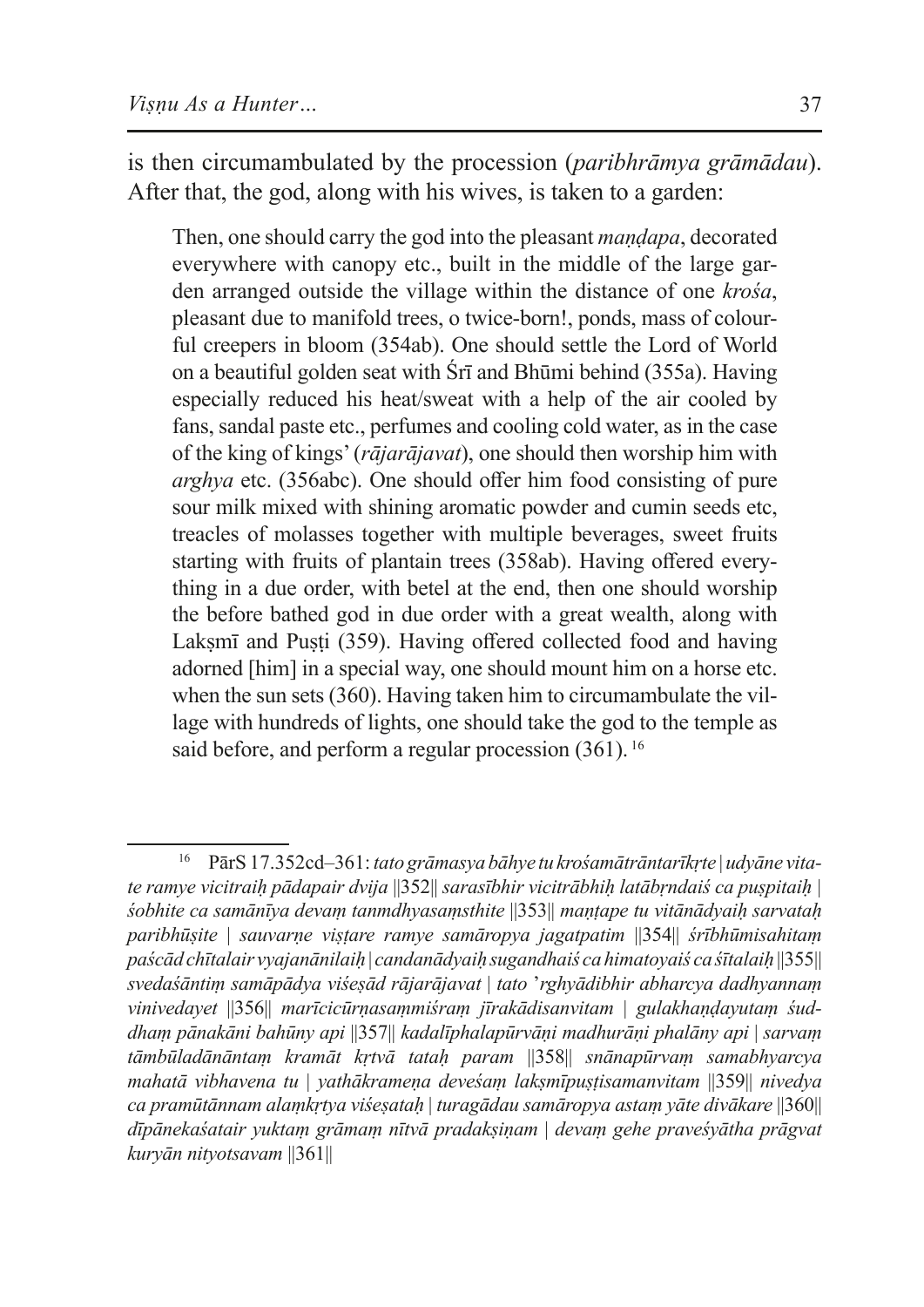is then circumambulated by the procession (*paribhrāmya grāmādau*). After that, the god, along with his wives, is taken to a garden:

> Then, one should carry the god into the pleasant *maṇḍapa*, decorated everywhere with canopy etc., built in the middle of the large garden arranged outside the village within the distance of one *krośa*, pleasant due to manifold trees, o twice-born!, ponds, mass of colourful creepers in bloom (354ab). One should settle the Lord of World on a beautiful golden seat with Śrī and Bhūmi behind (355a). Having especially reduced his heat/sweat with a help of the air cooled by fans, sandal paste etc., perfumes and cooling cold water, as in the case of the king of kings' (*rājarājavat*), one should then worship him with *arghya* etc. (356abc). One should offer him food consisting of pure sour milk mixed with shining aromatic powder and cumin seeds etc, treacles of molasses together with multiple beverages, sweet fruits starting with fruits of plantain trees (358ab). Having offered everything in a due order, with betel at the end, then one should worship the before bathed god in due order with a great wealth, along with Lakṣmī and Puṣṭi (359). Having offered collected food and having adorned [him] in a special way, one should mount him on a horse etc. when the sun sets (360). Having taken him to circumambulate the village with hundreds of lights, one should take the god to the temple as said before, and perform a regular procession (361). [16]

---

[16] PārS 17.352cd–361: *tato grāmasya bāhye tu krośamātrāntarīkṛte | udyāne vitate ramye vicitraiḥ pādapair dvija ||352|| sarasībhir vicitrābhiḥ latābṛndaiś ca puṣpitaiḥ | śobhite ca samānīya devaṃ tanmdhyasaṃsthite ||353|| maṇṭape tu vitānādyaiḥ sarvataḥ paribhūṣite | sauvarṇe viṣṭare ramye samāropya jagatpatim ||354|| śrībhūmisahitaṃ paścād chītalair vyajanānilaiḥ | candanādyaiḥ sugandhaiś ca himatoyaiś ca śītalaiḥ ||355|| svedaśāntiṃ samāpādya viśeṣād rājarājavat | tato 'rghyādibhir abharcya dadhyannaṃ vinivedayet ||356|| marīcicūrṇasaṃmiśraṃ jīrakādisanvitam | gulakhaṇḍayutaṃ śuddhaṃ pānakāni bahūny api ||357|| kadalīphalapūrvāṇi madhurāṇi phalāny api | sarvaṃ tāmbūladānāntaṃ kramāt kṛtvā tataḥ param ||358|| snānapūrvaṃ samabhyarcya mahatā vibhavena tu | yathākrameṇa deveśaṃ lakṣmīpuṣṭisamanvitam ||359|| nivedya ca pramūtānnam alaṃkṛtya viśeṣataḥ | turagādau samāropya astaṃ yāte divākare ||360|| dīpānekaśatair yuktaṃ grāmaṃ nītvā pradakṣiṇam | devaṃ gehe praveśyātha prāgvat kuryān nityotsavam ||361||*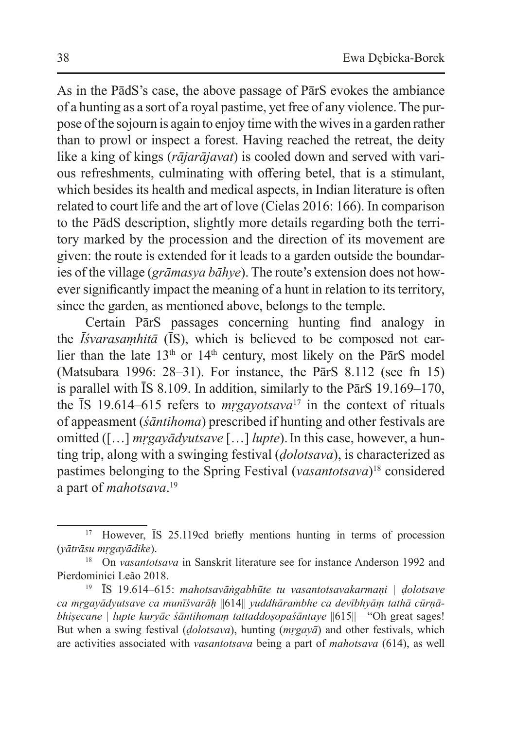As in the PādS's case, the above passage of PārS evokes the ambiance of a hunting as a sort of a royal pastime, yet free of any violence. The purpose of the sojourn is again to enjoy time with the wives in a garden rather than to prowl or inspect a forest. Having reached the retreat, the deity like a king of kings (*rājarājavat*) is cooled down and served with various refreshments, culminating with offering betel, that is a stimulant, which besides its health and medical aspects, in Indian literature is often related to court life and the art of love (Cielas 2016: 166). In comparison to the PādS description, slightly more details regarding both the territory marked by the procession and the direction of its movement are given: the route is extended for it leads to a garden outside the boundaries of the village (*grāmasya bāhye*). The route's extension does not however significantly impact the meaning of a hunt in relation to its territory, since the garden, as mentioned above, belongs to the temple.

Certain PārS passages concerning hunting find analogy in the *Īśvarasaṃhitā* (ĪS), which is believed to be composed not earlier than the late 13th or 14th century, most likely on the PārS model (Matsubara 1996: 28–31). For instance, the PārS 8.112 (see fn 15) is parallel with ĪS 8.109. In addition, similarly to the PārS 19.169–170, the ĪS 19.614–615 refers to *mṛgayotsava*[17] in the context of rituals of appeasment (*śāntihoma*) prescribed if hunting and other festivals are omitted ([…] *mṛgayādyutsave* […] *lupte*). In this case, however, a hunting trip, along with a swinging festival (*ḍolotsava*), is characterized as pastimes belonging to the Spring Festival (*vasantotsava*)[18] considered a part of *mahotsava*.[19]

---

[17] However, ĪS 25.119cd briefly mentions hunting in terms of procession (*yātrāsu mṛgayādike*).

[18] On *vasantotsava* in Sanskrit literature see for instance Anderson 1992 and Pierdominici Leão 2018.

[19] ĪS 19.614–615: *mahotsavāṅgabhūte tu vasantotsavakarmaṇi | ḍolotsave ca mṛgayādyutsave ca munīśvarāḥ ||614|| yuddhārambhe ca devībhyāṃ tathā cūrṇābhiṣecane | lupte kuryāc śāntihomaṃ tattaddoṣopaśāntaye ||615||*—"Oh great sages! But when a swing festival (*ḍolotsava*), hunting (*mṛgayā*) and other festivals, which are activities associated with *vasantotsava* being a part of *mahotsava* (614), as well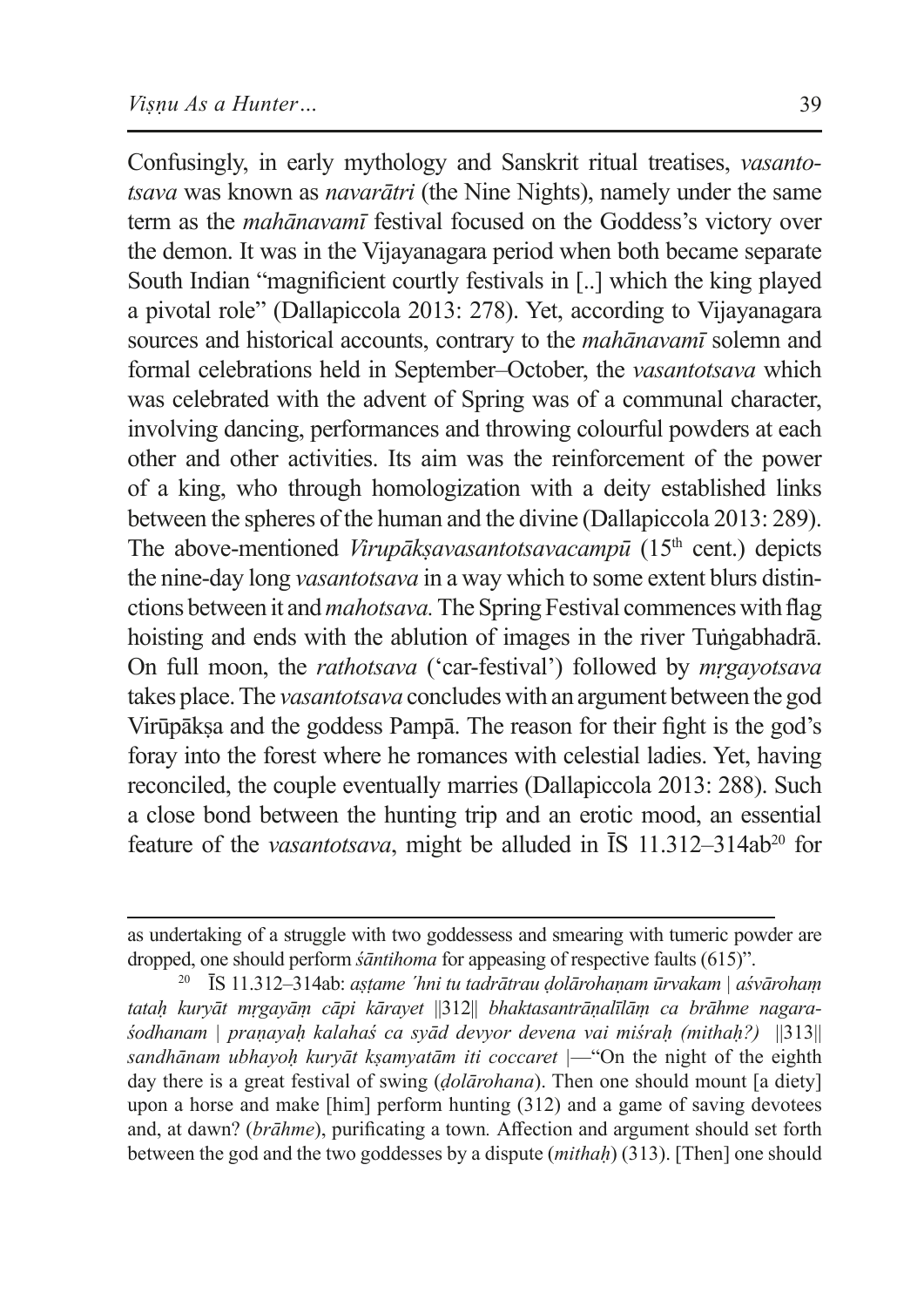Confusingly, in early mythology and Sanskrit ritual treatises, *vasantotsava* was known as *navarātri* (the Nine Nights), namely under the same term as the *mahānavamī* festival focused on the Goddess's victory over the demon. It was in the Vijayanagara period when both became separate South Indian "magnificient courtly festivals in [..] which the king played a pivotal role" (Dallapiccola 2013: 278). Yet, according to Vijayanagara sources and historical accounts, contrary to the *mahānavamī* solemn and formal celebrations held in September–October, the *vasantotsava* which was celebrated with the advent of Spring was of a communal character, involving dancing, performances and throwing colourful powders at each other and other activities. Its aim was the reinforcement of the power of a king, who through homologization with a deity established links between the spheres of the human and the divine (Dallapiccola 2013: 289). The above-mentioned *Virupākṣavasantotsavacampū* (15th cent.) depicts the nine-day long *vasantotsava* in a way which to some extent blurs distinctions between it and *mahotsava.* The Spring Festival commences with flag hoisting and ends with the ablution of images in the river Tuṅgabhadrā. On full moon, the *rathotsava* ('car-festival') followed by *mṛgayotsava* takes place. The *vasantotsava* concludes with an argument between the god Virūpākṣa and the goddess Pampā. The reason for their fight is the god's foray into the forest where he romances with celestial ladies. Yet, having reconciled, the couple eventually marries (Dallapiccola 2013: 288). Such a close bond between the hunting trip and an erotic mood, an essential feature of the *vasantotsava*, might be alluded in ĪS 11.312–314ab[20] for

---

as undertaking of a struggle with two goddessess and smearing with tumeric powder are dropped, one should perform *śāntihoma* for appeasing of respective faults (615)".

[20] ĪS 11.312–314ab: *aṣṭame 'hni tu tadrātrau ḍolārohaṇam ūrvakam | aśvārohaṃ tataḥ kuryāt mṛgayāṃ cāpi kārayet* ||312|| *bhaktasantrāṇalīlāṃ ca brāhme nagaraśodhanam | praṇayaḥ kalahaś ca syād devyor devena vai miśraḥ (mithaḥ?)* ||313|| *sandhānam ubhayoḥ kuryāt kṣamyatām iti coccaret* |—"On the night of the eighth day there is a great festival of swing (*ḍolārohana*). Then one should mount [a diety] upon a horse and make [him] perform hunting (312) and a game of saving devotees and, at dawn? (*brāhme*), purificating a town. Affection and argument should set forth between the god and the two goddesses by a dispute (*mithaḥ*) (313). [Then] one should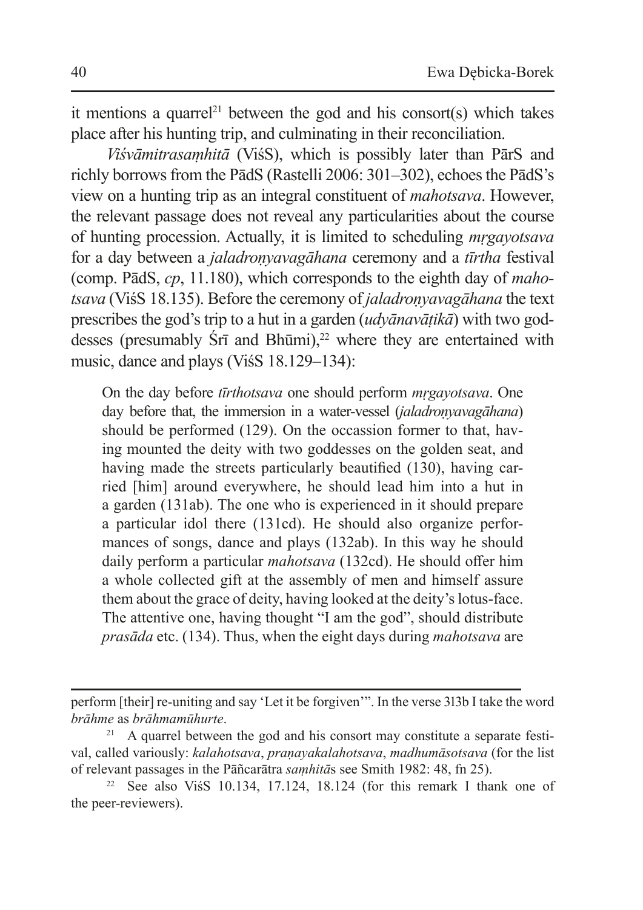it mentions a quarrel[21] between the god and his consort(s) which takes place after his hunting trip, and culminating in their reconciliation.

*Viśvāmitrasaṃhitā* (ViśS), which is possibly later than PārS and richly borrows from the PādS (Rastelli 2006: 301–302), echoes the PādS's view on a hunting trip as an integral constituent of *mahotsava*. However, the relevant passage does not reveal any particularities about the course of hunting procession. Actually, it is limited to scheduling *mṛgayotsava* for a day between a *jaladroṇyavagāhana* ceremony and a *tīrtha* festival (comp. PādS, *cp*, 11.180), which corresponds to the eighth day of *mahotsava* (ViśS 18.135). Before the ceremony of *jaladroṇyavagāhana* the text prescribes the god's trip to a hut in a garden (*udyānavāṭikā*) with two goddesses (presumably Śrī and Bhūmi),[22] where they are entertained with music, dance and plays (ViśS 18.129–134):

> On the day before *tīrthotsava* one should perform *mṛgayotsava*. One day before that, the immersion in a water-vessel (*jaladroṇyavagāhana*) should be performed (129). On the occassion former to that, having mounted the deity with two goddesses on the golden seat, and having made the streets particularly beautified (130), having carried [him] around everywhere, he should lead him into a hut in a garden (131ab). The one who is experienced in it should prepare a particular idol there (131cd). He should also organize performances of songs, dance and plays (132ab). In this way he should daily perform a particular *mahotsava* (132cd). He should offer him a whole collected gift at the assembly of men and himself assure them about the grace of deity, having looked at the deity's lotus-face. The attentive one, having thought "I am the god", should distribute *prasāda* etc. (134). Thus, when the eight days during *mahotsava* are

---

perform [their] re-uniting and say 'Let it be forgiven'". In the verse 313b I take the word *brāhme* as *brāhmamūhurte*.

[21] A quarrel between the god and his consort may constitute a separate festival, called variously: *kalahotsava*, *praṇayakalahotsava*, *madhumāsotsava* (for the list of relevant passages in the Pāñcarātra *saṃhitā*s see Smith 1982: 48, fn 25).

[22] See also ViśS 10.134, 17.124, 18.124 (for this remark I thank one of the peer-reviewers).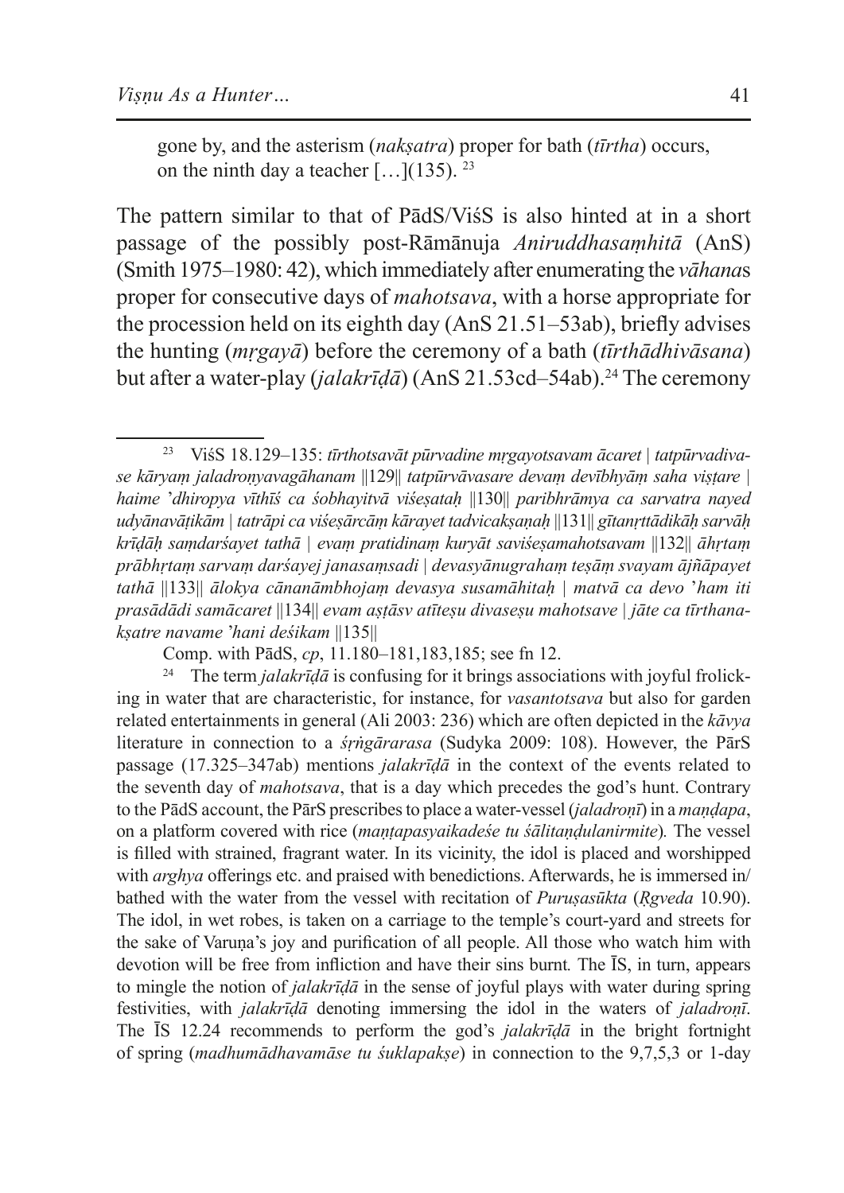gone by, and the asterism (*nakṣatra*) proper for bath (*tīrtha*) occurs, on the ninth day a teacher […](135). [23]

The pattern similar to that of PādS/ViśS is also hinted at in a short passage of the possibly post-Rāmānuja *Aniruddhasaṃhitā* (AnS) (Smith 1975–1980: 42), which immediately after enumerating the *vāhana*s proper for consecutive days of *mahotsava*, with a horse appropriate for the procession held on its eighth day (AnS 21.51–53ab), briefly advises the hunting (*mṛgayā*) before the ceremony of a bath (*tīrthādhivāsana*) but after a water-play (*jalakrīḍā*) (AnS 21.53cd–54ab).[24] The ceremony

---

[23] ViśS 18.129–135: *tīrthotsavāt pūrvadine mṛgayotsavam ācaret | tatpūrvadivase kāryaṃ jaladroṇyavagāhanam ||129|| tatpūrvāvasare devaṃ devībhyāṃ saha viṣṭare | haime 'dhiropya vīthīś ca śobhayitvā viśeṣataḥ ||130|| paribhrāmya ca sarvatra nayed udyānavāṭikām | tatrāpi ca viśeṣārcāṃ kārayet tadvicakṣaṇaḥ ||131|| gītanṛttādikāḥ sarvāḥ krīḍāḥ saṃdarśayet tathā | evaṃ pratidinaṃ kuryāt saviśeṣamahotsavam ||132|| āhṛtaṃ prābhṛtaṃ sarvaṃ darśayej janasaṃsadi | devasyānugrahaṃ teṣāṃ svayam ājñāpayet tathā ||133|| ālokya cānanāmbhojaṃ devasya susamāhitaḥ | matvā ca devo 'ham iti prasādādi samācaret ||134|| evam aṣṭāsv atīteṣu divaseṣu mahotsave | jāte ca tīrthanakṣatre navame 'hani deśikam ||135||*

Comp. with PādS, *cp*, 11.180–181,183,185; see fn 12.

[24] The term *jalakrīḍā* is confusing for it brings associations with joyful frolicking in water that are characteristic, for instance, for *vasantotsava* but also for garden related entertainments in general (Ali 2003: 236) which are often depicted in the *kāvya* literature in connection to a *śṛṅgārarasa* (Sudyka 2009: 108). However, the PārS passage (17.325–347ab) mentions *jalakrīḍā* in the context of the events related to the seventh day of *mahotsava*, that is a day which precedes the god's hunt. Contrary to the PādS account, the PārS prescribes to place a water-vessel (*jaladroṇī*) in a *maṇḍapa*, on a platform covered with rice (*maṇṭapasyaikadeśe tu śālitaṇḍulanirmite*)*.* The vessel is filled with strained, fragrant water. In its vicinity, the idol is placed and worshipped with *arghya* offerings etc. and praised with benedictions. Afterwards, he is immersed in/bathed with the water from the vessel with recitation of *Puruṣasūkta* (*Ṛgveda* 10.90). The idol, in wet robes, is taken on a carriage to the temple's court-yard and streets for the sake of Varuṇa's joy and purification of all people. All those who watch him with devotion will be free from infliction and have their sins burnt*.* The ĪS, in turn, appears to mingle the notion of *jalakrīḍā* in the sense of joyful plays with water during spring festivities, with *jalakrīḍā* denoting immersing the idol in the waters of *jaladroṇī*. The ĪS 12.24 recommends to perform the god's *jalakrīḍā* in the bright fortnight of spring (*madhumādhavamāse tu śuklapakṣe*) in connection to the 9,7,5,3 or 1-day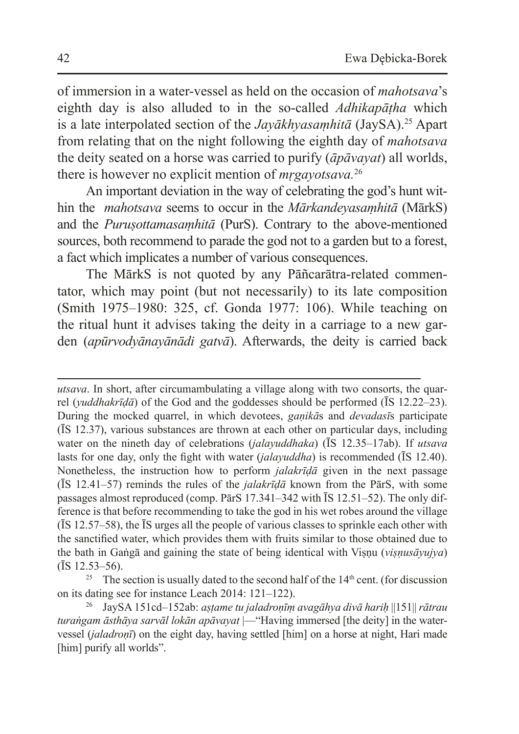of immersion in a water-vessel as held on the occasion of *mahotsava*'s eighth day is also alluded to in the so-called *Adhikapāṭha* which is a late interpolated section of the *Jayākhyasaṃhitā* (JaySA).[25] Apart from relating that on the night following the eighth day of *mahotsava* the deity seated on a horse was carried to purify (*āpāvayat*) all worlds, there is however no explicit mention of *mṛgayotsava.*[26]

An important deviation in the way of celebrating the god's hunt within the *mahotsava* seems to occur in the *Mārkandeyasaṃhitā* (MārkS) and the *Puruṣottamasaṃhitā* (PurS). Contrary to the above-mentioned sources, both recommend to parade the god not to a garden but to a forest, a fact which implicates a number of various consequences.

The MārkS is not quoted by any Pāñcarātra-related commentator, which may point (but not necessarily) to its late composition (Smith 1975–1980: 325, cf. Gonda 1977: 106). While teaching on the ritual hunt it advises taking the deity in a carriage to a new garden (*apūrvodyānayānādi gatvā*). Afterwards, the deity is carried back

---

*utsava*. In short, after circumambulating a village along with two consorts, the quarrel (*yuddhakrīḍā*) of the God and the goddesses should be performed (ĪS 12.22–23). During the mocked quarrel, in which devotees, *gaṇikā*s and *devadasī*s participate (ĪS 12.37), various substances are thrown at each other on particular days, including water on the nineth day of celebrations (*jalayuddhaka*) (ĪS 12.35–17ab). If *utsava* lasts for one day, only the fight with water (*jalayuddha*) is recommended (ĪS 12.40). Nonetheless, the instruction how to perform *jalakrīḍā* given in the next passage (ĪS 12.41–57) reminds the rules of the *jalakrīḍā* known from the PārS, with some passages almost reproduced (comp. PārS 17.341–342 with ĪS 12.51–52). The only difference is that before recommending to take the god in his wet robes around the village (ĪS 12.57–58), the ĪS urges all the people of various classes to sprinkle each other with the sanctified water, which provides them with fruits similar to those obtained due to the bath in Gaṅgā and gaining the state of being identical with Viṣṇu (*viṣṇusāyujya*) (ĪS 12.53–56).

[25] The section is usually dated to the second half of the 14th cent. (for discussion on its dating see for instance Leach 2014: 121–122).

[26] JaySA 151cd–152ab: *aṣṭame tu jaladroṇīṃ avagāhya divā hariḥ* ||151|| *rātrau turaṅgam āsthāya sarvāl lokān apāvayat* |—"Having immersed [the deity] in the water-vessel (*jaladroṇī*) on the eight day, having settled [him] on a horse at night, Hari made [him] purify all worlds".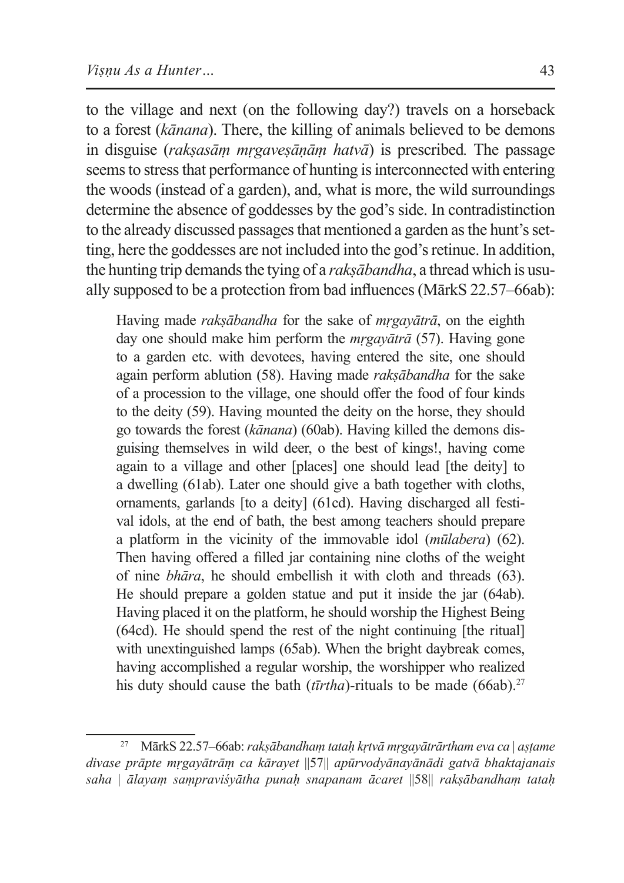to the village and next (on the following day?) travels on a horseback to a forest (*kānana*). There, the killing of animals believed to be demons in disguise (*rakṣasāṃ mṛgaveṣāṇāṃ hatvā*) is prescribed. The passage seems to stress that performance of hunting is interconnected with entering the woods (instead of a garden), and, what is more, the wild surroundings determine the absence of goddesses by the god's side. In contradistinction to the already discussed passages that mentioned a garden as the hunt's setting, here the goddesses are not included into the god's retinue. In addition, the hunting trip demands the tying of a *rakṣābandha*, a thread which is usually supposed to be a protection from bad influences (MārkS 22.57–66ab):

> Having made *rakṣābandha* for the sake of *mṛgayātrā*, on the eighth day one should make him perform the *mṛgayātrā* (57). Having gone to a garden etc. with devotees, having entered the site, one should again perform ablution (58). Having made *rakṣābandha* for the sake of a procession to the village, one should offer the food of four kinds to the deity (59). Having mounted the deity on the horse, they should go towards the forest (*kānana*) (60ab). Having killed the demons disguising themselves in wild deer, o the best of kings!, having come again to a village and other [places] one should lead [the deity] to a dwelling (61ab). Later one should give a bath together with cloths, ornaments, garlands [to a deity] (61cd). Having discharged all festival idols, at the end of bath, the best among teachers should prepare a platform in the vicinity of the immovable idol (*mūlabera*) (62). Then having offered a filled jar containing nine cloths of the weight of nine *bhāra*, he should embellish it with cloth and threads (63). He should prepare a golden statue and put it inside the jar (64ab). Having placed it on the platform, he should worship the Highest Being (64cd). He should spend the rest of the night continuing [the ritual] with unextinguished lamps (65ab). When the bright daybreak comes, having accomplished a regular worship, the worshipper who realized his duty should cause the bath (*tīrtha*)-rituals to be made (66ab).[27]

---

[27] MārkS 22.57–66ab: *rakṣābandhaṃ tataḥ kṛtvā mṛgayātrārtham eva ca | aṣṭame divase prāpte mṛgayātrāṃ ca kārayet ||57|| apūrvodyānayānādi gatvā bhaktajanais saha | ālayaṃ sampraviśyātha punaḥ snapanam ācaret ||58|| rakṣābandhaṃ tataḥ*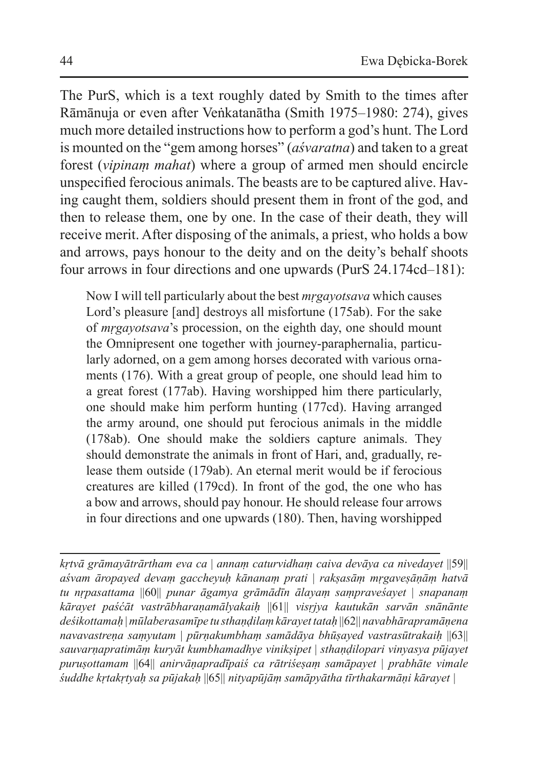The PurS, which is a text roughly dated by Smith to the times after Rāmānuja or even after Veṅkatanātha (Smith 1975–1980: 274), gives much more detailed instructions how to perform a god's hunt. The Lord is mounted on the "gem among horses" (*aśvaratna*) and taken to a great forest (*vipinaṃ mahat*) where a group of armed men should encircle unspecified ferocious animals. The beasts are to be captured alive. Having caught them, soldiers should present them in front of the god, and then to release them, one by one. In the case of their death, they will receive merit. After disposing of the animals, a priest, who holds a bow and arrows, pays honour to the deity and on the deity's behalf shoots four arrows in four directions and one upwards (PurS 24.174cd–181):

> Now I will tell particularly about the best *mṛgayotsava* which causes Lord's pleasure [and] destroys all misfortune (175ab). For the sake of *mṛgayotsava*'s procession, on the eighth day, one should mount the Omnipresent one together with journey-paraphernalia, particularly adorned, on a gem among horses decorated with various ornaments (176). With a great group of people, one should lead him to a great forest (177ab). Having worshipped him there particularly, one should make him perform hunting (177cd). Having arranged the army around, one should put ferocious animals in the middle (178ab). One should make the soldiers capture animals. They should demonstrate the animals in front of Hari, and, gradually, release them outside (179ab). An eternal merit would be if ferocious creatures are killed (179cd). In front of the god, the one who has a bow and arrows, should pay honour. He should release four arrows in four directions and one upwards (180). Then, having worshipped

---

*kṛtvā grāmayātrārtham eva ca | annaṃ caturvidhaṃ caiva devāya ca nivedayet ||59|| aśvam āropayed devaṃ gaccheyuḥ kānanaṃ prati | rakṣasāṃ mṛgaveṣāṇāṃ hatvā tu nṛpasattama ||60|| punar āgamya grāmādīn ālayaṃ saṃpraveśayet | snapanaṃ kārayet paśćāt vastrābharaṇamālyakaiḥ ||61|| visṛjya kautukān sarvān snānānte deśikottamaḥ | mūlaberasamīpe tu sthaṇḍilaṃ kārayet tataḥ ||62|| navabhārapramāṇena navavastreṇa saṃyutam | pūrṇakumbhaṃ samādāya bhūṣayed vastrasūtrakaiḥ ||63|| sauvarṇapratimāṃ kuryāt kumbhamadhye vinikṣipet | sthaṇḍilopari vinyasya pūjayet puruṣottamam ||64|| anirvāṇapradīpaiś ca rātriśeṣaṃ samāpayet | prabhāte vimale śuddhe kṛtakṛtyaḥ sa pūjakaḥ ||65|| nityapūjāṃ samāpyātha tīrthakarmāṇi kārayet |*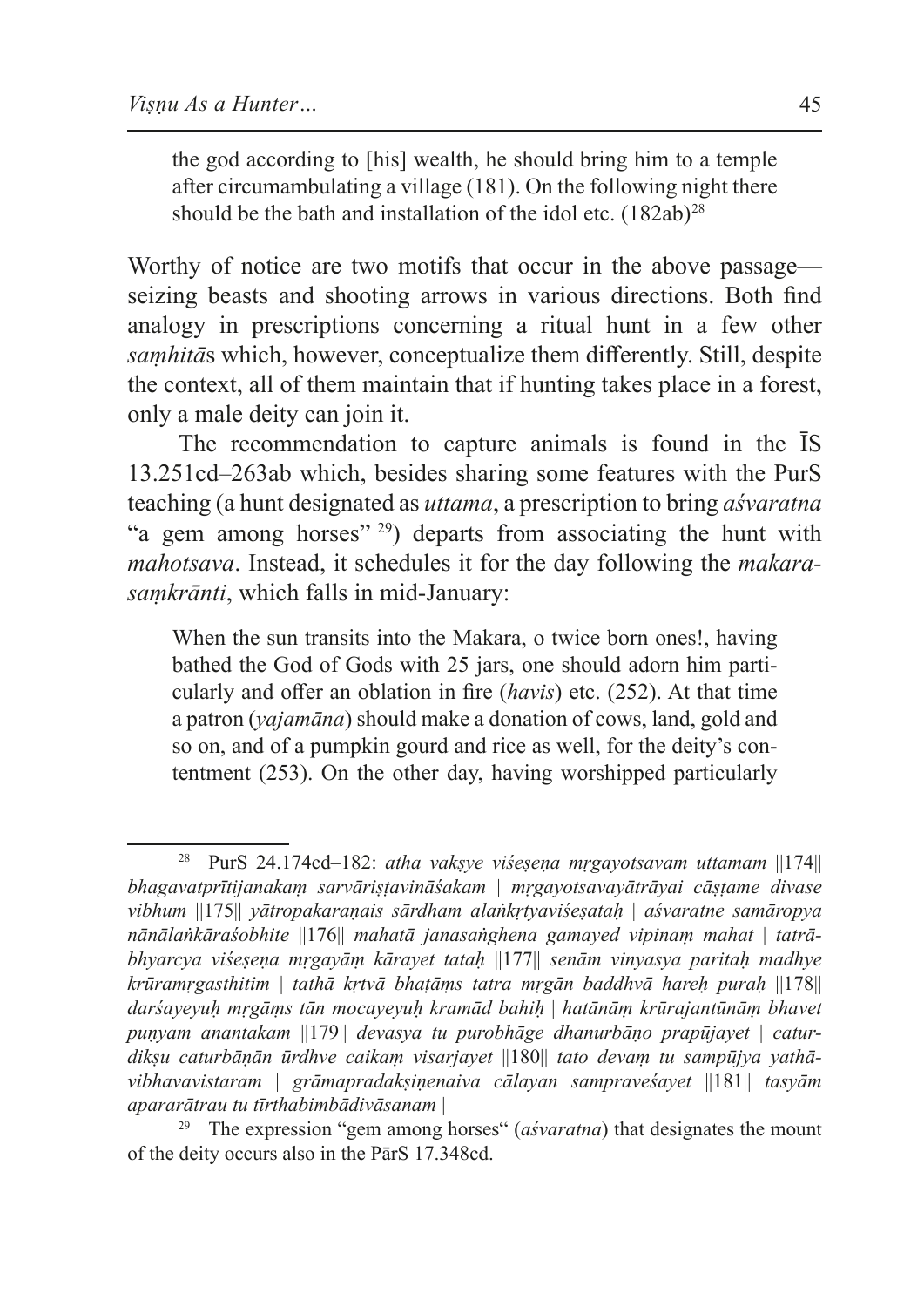> the god according to [his] wealth, he should bring him to a temple after circumambulating a village (181). On the following night there should be the bath and installation of the idol etc. (182ab)[28]

Worthy of notice are two motifs that occur in the above passage—seizing beasts and shooting arrows in various directions. Both find analogy in prescriptions concerning a ritual hunt in a few other *saṃhitā*s which, however, conceptualize them differently. Still, despite the context, all of them maintain that if hunting takes place in a forest, only a male deity can join it.

The recommendation to capture animals is found in the ĪS 13.251cd–263ab which, besides sharing some features with the PurS teaching (a hunt designated as *uttama*, a prescription to bring *aśvaratna* "a gem among horses" [29]) departs from associating the hunt with *mahotsava*. Instead, it schedules it for the day following the *makara-saṃkrānti*, which falls in mid-January:

> When the sun transits into the Makara, o twice born ones!, having bathed the God of Gods with 25 jars, one should adorn him particularly and offer an oblation in fire (*havis*) etc. (252). At that time a patron (*yajamāna*) should make a donation of cows, land, gold and so on, and of a pumpkin gourd and rice as well, for the deity's contentment (253). On the other day, having worshipped particularly

---

[28] PurS 24.174cd–182: *atha vakṣye viśeṣeṇa mṛgayotsavam uttamam* ||174|| *bhagavatprītijanakaṃ sarvāriṣṭavināśakam* | *mṛgayotsavayātrāyai cāṣṭame divase vibhum* ||175|| *yātropakaraṇais sārdham alaṅkṛtyaviśeṣataḥ* | *aśvaratne samāropya nānālaṅkāraśobhite* ||176|| *mahatā janasaṅghena gamayed vipinaṃ mahat* | *tatrābhyarcya viśeṣeṇa mṛgayāṃ kārayet tataḥ* ||177|| *senām vinyasya paritaḥ madhye krūramṛgasthitim* | *tathā kṛtvā bhaṭāṃs tatra mṛgān baddhvā hareḥ puraḥ* ||178|| *darśayeyuḥ mṛgāṃs tān mocayeyuḥ kramād bahiḥ* | *hatānāṃ krūrajantūnāṃ bhavet puṇyam anantakam* ||179|| *devasya tu purobhāge dhanurbāṇo prapūjayet* | *caturdikṣu caturbāṇān ūrdhve caikaṃ visarjayet* ||180|| *tato devaṃ tu sampūjya yathāvibhavavistaram* | *grāmapradakṣiṇenaiva cālayan sampraveśayet* ||181|| *tasyām apararātrau tu tīrthabimbādivāsanam* |

[29] The expression "gem among horses" (*aśvaratna*) that designates the mount of the deity occurs also in the PārS 17.348cd.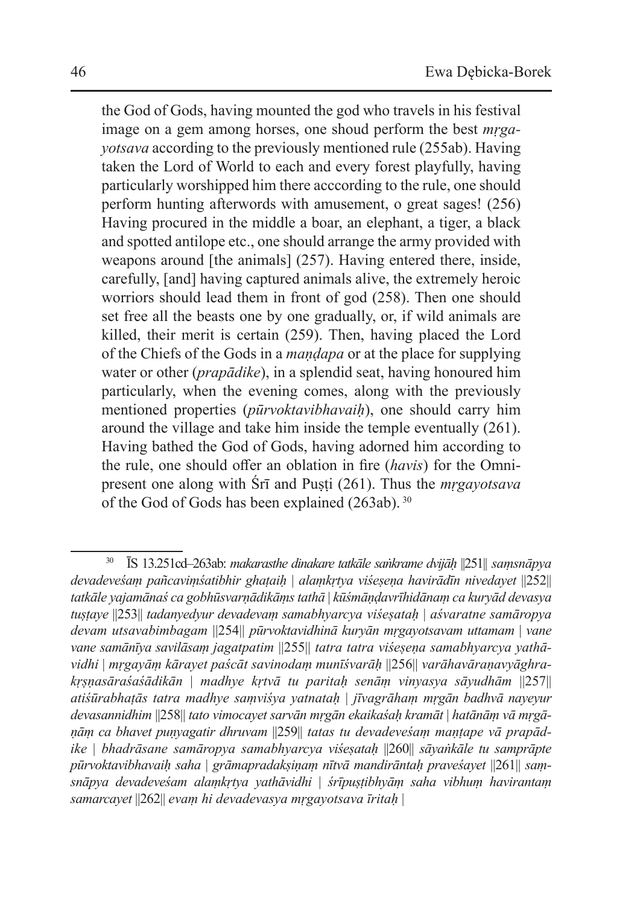the God of Gods, having mounted the god who travels in his festival image on a gem among horses, one shoud perform the best *mṛgayotsava* according to the previously mentioned rule (255ab). Having taken the Lord of World to each and every forest playfully, having particularly worshipped him there acccording to the rule, one should perform hunting afterwords with amusement, o great sages! (256) Having procured in the middle a boar, an elephant, a tiger, a black and spotted antilope etc., one should arrange the army provided with weapons around [the animals] (257). Having entered there, inside, carefully, [and] having captured animals alive, the extremely heroic worriors should lead them in front of god (258). Then one should set free all the beasts one by one gradually, or, if wild animals are killed, their merit is certain (259). Then, having placed the Lord of the Chiefs of the Gods in a *maṇḍapa* or at the place for supplying water or other (*prapādike*), in a splendid seat, having honoured him particularly, when the evening comes, along with the previously mentioned properties (*pūrvoktavibhavaiḥ*), one should carry him around the village and take him inside the temple eventually (261). Having bathed the God of Gods, having adorned him according to the rule, one should offer an oblation in fire (*havis*) for the Omnipresent one along with Śrī and Puṣṭi (261). Thus the *mṛgayotsava* of the God of Gods has been explained (263ab). [30]

---

[30] ĪS 13.251cd–263ab: *makarasthe dinakare tatkāle saṅkrame dvijāḥ ||251|| saṃsnāpya devadeveśaṃ pañcaviṃśatibhir ghaṭaiḥ | alaṃkṛtya viśeṣeṇa havirādīn nivedayet ||252|| tatkāle yajamānaś ca gobhūsvarṇādikāṃs tathā | kūśmāṇḍavrīhidānaṃ ca kuryād devasya tuṣṭaye ||253|| tadanyedyur devadevaṃ samabhyarcya viśeṣataḥ | aśvaratne samāropya devam utsavabimbagam ||254|| pūrvoktavidhinā kuryān mṛgayotsavam uttamam | vane vane samānīya savilāsaṃ jagatpatim ||255|| tatra tatra viśeṣeṇa samabhyarcya yathāvidhi | mṛgayāṃ kārayet paścāt savinodaṃ munīśvarāḥ ||256|| varāhavāraṇavyāghrakṛṣṇasāraśaśādikān | madhye kṛtvā tu paritaḥ senāṃ vinyasya sāyudhām ||257|| atiśūrabhaṭās tatra madhye saṃviśya yatnataḥ | jīvagrāhaṃ mṛgān badhvā nayeyur devasannidhim ||258|| tato vimocayet sarvān mṛgān ekaikaśaḥ kramāt | hatānāṃ vā mṛgāṇāṃ ca bhavet puṇyagatir dhruvam ||259|| tatas tu devadeveśaṃ maṇṭape vā prapādike | bhadrāsane samāropya samabhyarcya viśeṣataḥ ||260|| sāyaṅkāle tu samprāpte pūrvoktavibhavaiḥ saha | grāmapradakṣiṇaṃ nītvā mandirāntaḥ praveśayet ||261|| saṃsnāpya devadeveśam alaṃkṛtya yathāvidhi | śrīpuṣṭibhyāṃ saha vibhuṃ havirantaṃ samarcayet ||262|| evaṃ hi devadevasya mṛgayotsava īritaḥ |*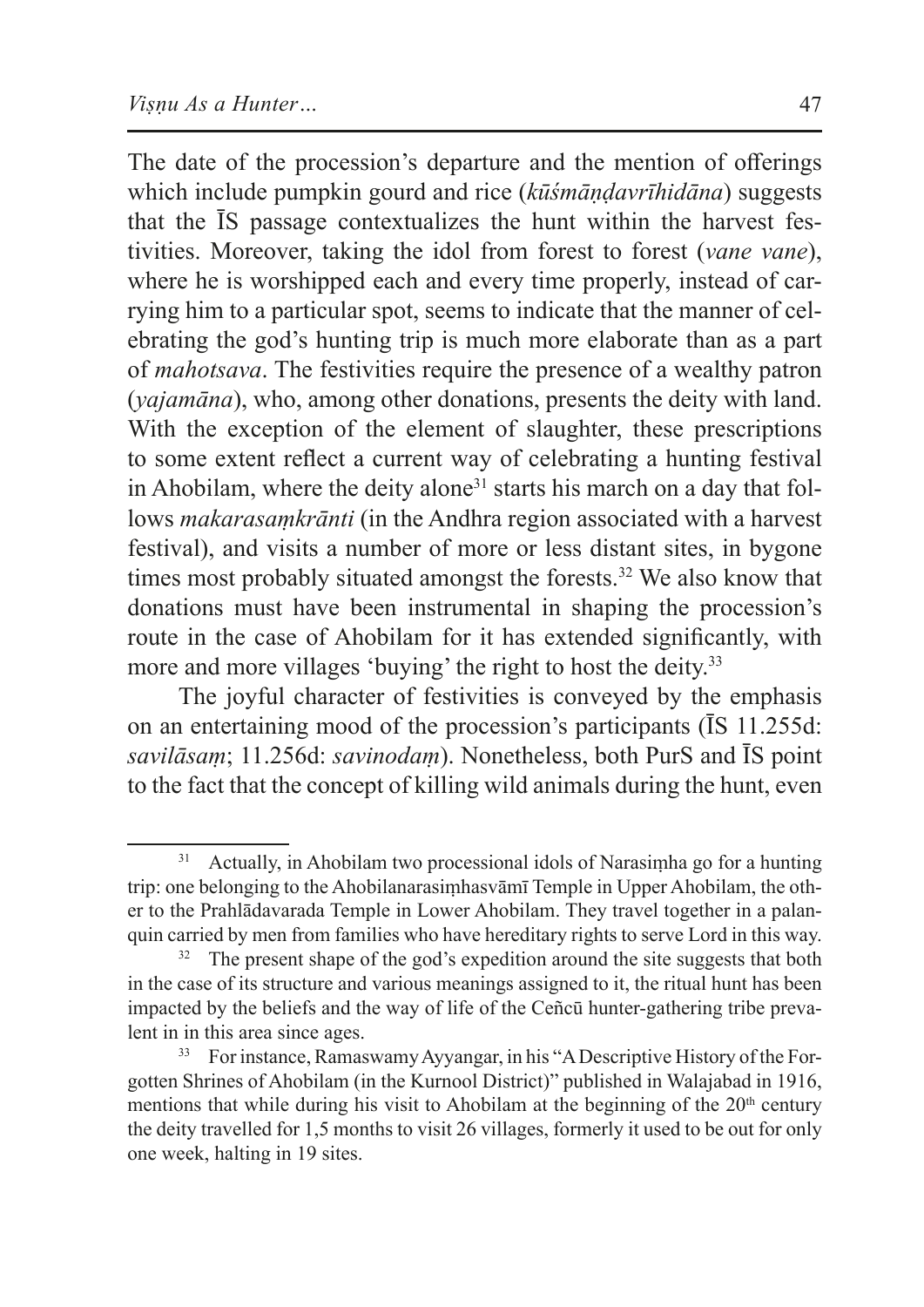The date of the procession's departure and the mention of offerings which include pumpkin gourd and rice (*kūśmāṇḍavrīhidāna*) suggests that the ĪS passage contextualizes the hunt within the harvest festivities. Moreover, taking the idol from forest to forest (*vane vane*), where he is worshipped each and every time properly, instead of carrying him to a particular spot, seems to indicate that the manner of celebrating the god's hunting trip is much more elaborate than as a part of *mahotsava*. The festivities require the presence of a wealthy patron (*yajamāna*), who, among other donations, presents the deity with land. With the exception of the element of slaughter, these prescriptions to some extent reflect a current way of celebrating a hunting festival in Ahobilam, where the deity alone[31] starts his march on a day that follows *makarasaṃkrānti* (in the Andhra region associated with a harvest festival), and visits a number of more or less distant sites, in bygone times most probably situated amongst the forests.[32] We also know that donations must have been instrumental in shaping the procession's route in the case of Ahobilam for it has extended significantly, with more and more villages 'buying' the right to host the deity.[33]

The joyful character of festivities is conveyed by the emphasis on an entertaining mood of the procession's participants (ĪS 11.255d: *savilāsaṃ*; 11.256d: *savinodaṃ*). Nonetheless, both PurS and ĪS point to the fact that the concept of killing wild animals during the hunt, even

---

[31] Actually, in Ahobilam two processional idols of Narasiṃha go for a hunting trip: one belonging to the Ahobilanarasiṃhasvāmī Temple in Upper Ahobilam, the other to the Prahlādavarada Temple in Lower Ahobilam. They travel together in a palanquin carried by men from families who have hereditary rights to serve Lord in this way.

[32] The present shape of the god's expedition around the site suggests that both in the case of its structure and various meanings assigned to it, the ritual hunt has been impacted by the beliefs and the way of life of the Ceñcū hunter-gathering tribe prevalent in in this area since ages.

[33] For instance, Ramaswamy Ayyangar, in his "A Descriptive History of the Forgotten Shrines of Ahobilam (in the Kurnool District)" published in Walajabad in 1916, mentions that while during his visit to Ahobilam at the beginning of the 20th century the deity travelled for 1,5 months to visit 26 villages, formerly it used to be out for only one week, halting in 19 sites.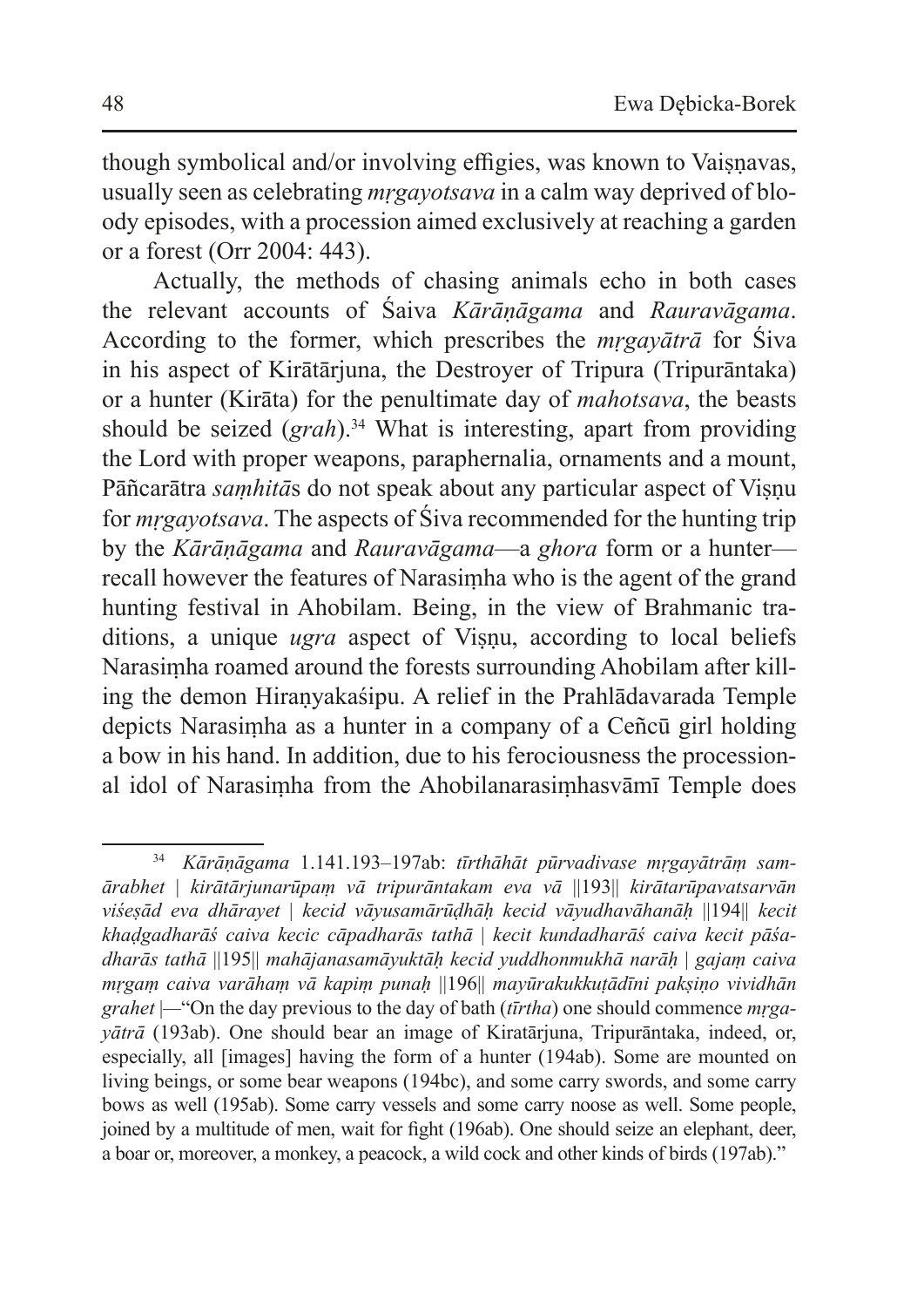though symbolical and/or involving effigies, was known to Vaiṣṇavas, usually seen as celebrating *mṛgayotsava* in a calm way deprived of bloody episodes, with a procession aimed exclusively at reaching a garden or a forest (Orr 2004: 443).

Actually, the methods of chasing animals echo in both cases the relevant accounts of Śaiva *Kārāṇāgama* and *Rauravāgama*. According to the former, which prescribes the *mṛgayātrā* for Śiva in his aspect of Kirātārjuna, the Destroyer of Tripura (Tripurāntaka) or a hunter (Kirāta) for the penultimate day of *mahotsava*, the beasts should be seized (*grah*).[34] What is interesting, apart from providing the Lord with proper weapons, paraphernalia, ornaments and a mount, Pāñcarātra *saṃhitā*s do not speak about any particular aspect of Viṣṇu for *mṛgayotsava*. The aspects of Śiva recommended for the hunting trip by the *Kārāṇāgama* and *Rauravāgama*—a *ghora* form or a hunter—recall however the features of Narasiṃha who is the agent of the grand hunting festival in Ahobilam. Being, in the view of Brahmanic traditions, a unique *ugra* aspect of Viṣṇu, according to local beliefs Narasiṃha roamed around the forests surrounding Ahobilam after killing the demon Hiraṇyakaśipu. A relief in the Prahlādavarada Temple depicts Narasiṃha as a hunter in a company of a Ceñcū girl holding a bow in his hand. In addition, due to his ferociousness the processional idol of Narasiṃha from the Ahobilanarasiṃhasvāmī Temple does

---

[34] *Kārāṇāgama* 1.141.193–197ab: *tīrthāhāt pūrvadivase mṛgayātrāṃ samārabhet | kirātārjunarūpaṃ vā tripurāntakam eva vā ||193|| kirātarūpavatsarvān viśeṣād eva dhārayet | kecid vāyusamārūḍhāḥ kecid vāyudhavāhanāḥ ||194|| kecit khaḍgadharāś caiva kecic cāpadharās tathā | kecit kundadharāś caiva kecit pāśadharās tathā ||195|| mahājanasamāyuktāḥ kecid yuddhonmukhā narāḥ | gajaṃ caiva mṛgaṃ caiva varāhaṃ vā kapiṃ punaḥ ||196|| mayūrakukkuṭādīni pakṣiṇo vividhān grahet* |—"On the day previous to the day of bath (*tīrtha*) one should commence *mṛgayātrā* (193ab). One should bear an image of Kiratārjuna, Tripurāntaka, indeed, or, especially, all [images] having the form of a hunter (194ab). Some are mounted on living beings, or some bear weapons (194bc), and some carry swords, and some carry bows as well (195ab). Some carry vessels and some carry noose as well. Some people, joined by a multitude of men, wait for fight (196ab). One should seize an elephant, deer, a boar or, moreover, a monkey, a peacock, a wild cock and other kinds of birds (197ab)."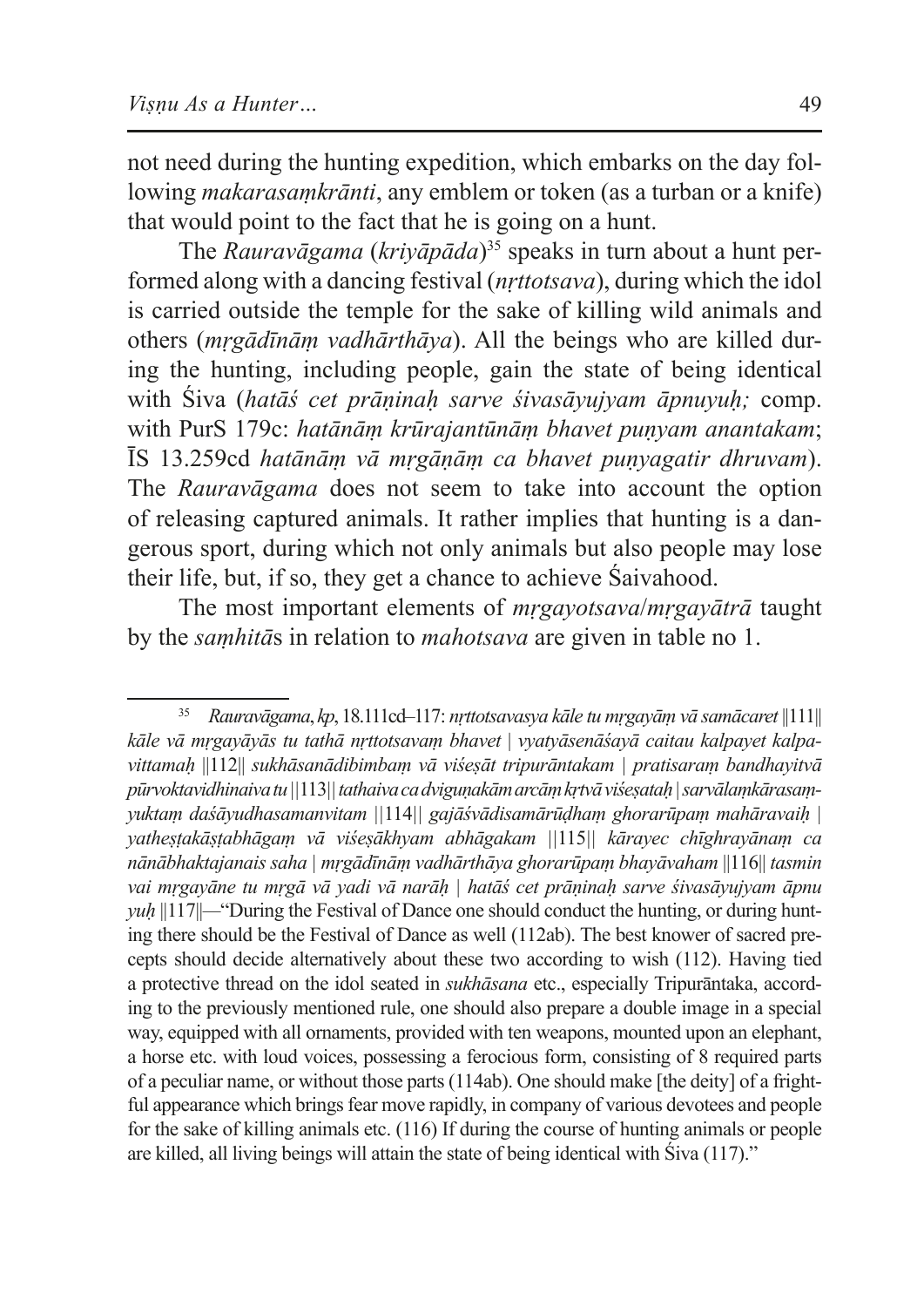not need during the hunting expedition, which embarks on the day following *makarasaṃkrānti*, any emblem or token (as a turban or a knife) that would point to the fact that he is going on a hunt.

The *Rauravāgama* (*kriyāpāda*)[35] speaks in turn about a hunt performed along with a dancing festival (*nṛttotsava*), during which the idol is carried outside the temple for the sake of killing wild animals and others (*mṛgādīnāṃ vadhārthāya*). All the beings who are killed during the hunting, including people, gain the state of being identical with Śiva (*hatāś cet prāṇinaḥ sarve śivasāyujyam āpnuyuḥ;* comp. with PurS 179c: *hatānāṃ krūrajantūnāṃ bhavet puṇyam anantakam*; ĪS 13.259cd *hatānāṃ vā mṛgāṇāṃ ca bhavet puṇyagatir dhruvam*). The *Rauravāgama* does not seem to take into account the option of releasing captured animals. It rather implies that hunting is a dangerous sport, during which not only animals but also people may lose their life, but, if so, they get a chance to achieve Śaivahood.

The most important elements of *mṛgayotsava*/*mṛgayātrā* taught by the *saṃhitā*s in relation to *mahotsava* are given in table no 1.

---

[35] *Rauravāgama*, *kp*, 18.111cd–117: *nṛttotsavasya kāle tu mṛgayāṃ vā samācaret* ||111|| *kāle vā mṛgayāyās tu tathā nṛttotsavaṃ bhavet* | *vyatyāsenāśayā caitau kalpayet kalpavittamaḥ* ||112|| *sukhāsanādibimbaṃ vā viśeṣāt tripurāntakam* | *pratisaraṃ bandhayitvā pūrvoktavidhinaiva tu* ||113|| *tathaiva ca dviguṇakām arcāṃ kṛtvā viśeṣataḥ* | *sarvālaṃkārasaṃyuktaṃ daśāyudhasamanvitam* ||114|| *gajāśvādisamārūḍhaṃ ghorarūpaṃ mahāravaiḥ* | *yatheṣṭakāṣṭabhāgaṃ vā viśeṣākhyam abhāgakam* ||115|| *kārayec chīghrayānaṃ ca nānābhaktajanais saha* | *mṛgādīnāṃ vadhārthāya ghorarūpaṃ bhayāvaham* ||116|| *tasmin vai mṛgayāne tu mṛgā vā yadi vā narāḥ* | *hatāś cet prāṇinaḥ sarve śivasāyujyam āpnuyuḥ* ||117||—"During the Festival of Dance one should conduct the hunting, or during hunting there should be the Festival of Dance as well (112ab). The best knower of sacred precepts should decide alternatively about these two according to wish (112). Having tied a protective thread on the idol seated in *sukhāsana* etc., especially Tripurāntaka, according to the previously mentioned rule, one should also prepare a double image in a special way, equipped with all ornaments, provided with ten weapons, mounted upon an elephant, a horse etc. with loud voices, possessing a ferocious form, consisting of 8 required parts of a peculiar name, or without those parts (114ab). One should make [the deity] of a frightful appearance which brings fear move rapidly, in company of various devotees and people for the sake of killing animals etc. (116) If during the course of hunting animals or people are killed, all living beings will attain the state of being identical with Śiva (117)."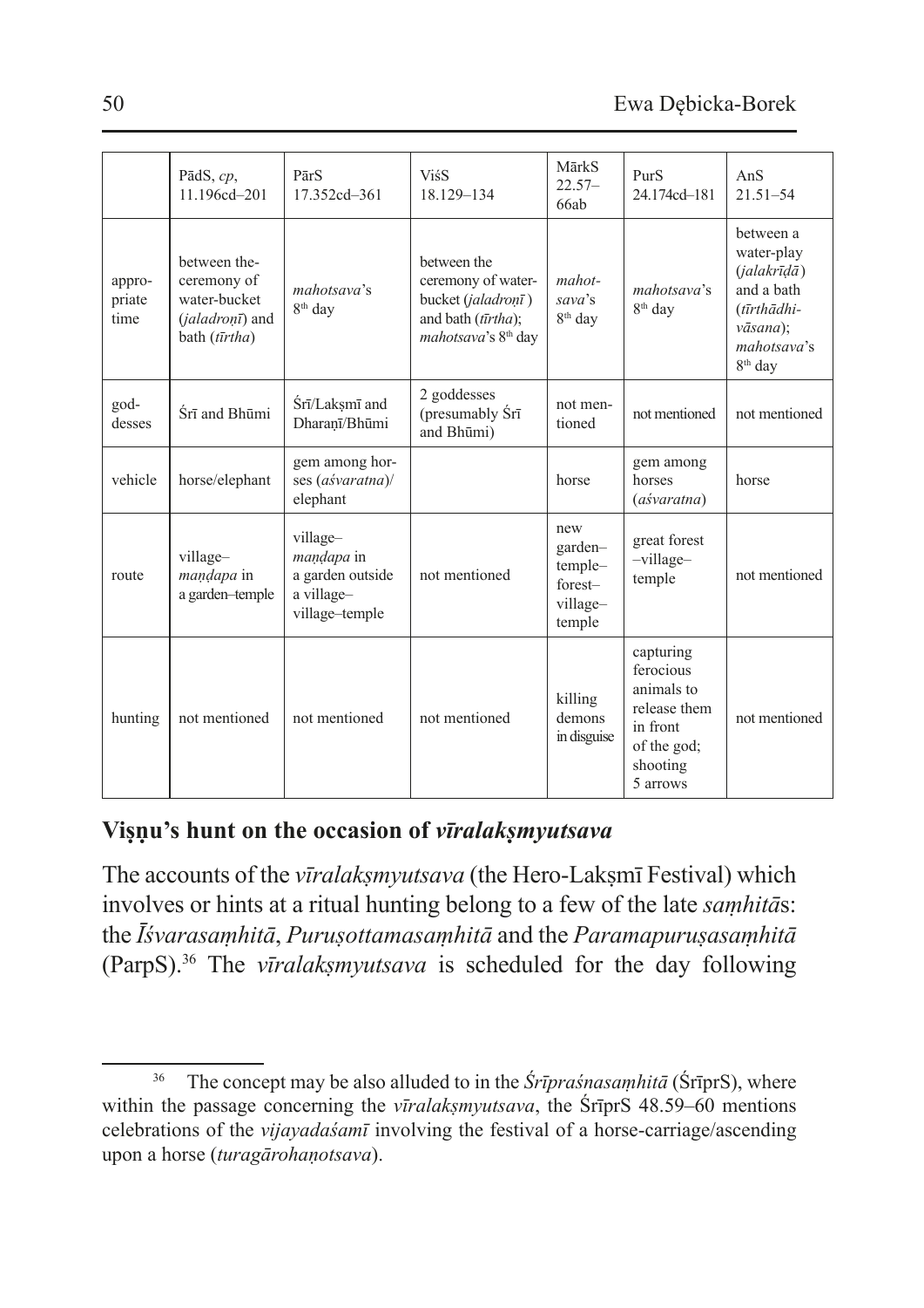| | PādS, *cp*, 11.196cd–201 | PārS 17.352cd–361 | ViśS 18.129–134 | MārkS 22.57–66ab | PurS 24.174cd–181 | AnS 21.51–54 |
|---|---|---|---|---|---|---|
| appropriate time | between the ceremony of water-bucket (*jaladroṇī*) and bath (*tīrtha*) | *mahotsava*'s 8th day | between the ceremony of water-bucket (*jaladroṇī*) and bath (*tīrtha*); *mahotsava*'s 8th day | *mahotsava*'s 8th day | *mahotsava*'s 8th day | between a water-play (*jalakrīḍā*) and a bath (*tīrthādhivāsana*); *mahotsava*'s 8th day |
| goddesses | Śrī and Bhūmi | Śrī/Lakṣmī and Dharaṇī/Bhūmi | 2 goddesses (presumably Śrī and Bhūmi) | not mentioned | not mentioned | not mentioned |
| vehicle | horse/elephant | gem among horses (*aśvaratna*)/ elephant | | horse | gem among horses (*aśvaratna*) | horse |
| route | village–*maṇḍapa* in a garden–temple | village–*maṇḍapa* in a garden outside a village–village–temple | not mentioned | new garden–temple–forest–village–temple | great forest–village–temple | not mentioned |
| hunting | not mentioned | not mentioned | not mentioned | killing demons in disguise | capturing ferocious animals to release them in front of the god; shooting 5 arrows | not mentioned |

## Viṣṇu's hunt on the occasion of *vīralakṣmyutsava*

The accounts of the *vīralakṣmyutsava* (the Hero-Lakṣmī Festival) which involves or hints at a ritual hunting belong to a few of the late *saṃhitā*s: the *Īśvarasaṃhitā*, *Puruṣottamasaṃhitā* and the *Paramapuruṣasaṃhitā* (ParpS).[36] The *vīralakṣmyutsava* is scheduled for the day following

[36] The concept may be also alluded to in the *Śrīpraśnasaṃhitā* (ŚrīprS), where within the passage concerning the *vīralakṣmyutsava*, the ŚrīprS 48.59–60 mentions celebrations of the *vijayadaśamī* involving the festival of a horse-carriage/ascending upon a horse (*turagārohaṇotsava*).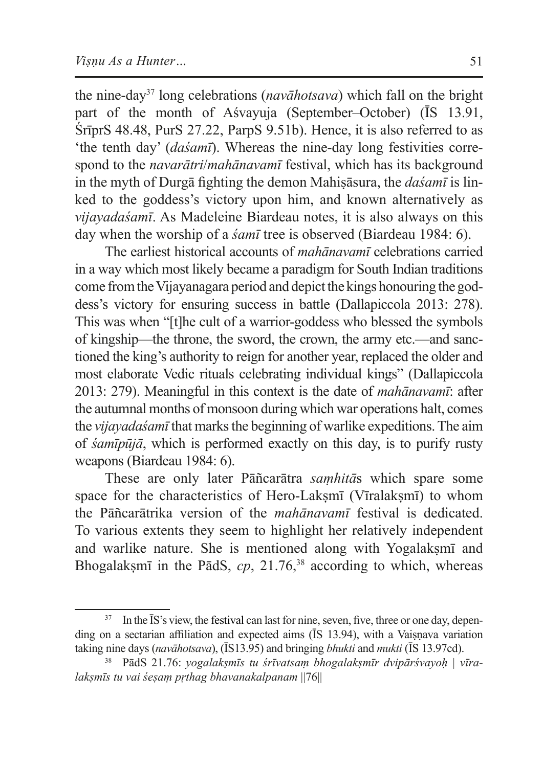the nine-day[37] long celebrations (*navāhotsava*) which fall on the bright part of the month of Aśvayuja (September–October) (ĪS 13.91, ŚrīprS 48.48, PurS 27.22, ParpS 9.51b). Hence, it is also referred to as 'the tenth day' (*daśamī*). Whereas the nine-day long festivities correspond to the *navarātri*/*mahānavamī* festival, which has its background in the myth of Durgā fighting the demon Mahiṣāsura, the *daśamī* is linked to the goddess's victory upon him, and known alternatively as *vijayadaśamī*. As Madeleine Biardeau notes, it is also always on this day when the worship of a *śamī* tree is observed (Biardeau 1984: 6).

The earliest historical accounts of *mahānavamī* celebrations carried in a way which most likely became a paradigm for South Indian traditions come from the Vijayanagara period and depict the kings honouring the goddess's victory for ensuring success in battle (Dallapiccola 2013: 278). This was when "[t]he cult of a warrior-goddess who blessed the symbols of kingship—the throne, the sword, the crown, the army etc.—and sanctioned the king's authority to reign for another year, replaced the older and most elaborate Vedic rituals celebrating individual kings" (Dallapiccola 2013: 279). Meaningful in this context is the date of *mahānavamī*: after the autumnal months of monsoon during which war operations halt, comes the *vijayadaśamī* that marks the beginning of warlike expeditions. The aim of *śamīpūjā*, which is performed exactly on this day, is to purify rusty weapons (Biardeau 1984: 6).

These are only later Pāñcarātra *saṃhitā*s which spare some space for the characteristics of Hero-Lakṣmī (Vīralakṣmī) to whom the Pāñcarātrika version of the *mahānavamī* festival is dedicated. To various extents they seem to highlight her relatively independent and warlike nature. She is mentioned along with Yogalakṣmī and Bhogalakṣmī in the PādS, *cp*, 21.76,[38] according to which, whereas

---

[37] In the ĪS's view, the festival can last for nine, seven, five, three or one day, depending on a sectarian affiliation and expected aims (ĪS 13.94), with a Vaiṣṇava variation taking nine days (*navāhotsava*), (ĪS13.95) and bringing *bhukti* and *mukti* (ĪS 13.97cd).

[38] PādS 21.76: *yogalakṣmīs tu śrīvatsaṃ bhogalakṣmīr dvipārśvayoḥ | vīralakṣmīs tu vai śeṣaṃ pṛthag bhavanakalpanam* ||76||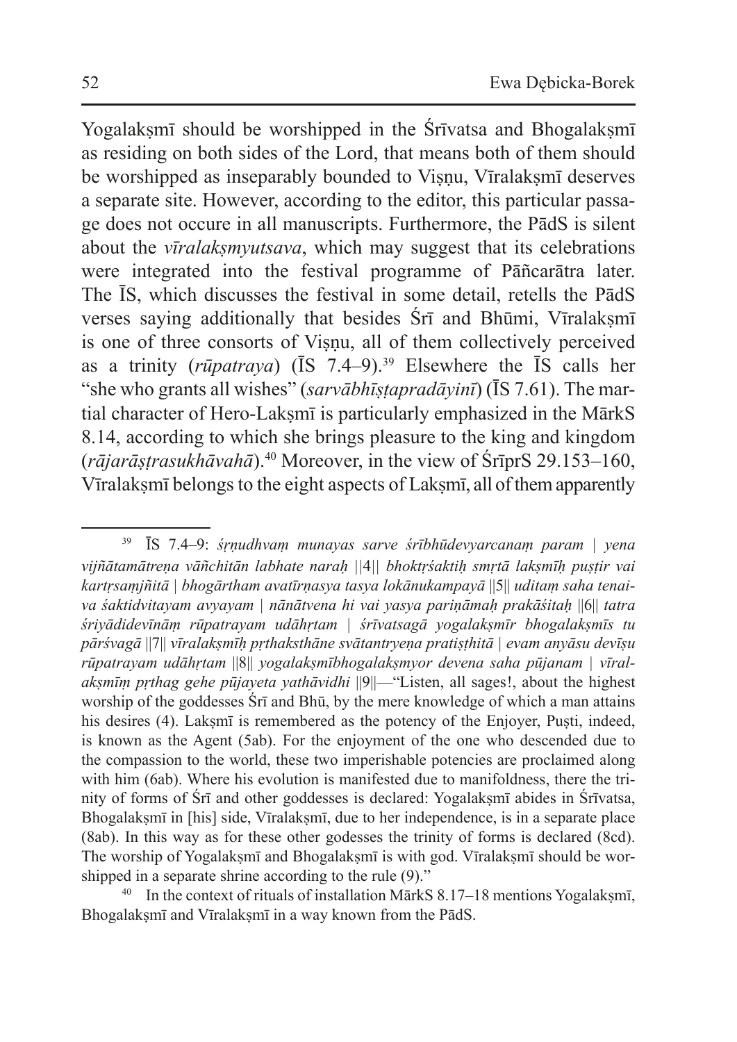Yogalakṣmī should be worshipped in the Śrīvatsa and Bhogalakṣmī as residing on both sides of the Lord, that means both of them should be worshipped as inseparably bounded to Viṣṇu, Vīralakṣmī deserves a separate site. However, according to the editor, this particular passage does not occure in all manuscripts. Furthermore, the PādS is silent about the *vīralakṣmyutsava*, which may suggest that its celebrations were integrated into the festival programme of Pāñcarātra later. The ĪS, which discusses the festival in some detail, retells the PādS verses saying additionally that besides Śrī and Bhūmi, Vīralakṣmī is one of three consorts of Viṣṇu, all of them collectively perceived as a trinity (*rūpatraya*) (ĪS 7.4–9).[39] Elsewhere the ĪS calls her "she who grants all wishes" (*sarvābhīṣṭapradāyinī*) (ĪS 7.61). The martial character of Hero-Lakṣmī is particularly emphasized in the MārkS 8.14, according to which she brings pleasure to the king and kingdom (*rājarāṣṭrasukhāvahā*).[40] Moreover, in the view of ŚrīprS 29.153–160, Vīralakṣmī belongs to the eight aspects of Lakṣmī, all of them apparently

---

[39] ĪS 7.4–9: *śṛṇudhvaṃ munayas sarve śrībhūdevyarcanaṃ param | yena vijñātamātreṇa vāñchitān labhate naraḥ ||4|| bhoktṛśaktiḥ smṛtā lakṣmīḥ puṣṭir vai kartṛsaṃjñitā | bhogārtham avatīrṇasya tasya lokānukampayā ||5|| uditaṃ saha tenaiva śaktidvitayam avyayam | nānātvena hi vai yasya pariṇāmaḥ prakāśitaḥ ||6|| tatra śriyādidevīnāṃ rūpatrayam udāhṛtam | śrīvatsagā yogalakṣmīr bhogalakṣmīs tu pārśvagā ||7|| vīralakṣmīḥ pṛthaksthāne svātantryeṇa pratiṣṭhitā | evam anyāsu devīṣu rūpatrayam udāhṛtam ||8|| yogalakṣmībhogalakṣmyor devena saha pūjanam | vīralakṣmīṃ pṛthag gehe pūjayeta yathāvidhi ||9||*—"Listen, all sages!, about the highest worship of the goddesses Śrī and Bhū, by the mere knowledge of which a man attains his desires (4). Lakṣmī is remembered as the potency of the Enjoyer, Puṣṭi, indeed, is known as the Agent (5ab). For the enjoyment of the one who descended due to the compassion to the world, these two imperishable potencies are proclaimed along with him (6ab). Where his evolution is manifested due to manifoldness, there the trinity of forms of Śrī and other goddesses is declared: Yogalakṣmī abides in Śrīvatsa, Bhogalakṣmī in [his] side, Vīralakṣmī, due to her independence, is in a separate place (8ab). In this way as for these other godesses the trinity of forms is declared (8cd). The worship of Yogalakṣmī and Bhogalakṣmī is with god. Vīralakṣmī should be worshipped in a separate shrine according to the rule (9)."

[40] In the context of rituals of installation MārkS 8.17–18 mentions Yogalakṣmī, Bhogalakṣmī and Vīralakṣmī in a way known from the PādS.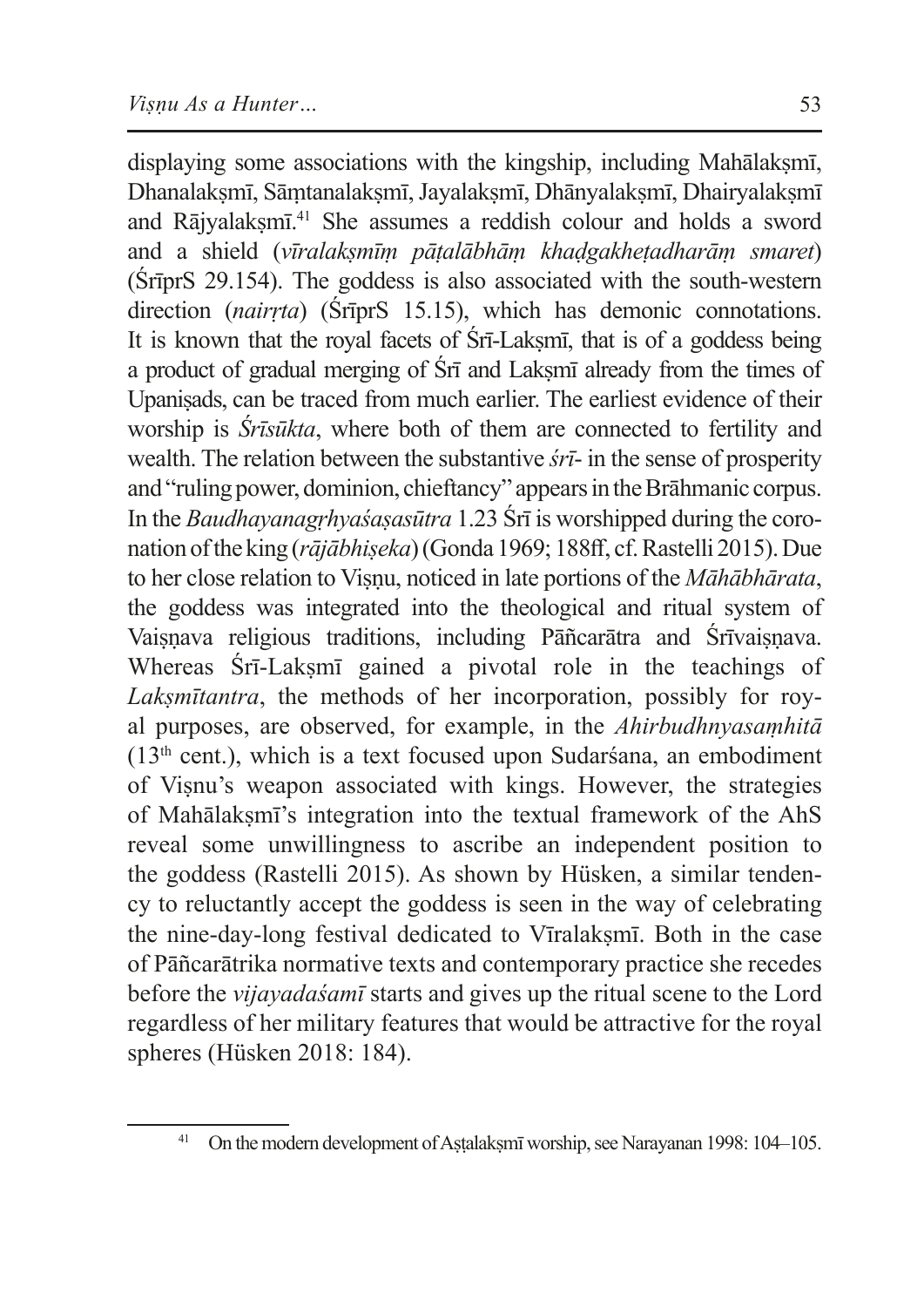displaying some associations with the kingship, including Mahālakṣmī, Dhanalakṣmī, Sāṃtanalakṣmī, Jayalakṣmī, Dhānyalakṣmī, Dhairyalakṣmī and Rājyalakṣmī.[41] She assumes a reddish colour and holds a sword and a shield (*vīralakṣmīṃ pāṭalābhāṃ khaḍgakheṭadharāṃ smaret*) (ŚrīprS 29.154). The goddess is also associated with the south-western direction (*nairṛta*) (ŚrīprS 15.15), which has demonic connotations. It is known that the royal facets of Śrī-Lakṣmī, that is of a goddess being a product of gradual merging of Śrī and Lakṣmī already from the times of Upaniṣads, can be traced from much earlier. The earliest evidence of their worship is *Śrīsūkta*, where both of them are connected to fertility and wealth. The relation between the substantive *śrī-* in the sense of prosperity and "ruling power, dominion, chieftancy" appears in the Brāhmanic corpus. In the *Baudhayanagṛhyaśaṣasūtra* 1.23 Śrī is worshipped during the coronation of the king (*rājābhiṣeka*) (Gonda 1969; 188ff, cf. Rastelli 2015). Due to her close relation to Viṣṇu, noticed in late portions of the *Māhābhārata*, the goddess was integrated into the theological and ritual system of Vaiṣṇava religious traditions, including Pāñcarātra and Śrīvaiṣṇava. Whereas Śrī-Lakṣmī gained a pivotal role in the teachings of *Lakṣmītantra*, the methods of her incorporation, possibly for royal purposes, are observed, for example, in the *Ahirbudhnyasaṃhitā* (13th cent.), which is a text focused upon Sudarśana, an embodiment of Viṣnu's weapon associated with kings. However, the strategies of Mahālakṣmī's integration into the textual framework of the AhS reveal some unwillingness to ascribe an independent position to the goddess (Rastelli 2015). As shown by Hüsken, a similar tendency to reluctantly accept the goddess is seen in the way of celebrating the nine-day-long festival dedicated to Vīralakṣmī. Both in the case of Pāñcarātrika normative texts and contemporary practice she recedes before the *vijayadaśamī* starts and gives up the ritual scene to the Lord regardless of her military features that would be attractive for the royal spheres (Hüsken 2018: 184).

[41] On the modern development of Aṣṭalakṣmī worship, see Narayanan 1998: 104–105.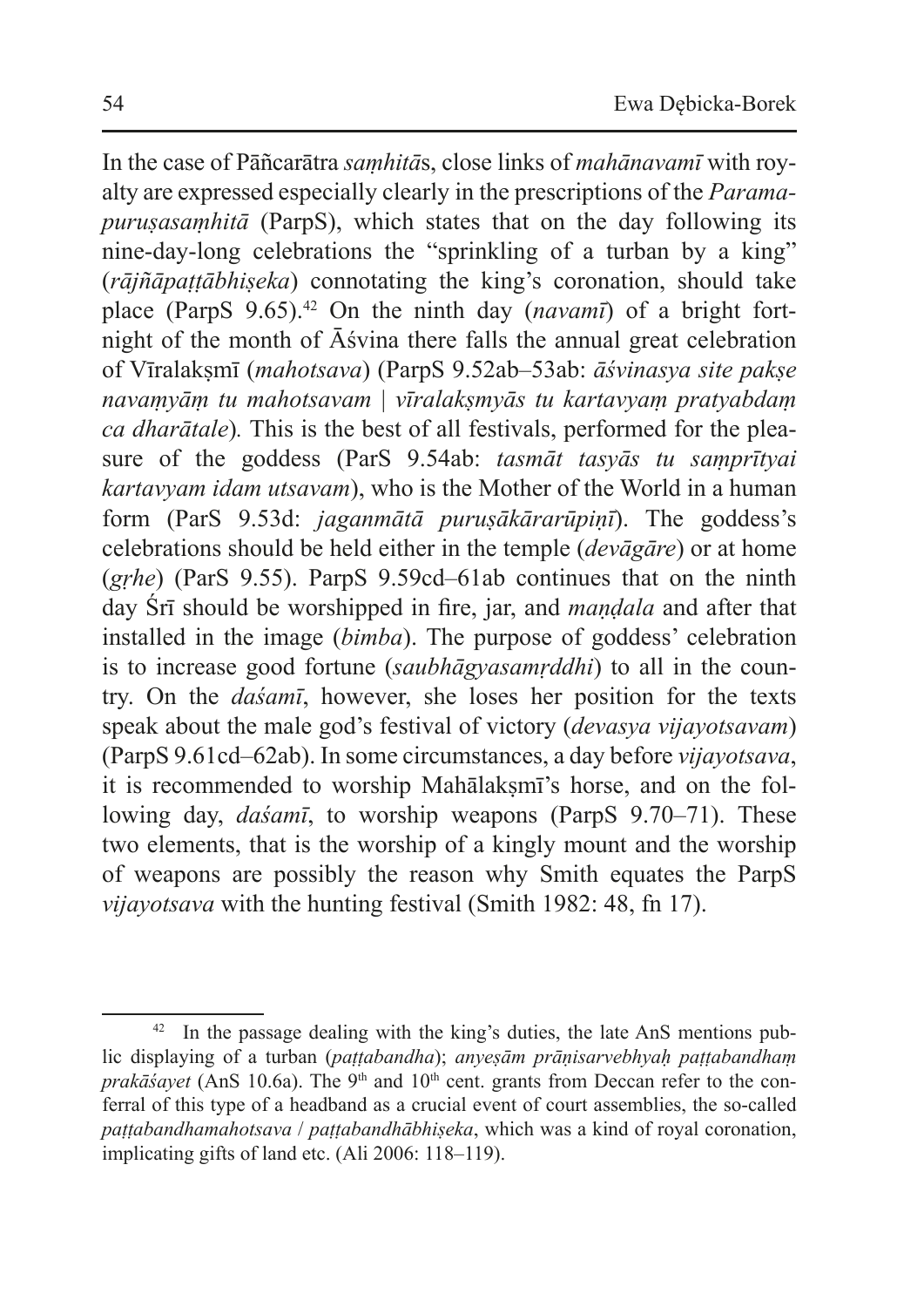In the case of Pāñcarātra *saṃhitā*s, close links of *mahānavamī* with royalty are expressed especially clearly in the prescriptions of the *Paramapuruṣasaṃhitā* (ParpS), which states that on the day following its nine-day-long celebrations the "sprinkling of a turban by a king" (*rājñāpaṭṭābhiṣeka*) connotating the king's coronation, should take place (ParpS 9.65).[42] On the ninth day (*navamī*) of a bright fortnight of the month of Āśvina there falls the annual great celebration of Vīralakṣmī (*mahotsava*) (ParpS 9.52ab–53ab: *āśvinasya site pakṣe navaṃyāṃ tu mahotsavam | vīralakṣmyās tu kartavyaṃ pratyabdaṃ ca dharātale*). This is the best of all festivals, performed for the pleasure of the goddess (ParS 9.54ab: *tasmāt tasyās tu saṃprītyai kartavyam idam utsavam*), who is the Mother of the World in a human form (ParS 9.53d: *jaganmātā puruṣākārarūpiṇī*). The goddess's celebrations should be held either in the temple (*devāgāre*) or at home (*gṛhe*) (ParS 9.55). ParpS 9.59cd–61ab continues that on the ninth day Śrī should be worshipped in fire, jar, and *maṇḍala* and after that installed in the image (*bimba*). The purpose of goddess' celebration is to increase good fortune (*saubhāgyasamṛddhi*) to all in the country. On the *daśamī*, however, she loses her position for the texts speak about the male god's festival of victory (*devasya vijayotsavam*) (ParpS 9.61cd–62ab). In some circumstances, a day before *vijayotsava*, it is recommended to worship Mahālakṣmī's horse, and on the following day, *daśamī*, to worship weapons (ParpS 9.70–71). These two elements, that is the worship of a kingly mount and the worship of weapons are possibly the reason why Smith equates the ParpS *vijayotsava* with the hunting festival (Smith 1982: 48, fn 17).

---

[42] In the passage dealing with the king's duties, the late AnS mentions public displaying of a turban (*paṭṭabandha*); *anyeṣām prāṇisarvebhyaḥ paṭṭabandhaṃ prakāśayet* (AnS 10.6a). The 9th and 10th cent. grants from Deccan refer to the conferral of this type of a headband as a crucial event of court assemblies, the so-called *paṭṭabandhamahotsava* / *paṭṭabandhābhiṣeka*, which was a kind of royal coronation, implicating gifts of land etc. (Ali 2006: 118–119).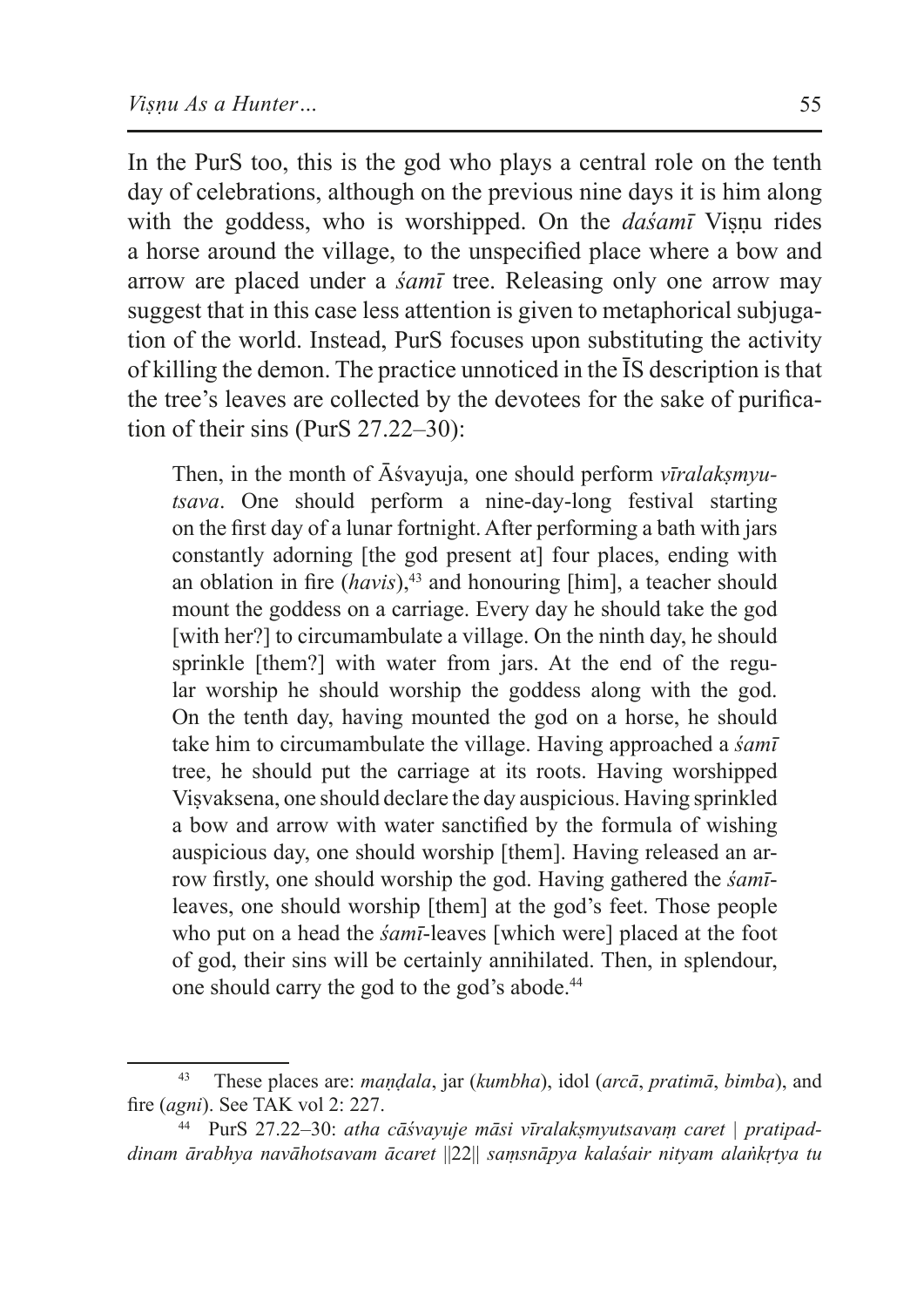In the PurS too, this is the god who plays a central role on the tenth day of celebrations, although on the previous nine days it is him along with the goddess, who is worshipped. On the *daśamī* Viṣṇu rides a horse around the village, to the unspecified place where a bow and arrow are placed under a *śamī* tree. Releasing only one arrow may suggest that in this case less attention is given to metaphorical subjugation of the world. Instead, PurS focuses upon substituting the activity of killing the demon. The practice unnoticed in the ĪS description is that the tree's leaves are collected by the devotees for the sake of purification of their sins (PurS 27.22–30):

> Then, in the month of Āśvayuja, one should perform *vīralakṣmyutsava*. One should perform a nine-day-long festival starting on the first day of a lunar fortnight. After performing a bath with jars constantly adorning [the god present at] four places, ending with an oblation in fire (*havis*),[43] and honouring [him], a teacher should mount the goddess on a carriage. Every day he should take the god [with her?] to circumambulate a village. On the ninth day, he should sprinkle [them?] with water from jars. At the end of the regular worship he should worship the goddess along with the god. On the tenth day, having mounted the god on a horse, he should take him to circumambulate the village. Having approached a *śamī* tree, he should put the carriage at its roots. Having worshipped Viṣvaksena, one should declare the day auspicious. Having sprinkled a bow and arrow with water sanctified by the formula of wishing auspicious day, one should worship [them]. Having released an arrow firstly, one should worship the god. Having gathered the *śamī*-leaves, one should worship [them] at the god's feet. Those people who put on a head the *śamī*-leaves [which were] placed at the foot of god, their sins will be certainly annihilated. Then, in splendour, one should carry the god to the god's abode.[44]

---

[43] These places are: *maṇḍala*, jar (*kumbha*), idol (*arcā*, *pratimā*, *bimba*), and fire (*agni*). See TAK vol 2: 227.

[44] PurS 27.22–30: *atha cāśvayuje māsi vīralakṣmyutsavaṃ caret | pratipaddinam ārabhya navāhotsavam ācaret ||22|| saṃsnāpya kalaśair nityam alaṅkṛtya tu*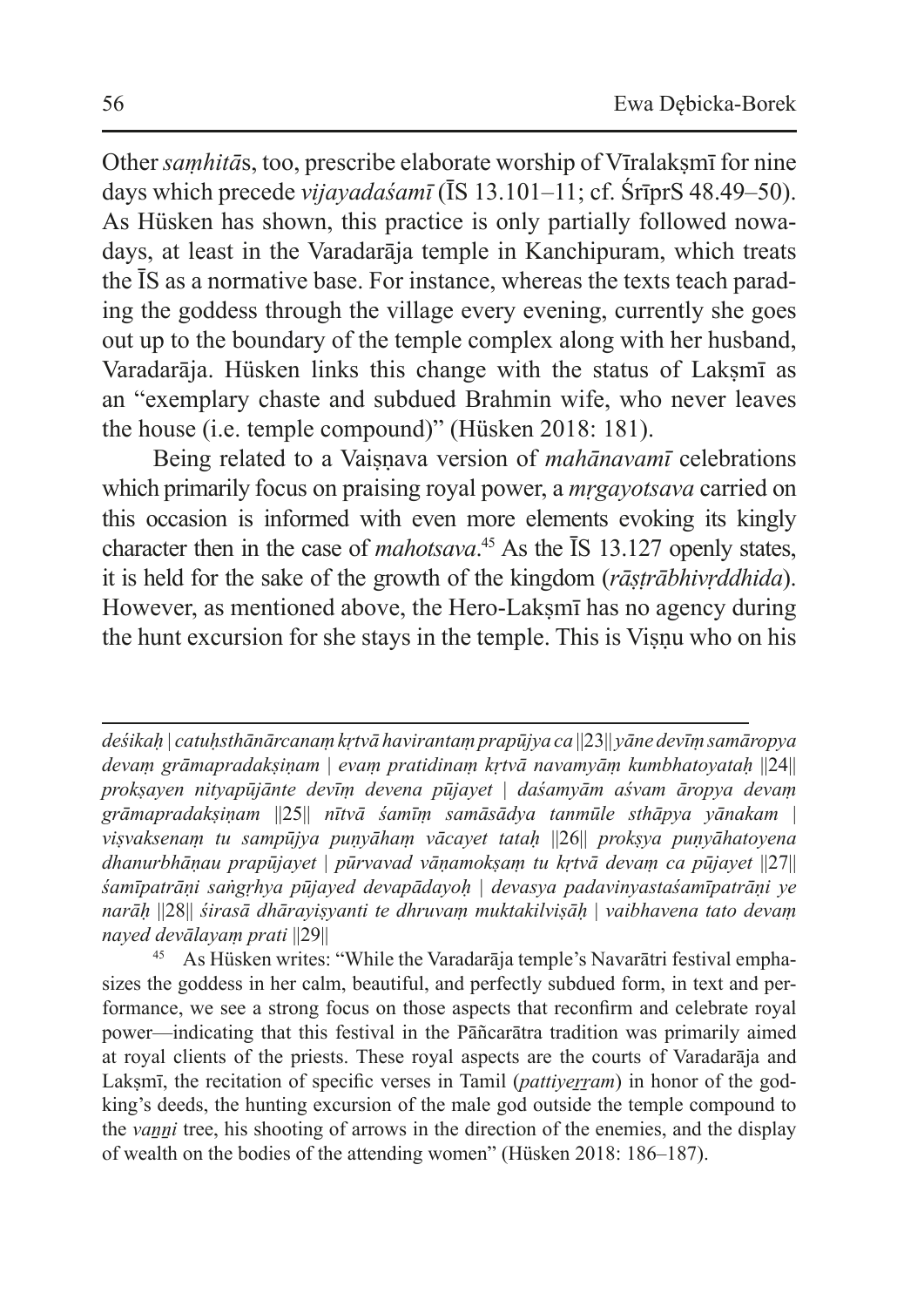Other *saṃhitā*s, too, prescribe elaborate worship of Vīralakṣmī for nine days which precede *vijayadaśamī* (ĪS 13.101–11; cf. ŚrīprS 48.49–50). As Hüsken has shown, this practice is only partially followed nowadays, at least in the Varadarāja temple in Kanchipuram, which treats the ĪS as a normative base. For instance, whereas the texts teach parading the goddess through the village every evening, currently she goes out up to the boundary of the temple complex along with her husband, Varadarāja. Hüsken links this change with the status of Lakṣmī as an "exemplary chaste and subdued Brahmin wife, who never leaves the house (i.e. temple compound)" (Hüsken 2018: 181).

Being related to a Vaiṣṇava version of *mahānavamī* celebrations which primarily focus on praising royal power, a *mṛgayotsava* carried on this occasion is informed with even more elements evoking its kingly character then in the case of *mahotsava*.[45] As the ĪS 13.127 openly states, it is held for the sake of the growth of the kingdom (*rāṣṭrābhivṛddhida*). However, as mentioned above, the Hero-Lakṣmī has no agency during the hunt excursion for she stays in the temple. This is Viṣṇu who on his

---

*deśikaḥ | catuḥsthānārcanaṃ kṛtvā havirantaṃ prapūjya ca ||23|| yāne devīṃ samāropya devaṃ grāmapradakṣiṇam | evaṃ pratidinaṃ kṛtvā navamyāṃ kumbhatoyataḥ ||24|| prokṣayen nityapūjānte devīṃ devena pūjayet | daśamyām aśvam āropya devaṃ grāmapradakṣiṇam ||25|| nītvā śamīṃ samāsādya tanmūle sthāpya yānakam | viṣvaksenaṃ tu sampūjya puṇyāhaṃ vācayet tataḥ ||26|| prokṣya puṇyāhatoyena dhanurbhāṇau prapūjayet | pūrvavad vāṇamokṣaṃ tu kṛtvā devaṃ ca pūjayet ||27|| śamīpatrāṇi saṅgṛhya pūjayed devapādayoḥ | devasya padavinyastaśamīpatrāṇi ye narāḥ ||28|| śirasā dhārayiṣyanti te dhruvaṃ muktakilviṣāḥ | vaibhavena tato devaṃ nayed devālayaṃ prati ||29||*

[45] As Hüsken writes: "While the Varadarāja temple's Navarātri festival emphasizes the goddess in her calm, beautiful, and perfectly subdued form, in text and performance, we see a strong focus on those aspects that reconfirm and celebrate royal power—indicating that this festival in the Pāñcarātra tradition was primarily aimed at royal clients of the priests. These royal aspects are the courts of Varadarāja and Lakṣmī, the recitation of specific verses in Tamil (*pattiyeṟṟam*) in honor of the god-king's deeds, the hunting excursion of the male god outside the temple compound to the *vaṉṉi* tree, his shooting of arrows in the direction of the enemies, and the display of wealth on the bodies of the attending women" (Hüsken 2018: 186–187).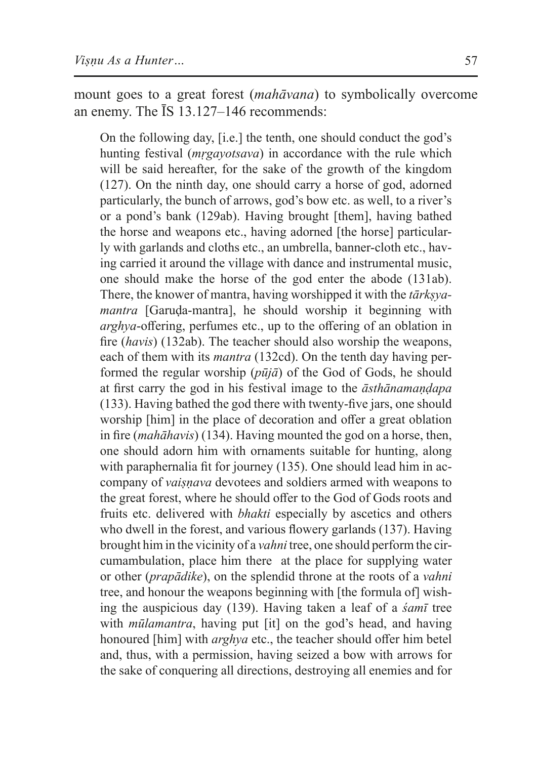mount goes to a great forest (*mahāvana*) to symbolically overcome an enemy. The ĪS 13.127–146 recommends:

> On the following day, [i.e.] the tenth, one should conduct the god's hunting festival (*mṛgayotsava*) in accordance with the rule which will be said hereafter, for the sake of the growth of the kingdom (127). On the ninth day, one should carry a horse of god, adorned particularly, the bunch of arrows, god's bow etc. as well, to a river's or a pond's bank (129ab). Having brought [them], having bathed the horse and weapons etc., having adorned [the horse] particularly with garlands and cloths etc., an umbrella, banner-cloth etc., having carried it around the village with dance and instrumental music, one should make the horse of the god enter the abode (131ab). There, the knower of mantra, having worshipped it with the *tārkṣya-mantra* [Garuḍa-mantra], he should worship it beginning with *arghya*-offering, perfumes etc., up to the offering of an oblation in fire (*havis*) (132ab). The teacher should also worship the weapons, each of them with its *mantra* (132cd). On the tenth day having performed the regular worship (*pūjā*) of the God of Gods, he should at first carry the god in his festival image to the *āsthānamaṇḍapa* (133). Having bathed the god there with twenty-five jars, one should worship [him] in the place of decoration and offer a great oblation in fire (*mahāhavis*) (134). Having mounted the god on a horse, then, one should adorn him with ornaments suitable for hunting, along with paraphernalia fit for journey (135). One should lead him in accompany of *vaiṣṇava* devotees and soldiers armed with weapons to the great forest, where he should offer to the God of Gods roots and fruits etc. delivered with *bhakti* especially by ascetics and others who dwell in the forest, and various flowery garlands (137). Having brought him in the vicinity of a *vahni* tree, one should perform the circumambulation, place him there at the place for supplying water or other (*prapādike*), on the splendid throne at the roots of a *vahni* tree, and honour the weapons beginning with [the formula of] wishing the auspicious day (139). Having taken a leaf of a *śamī* tree with *mūlamantra*, having put [it] on the god's head, and having honoured [him] with *arghya* etc., the teacher should offer him betel and, thus, with a permission, having seized a bow with arrows for the sake of conquering all directions, destroying all enemies and for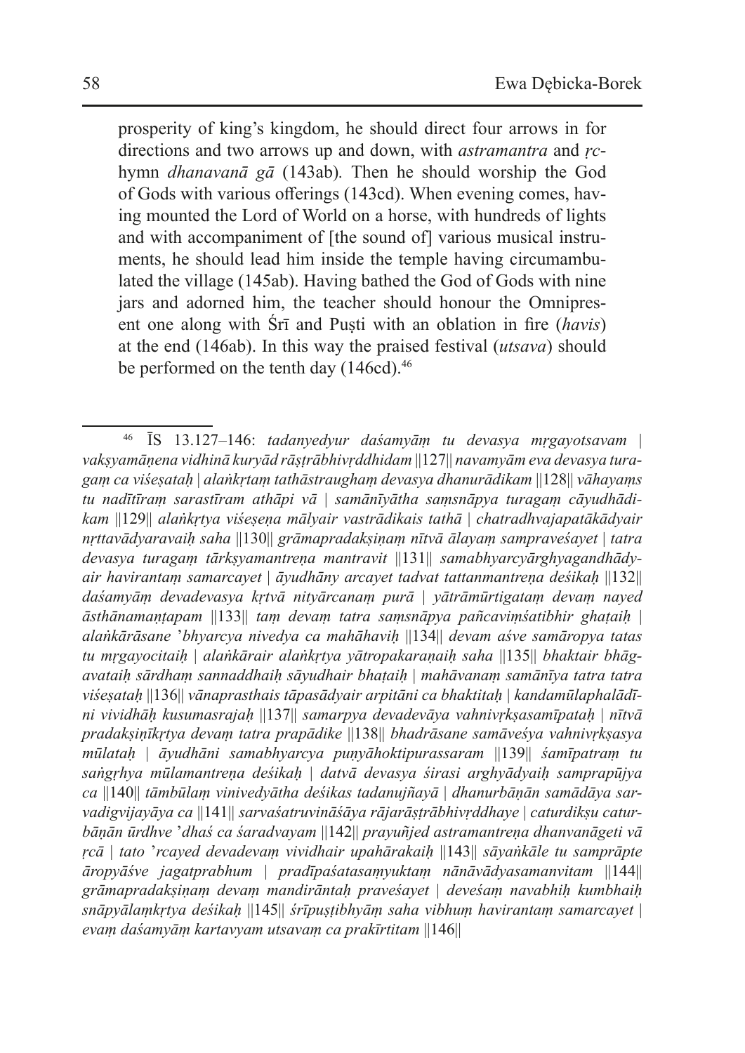prosperity of king's kingdom, he should direct four arrows in for directions and two arrows up and down, with *astramantra* and *ṛc*-hymn *dhanavanā gā* (143ab). Then he should worship the God of Gods with various offerings (143cd). When evening comes, having mounted the Lord of World on a horse, with hundreds of lights and with accompaniment of [the sound of] various musical instruments, he should lead him inside the temple having circumambulated the village (145ab). Having bathed the God of Gods with nine jars and adorned him, the teacher should honour the Omnipresent one along with Śrī and Puṣṭi with an oblation in fire (*havis*) at the end (146ab). In this way the praised festival (*utsava*) should be performed on the tenth day (146cd).[46]

---

[46] ĪS 13.127–146: *tadanyedyur daśamyāṃ tu devasya mṛgayotsavam | vakṣyamāṇena vidhinā kuryād rāṣṭrābhivṛddhidam* ||127|| *navamyām eva devasya turagaṃ ca viśeṣataḥ | alaṅkṛtaṃ tathāstraughaṃ devasya dhanurādikam* ||128|| *vāhayaṃs tu nadītīraṃ sarastīram athāpi vā | samānīyātha saṃsnāpya turagaṃ cāyudhādikam* ||129|| *alaṅkṛtya viśeṣeṇa mālyair vastrādikais tathā | chatradhvajapatākādyair nṛttavādyaravaiḥ saha* ||130|| *grāmapradakṣiṇaṃ nītvā ālayaṃ sampraveśayet | tatra devasya turagaṃ tārkṣyamantreṇa mantravit* ||131|| *samabhyarcyārghyagandhādyair havirantaṃ samarcayet | āyudhāny arcayet tadvat tattanmantreṇa deśikaḥ* ||132|| *daśamyāṃ devadevasya kṛtvā nityārcanaṃ purā | yātrāmūrtigataṃ devaṃ nayed āsthānamaṇṭapam* ||133|| *taṃ devaṃ tatra saṃsnāpya pañcaviṃśatibhir ghaṭaiḥ | alaṅkārāsane 'bhyarcya nivedya ca mahāhaviḥ* ||134|| *devam aśve samāropya tatas tu mṛgayocitaiḥ | alaṅkārair alaṅkṛtya yātropakaraṇaiḥ saha* ||135|| *bhaktair bhāgavataiḥ sārdhaṃ sannaddhaiḥ sāyudhair bhaṭaiḥ | mahāvanaṃ samānīya tatra tatra viśeṣataḥ* ||136|| *vānaprasthais tāpasādyair arpitāni ca bhaktitaḥ | kandamūlaphalādīni vividhāḥ kusumasrajaḥ* ||137|| *samarpya devadevāya vahnivṛkṣasamīpataḥ | nītvā pradakṣiṇīkṛtya devaṃ tatra prapādike* ||138|| *bhadrāsane samāveśya vahnivṛkṣasya mūlataḥ | āyudhāni samabhyarcya puṇyāhoktipurassaram* ||139|| *śamīpatraṃ tu saṅgṛhya mūlamantreṇa deśikaḥ | datvā devasya śirasi arghyādyaiḥ samprapūjya ca* ||140|| *tāmbūlaṃ vinivedyātha deśikas tadanujñayā | dhanurbāṇān samādāya sarvadigvijayāya ca* ||141|| *sarvaśatruvināśāya rājarāṣṭrābhivṛddhaye | caturdikṣu caturbāṇān ūrdhve 'dhaś ca śaradvayam* ||142|| *prayuñjed astramantreṇa dhanvanāgeti vā ṛcā | tato 'rcayed devadevaṃ vividhair upahārakaiḥ* ||143|| *sāyaṅkāle tu samprāpte āropyāśve jagatprabhum | pradīpaśatasaṃyuktaṃ nānāvādyasamanvitam* ||144|| *grāmapradakṣiṇaṃ devaṃ mandirāntaḥ praveśayet | deveśaṃ navabhiḥ kumbhaiḥ snāpyālaṃkṛtya deśikaḥ* ||145|| *śrīpuṣṭibhyāṃ saha vibhuṃ havirantaṃ samarcayet | evaṃ daśamyāṃ kartavyam utsavaṃ ca prakīrtitam* ||146||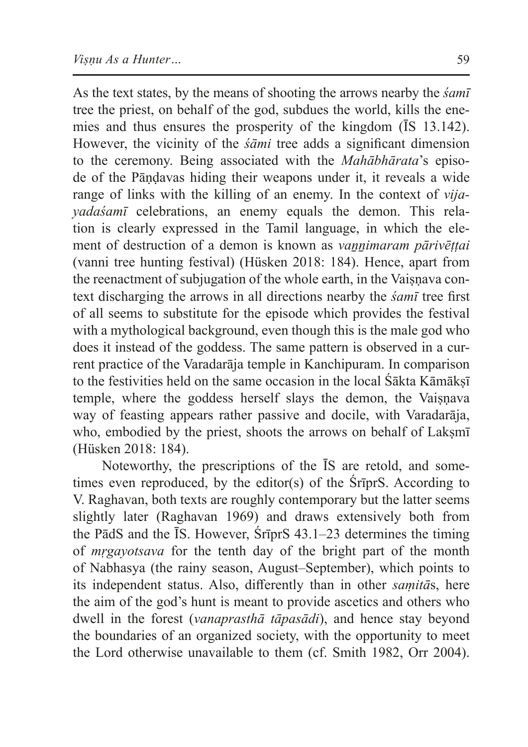As the text states, by the means of shooting the arrows nearby the *śamī* tree the priest, on behalf of the god, subdues the world, kills the enemies and thus ensures the prosperity of the kingdom (ĪS 13.142). However, the vicinity of the *śāmi* tree adds a significant dimension to the ceremony. Being associated with the *Mahābhārata*'s episode of the Pāṇḍavas hiding their weapons under it, it reveals a wide range of links with the killing of an enemy. In the context of *vijayadaśamī* celebrations, an enemy equals the demon. This relation is clearly expressed in the Tamil language, in which the element of destruction of a demon is known as *vaṉṉimaram pārivēṭṭai* (vanni tree hunting festival) (Hüsken 2018: 184). Hence, apart from the reenactment of subjugation of the whole earth, in the Vaiṣṇava context discharging the arrows in all directions nearby the *śamī* tree first of all seems to substitute for the episode which provides the festival with a mythological background, even though this is the male god who does it instead of the goddess. The same pattern is observed in a current practice of the Varadarāja temple in Kanchipuram. In comparison to the festivities held on the same occasion in the local Śākta Kāmākṣī temple, where the goddess herself slays the demon, the Vaiṣṇava way of feasting appears rather passive and docile, with Varadarāja, who, embodied by the priest, shoots the arrows on behalf of Lakṣmī (Hüsken 2018: 184).

Noteworthy, the prescriptions of the ĪS are retold, and sometimes even reproduced, by the editor(s) of the ŚrīprS. According to V. Raghavan, both texts are roughly contemporary but the latter seems slightly later (Raghavan 1969) and draws extensively both from the PādS and the ĪS. However, ŚrīprS 43.1–23 determines the timing of *mṛgayotsava* for the tenth day of the bright part of the month of Nabhasya (the rainy season, August–September), which points to its independent status. Also, differently than in other *saṃitā*s, here the aim of the god's hunt is meant to provide ascetics and others who dwell in the forest (*vanaprasthā tāpasādi*), and hence stay beyond the boundaries of an organized society, with the opportunity to meet the Lord otherwise unavailable to them (cf. Smith 1982, Orr 2004).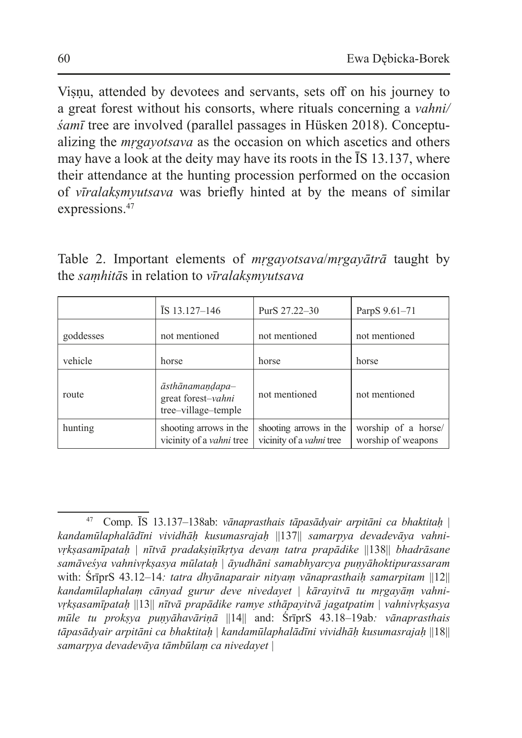Viṣṇu, attended by devotees and servants, sets off on his journey to a great forest without his consorts, where rituals concerning a *vahni/śamī* tree are involved (parallel passages in Hüsken 2018). Conceptualizing the *mṛgayotsava* as the occasion on which ascetics and others may have a look at the deity may have its roots in the ĪS 13.137, where their attendance at the hunting procession performed on the occasion of *vīralakṣmyutsava* was briefly hinted at by the means of similar expressions.[47]

Table 2. Important elements of *mṛgayotsava*/*mṛgayātrā* taught by the *saṃhitā*s in relation to *vīralakṣmyutsava*

| | ĪS 13.127–146 | PurS 27.22–30 | ParpS 9.61–71 |
|---|---|---|---|
| goddesses | not mentioned | not mentioned | not mentioned |
| vehicle | horse | horse | horse |
| route | *āsthānamaṇḍapa*–great forest–*vahni* tree–village–temple | not mentioned | not mentioned |
| hunting | shooting arrows in the vicinity of a *vahni* tree | shooting arrows in the vicinity of a *vahni* tree | worship of a horse/worship of weapons |

[47] Comp. ĪS 13.137–138ab: *vānaprasthais tāpasādyair arpitāni ca bhaktitaḥ | kandamūlaphalādīni vividhāḥ kusumasrajaḥ ||137|| samarpya devadevāya vahnivṛkṣasamīpataḥ | nītvā pradakṣiṇīkṛtya devaṃ tatra prapādike ||138|| bhadrāsane samāveśya vahnivṛkṣasya mūlataḥ | āyudhāni samabhyarcya puṇyāhoktipurassaram* with: ŚrīprS 43.12–14*: tatra dhyānaparair nityaṃ vānaprasthaiḥ samarpitam ||12|| kandamūlaphalaṃ cānyad gurur deve nivedayet | kārayitvā tu mṛgayāṃ vahnivṛkṣasamīpataḥ ||13|| nītvā prapādike ramye sthāpayitvā jagatpatim | vahnivṛkṣasya mūle tu prokṣya puṇyāhavāriṇā ||14||* and: ŚrīprS 43.18–19ab*: vānaprasthais tāpasādyair arpitāni ca bhaktitaḥ | kandamūlaphalādīni vividhāḥ kusumasrajaḥ ||18|| samarpya devadevāya tāmbūlaṃ ca nivedayet |*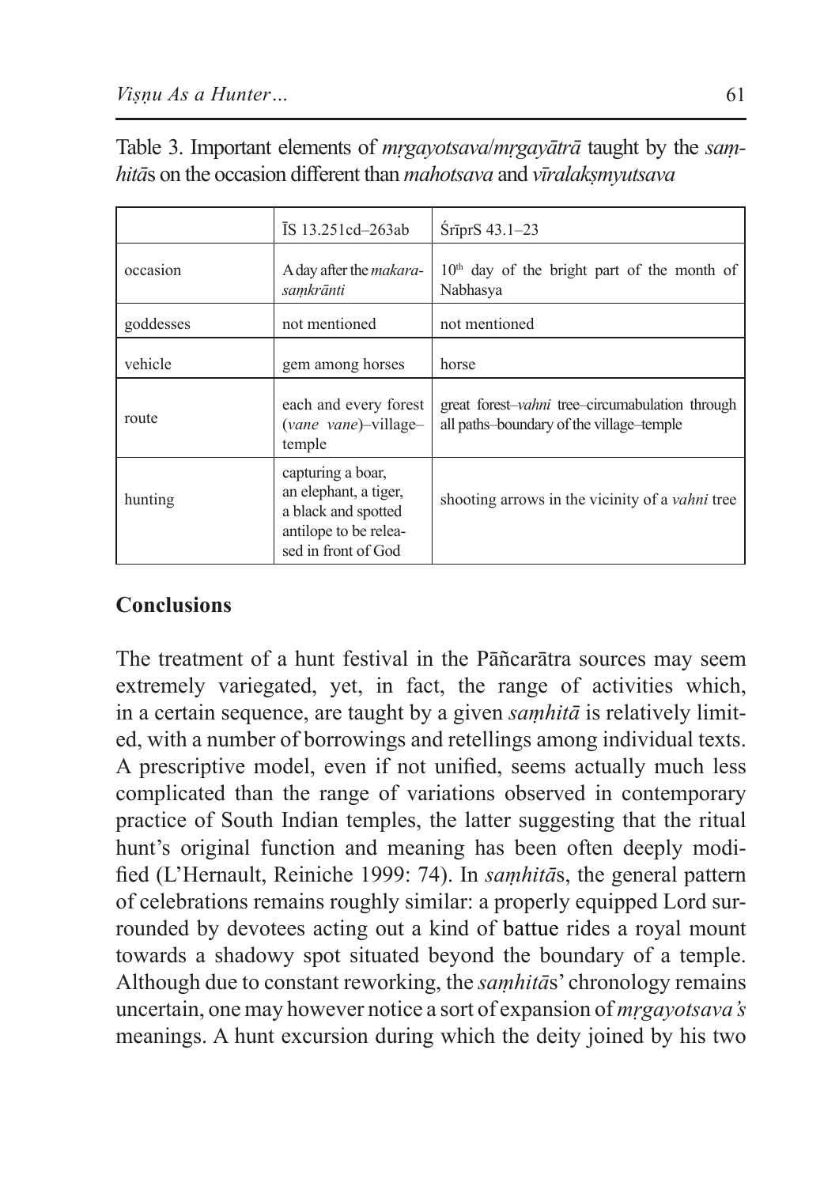Table 3. Important elements of *mṛgayotsava*/*mṛgayātrā* taught by the *saṃhitā*s on the occasion different than *mahotsava* and *vīralakṣmyutsava*

| | ĪS 13.251cd–263ab | ŚrīprS 43.1–23 |
|---|---|---|
| occasion | A day after the *makarasaṃkrānti* | 10th day of the bright part of the month of Nabhasya |
| goddesses | not mentioned | not mentioned |
| vehicle | gem among horses | horse |
| route | each and every forest (*vane vane*)–village–temple | great forest–*vahni* tree–circumabulation through all paths–boundary of the village–temple |
| hunting | capturing a boar, an elephant, a tiger, a black and spotted antilope to be released in front of God | shooting arrows in the vicinity of a *vahni* tree |

## Conclusions

The treatment of a hunt festival in the Pāñcarātra sources may seem extremely variegated, yet, in fact, the range of activities which, in a certain sequence, are taught by a given *saṃhitā* is relatively limited, with a number of borrowings and retellings among individual texts. A prescriptive model, even if not unified, seems actually much less complicated than the range of variations observed in contemporary practice of South Indian temples, the latter suggesting that the ritual hunt's original function and meaning has been often deeply modified (L'Hernault, Reiniche 1999: 74). In *saṃhitā*s, the general pattern of celebrations remains roughly similar: a properly equipped Lord surrounded by devotees acting out a kind of battue rides a royal mount towards a shadowy spot situated beyond the boundary of a temple. Although due to constant reworking, the *saṃhitā*s' chronology remains uncertain, one may however notice a sort of expansion of *mṛgayotsava's* meanings. A hunt excursion during which the deity joined by his two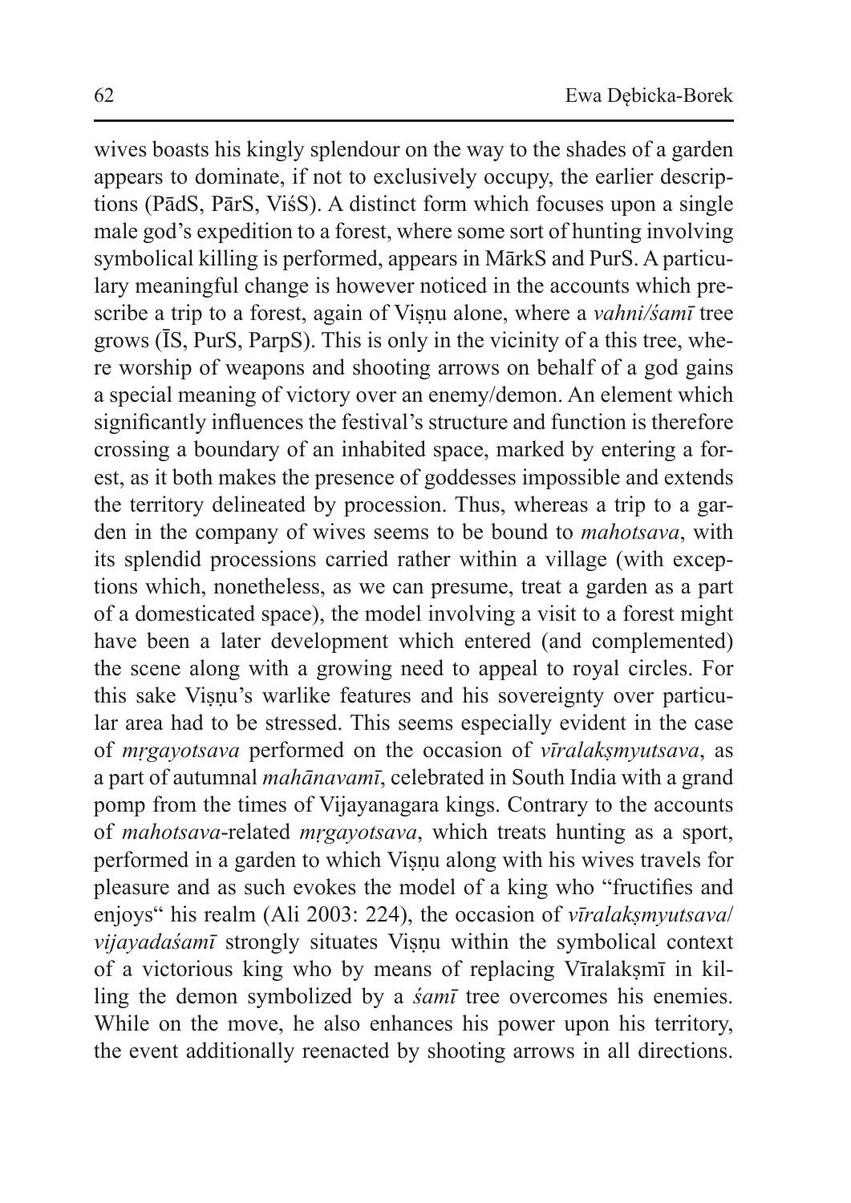wives boasts his kingly splendour on the way to the shades of a garden appears to dominate, if not to exclusively occupy, the earlier descriptions (PādS, PārS, ViśS). A distinct form which focuses upon a single male god's expedition to a forest, where some sort of hunting involving symbolical killing is performed, appears in MārkS and PurS. A particulary meaningful change is however noticed in the accounts which prescribe a trip to a forest, again of Viṣṇu alone, where a *vahni/śamī* tree grows (ĪS, PurS, ParpS). This is only in the vicinity of a this tree, where worship of weapons and shooting arrows on behalf of a god gains a special meaning of victory over an enemy/demon. An element which significantly influences the festival's structure and function is therefore crossing a boundary of an inhabited space, marked by entering a forest, as it both makes the presence of goddesses impossible and extends the territory delineated by procession. Thus, whereas a trip to a garden in the company of wives seems to be bound to *mahotsava*, with its splendid processions carried rather within a village (with exceptions which, nonetheless, as we can presume, treat a garden as a part of a domesticated space), the model involving a visit to a forest might have been a later development which entered (and complemented) the scene along with a growing need to appeal to royal circles. For this sake Viṣṇu's warlike features and his sovereignty over particular area had to be stressed. This seems especially evident in the case of *mṛgayotsava* performed on the occasion of *vīralakṣmyutsava*, as a part of autumnal *mahānavamī*, celebrated in South India with a grand pomp from the times of Vijayanagara kings. Contrary to the accounts of *mahotsava*-related *mṛgayotsava*, which treats hunting as a sport, performed in a garden to which Viṣṇu along with his wives travels for pleasure and as such evokes the model of a king who "fructifies and enjoys" his realm (Ali 2003: 224), the occasion of *vīralakṣmyutsava*/*vijayadaśamī* strongly situates Viṣṇu within the symbolical context of a victorious king who by means of replacing Vīralakṣmī in killing the demon symbolized by a *śamī* tree overcomes his enemies. While on the move, he also enhances his power upon his territory, the event additionally reenacted by shooting arrows in all directions.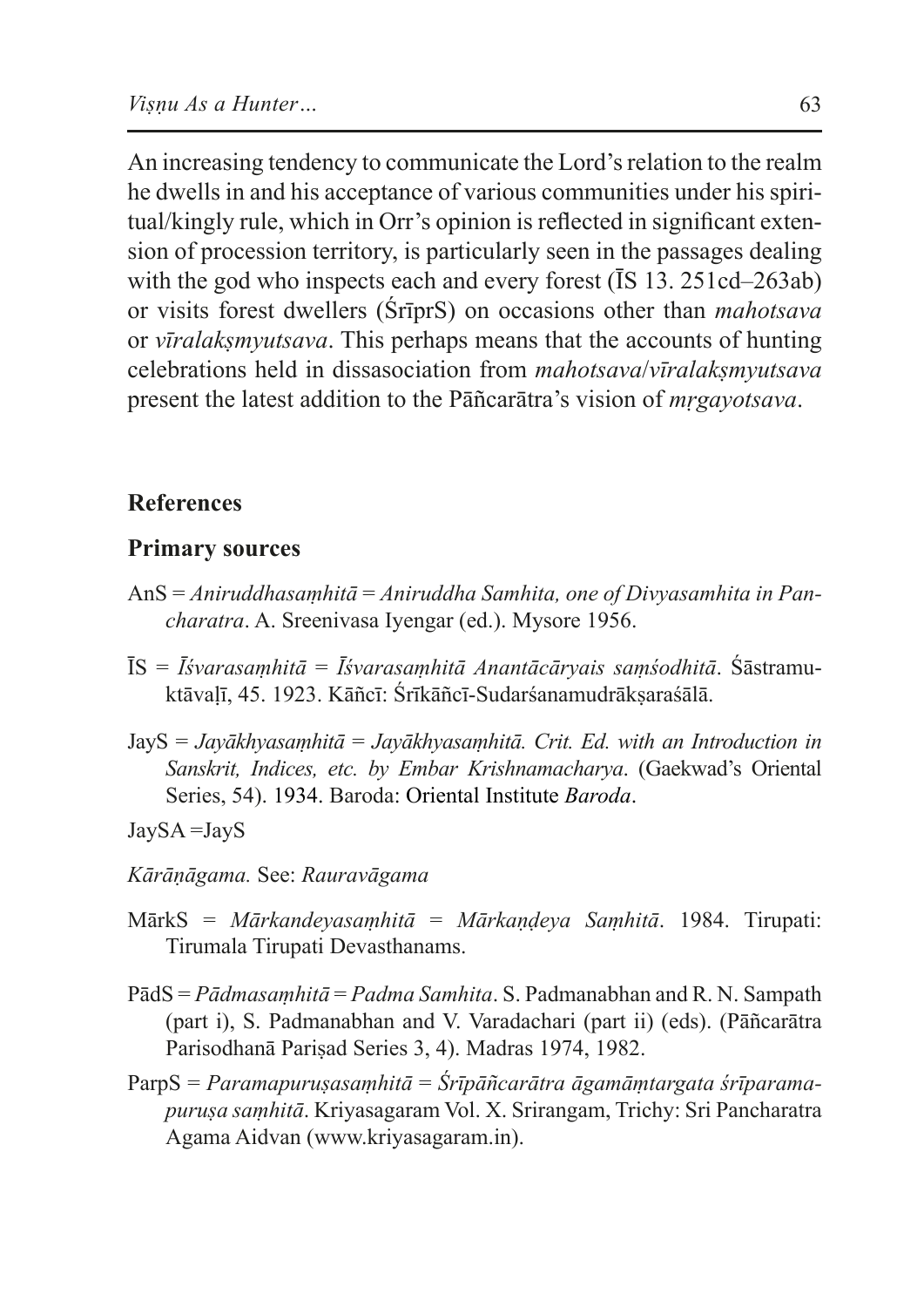An increasing tendency to communicate the Lord's relation to the realm he dwells in and his acceptance of various communities under his spiritual/kingly rule, which in Orr's opinion is reflected in significant extension of procession territory, is particularly seen in the passages dealing with the god who inspects each and every forest (ĪS 13. 251cd–263ab) or visits forest dwellers (ŚrīprS) on occasions other than *mahotsava* or *vīralakṣmyutsava*. This perhaps means that the accounts of hunting celebrations held in dissasociation from *mahotsava*/*vīralakṣmyutsava* present the latest addition to the Pāñcarātra's vision of *mṛgayotsava*.

## References

### Primary sources

AnS = *Aniruddhasaṃhitā* = *Aniruddha Samhita, one of Divyasamhita in Pancharatra*. A. Sreenivasa Iyengar (ed.). Mysore 1956.

ĪS = *Īśvarasaṃhitā* = *Īśvarasaṃhitā Anantācāryais saṃśodhitā*. Śāstramuktāvaḷī, 45. 1923. Kāñcī: Śrīkāñcī-Sudarśanamudrākṣaraśālā.

JayS = *Jayākhyasaṃhitā* = *Jayākhyasaṃhitā. Crit. Ed. with an Introduction in Sanskrit, Indices, etc. by Embar Krishnamacharya*. (Gaekwad's Oriental Series, 54). 1934. Baroda: Oriental Institute *Baroda*.

JaySA =JayS

*Kārāṇāgama.* See: *Rauravāgama*

MārkS = *Mārkandeyasaṃhitā* = *Mārkaṇḍeya Saṃhitā*. 1984. Tirupati: Tirumala Tirupati Devasthanams.

PādS = *Pādmasaṃhitā* = *Padma Samhita*. S. Padmanabhan and R. N. Sampath (part i), S. Padmanabhan and V. Varadachari (part ii) (eds). (Pāñcarātra Parisodhanā Pariṣad Series 3, 4). Madras 1974, 1982.

ParpS = *Paramapuruṣasaṃhitā* = *Śrīpāñcarātra āgamāṃtargata śrīparamapuruṣa saṃhitā*. Kriyasagaram Vol. X. Srirangam, Trichy: Sri Pancharatra Agama Aidvan (www.kriyasagaram.in).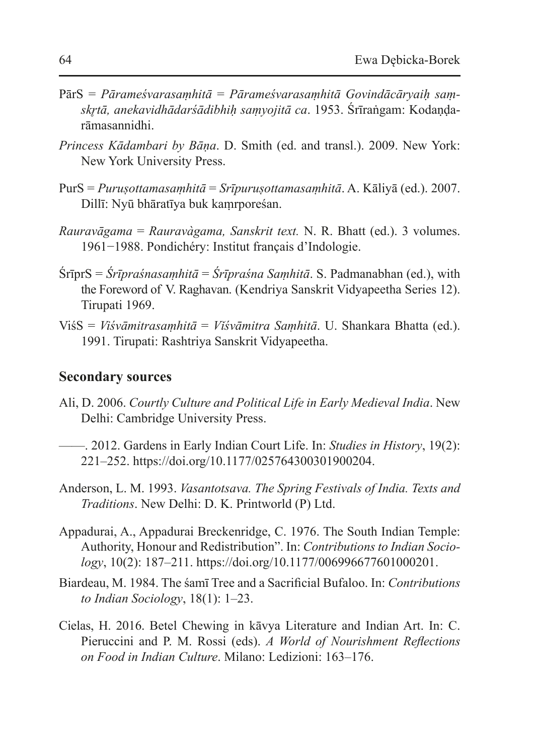PārS = *Pārameśvarasaṃhitā* = *Pārameśvarasaṃhitā Govindācāryaiḥ saṃskṛtā, anekavidhādarśādibhiḥ saṃyojitā ca*. 1953. Śrīraṅgam: Kodaṇḍarāmasannidhi.

*Princess Kādambari by Bāṇa*. D. Smith (ed. and transl.). 2009. New York: New York University Press.

PurS = *Puruṣottamasaṃhitā* = *Srīpuruṣottamasaṃhitā*. A. Kāliyā (ed.). 2007. Dillī: Nyū bhāratīya buk kaṃrporeśan.

*Rauravāgama* = *Rauravàgama, Sanskrit text.* N. R. Bhatt (ed.). 3 volumes. 1961−1988. Pondichéry: Institut français d'Indologie.

ŚrīprS = *Śrīpraśnasaṃhitā* = *Śrīpraśna Saṃhitā*. S. Padmanabhan (ed.), with the Foreword of V. Raghavan. (Kendriya Sanskrit Vidyapeetha Series 12). Tirupati 1969.

ViśS = *Viśvāmitrasaṃhitā* = *Viśvāmitra Saṃhitā*. U. Shankara Bhatta (ed.). 1991. Tirupati: Rashtriya Sanskrit Vidyapeetha.

## Secondary sources

Ali, D. 2006. *Courtly Culture and Political Life in Early Medieval India*. New Delhi: Cambridge University Press.

——. 2012. Gardens in Early Indian Court Life. In: *Studies in History*, 19(2): 221–252. https://doi.org/10.1177/025764300301900204.

Anderson, L. M. 1993. *Vasantotsava. The Spring Festivals of India. Texts and Traditions*. New Delhi: D. K. Printworld (P) Ltd.

Appadurai, A., Appadurai Breckenridge, C. 1976. The South Indian Temple: Authority, Honour and Redistribution". In: *Contributions to Indian Sociology*, 10(2): 187–211. https://doi.org/10.1177/006996677601000201.

Biardeau, M. 1984. The śamī Tree and a Sacrificial Bufaloo. In: *Contributions to Indian Sociology*, 18(1): 1–23.

Cielas, H. 2016. Betel Chewing in kāvya Literature and Indian Art. In: C. Pieruccini and P. M. Rossi (eds). *A World of Nourishment Reflections on Food in Indian Culture*. Milano: Ledizioni: 163–176.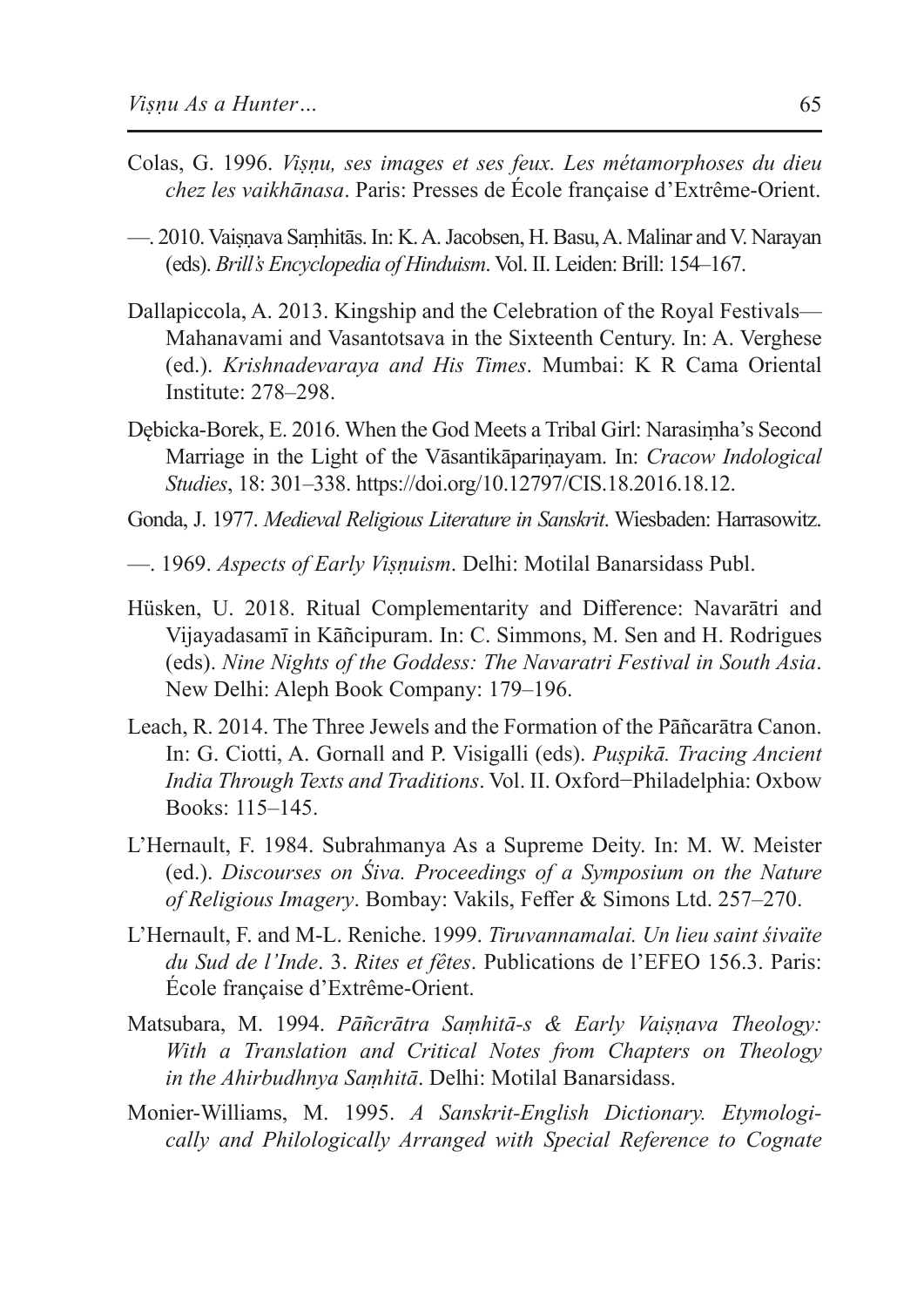Colas, G. 1996. *Viṣṇu, ses images et ses feux. Les métamorphoses du dieu chez les vaikhānasa*. Paris: Presses de École française d'Extrême-Orient.

—. 2010. Vaiṣṇava Saṃhitās. In: K. A. Jacobsen, H. Basu, A. Malinar and V. Narayan (eds). *Brill's Encyclopedia of Hinduism*. Vol. II. Leiden: Brill: 154–167.

Dallapiccola, A. 2013. Kingship and the Celebration of the Royal Festivals—Mahanavami and Vasantotsava in the Sixteenth Century. In: A. Verghese (ed.). *Krishnadevaraya and His Times*. Mumbai: K R Cama Oriental Institute: 278–298.

Dębicka-Borek, E. 2016. When the God Meets a Tribal Girl: Narasiṃha's Second Marriage in the Light of the Vāsantikāpariṇayam. In: *Cracow Indological Studies*, 18: 301–338. https://doi.org/10.12797/CIS.18.2016.18.12.

Gonda, J. 1977. *Medieval Religious Literature in Sanskrit*. Wiesbaden: Harrasowitz.

—. 1969. *Aspects of Early Viṣṇuism*. Delhi: Motilal Banarsidass Publ.

Hüsken, U. 2018. Ritual Complementarity and Difference: Navarātri and Vijayadasamī in Kāñcipuram. In: C. Simmons, M. Sen and H. Rodrigues (eds). *Nine Nights of the Goddess: The Navaratri Festival in South Asia*. New Delhi: Aleph Book Company: 179–196.

Leach, R. 2014. The Three Jewels and the Formation of the Pāñcarātra Canon. In: G. Ciotti, A. Gornall and P. Visigalli (eds). *Puṣpikā. Tracing Ancient India Through Texts and Traditions*. Vol. II. Oxford−Philadelphia: Oxbow Books: 115–145.

L'Hernault, F. 1984. Subrahmanya As a Supreme Deity. In: M. W. Meister (ed.). *Discourses on Śiva. Proceedings of a Symposium on the Nature of Religious Imagery*. Bombay: Vakils, Feffer & Simons Ltd. 257–270.

L'Hernault, F. and M-L. Reniche. 1999. *Tiruvannamalai. Un lieu saint śivaïte du Sud de l'Inde*. 3. *Rites et fêtes*. Publications de l'EFEO 156.3. Paris: École française d'Extrême-Orient.

Matsubara, M. 1994. *Pāñcrātra Saṃhitā-s & Early Vaiṣṇava Theology: With a Translation and Critical Notes from Chapters on Theology in the Ahirbudhnya Saṃhitā*. Delhi: Motilal Banarsidass.

Monier-Williams, M. 1995. *A Sanskrit-English Dictionary. Etymologically and Philologically Arranged with Special Reference to Cognate*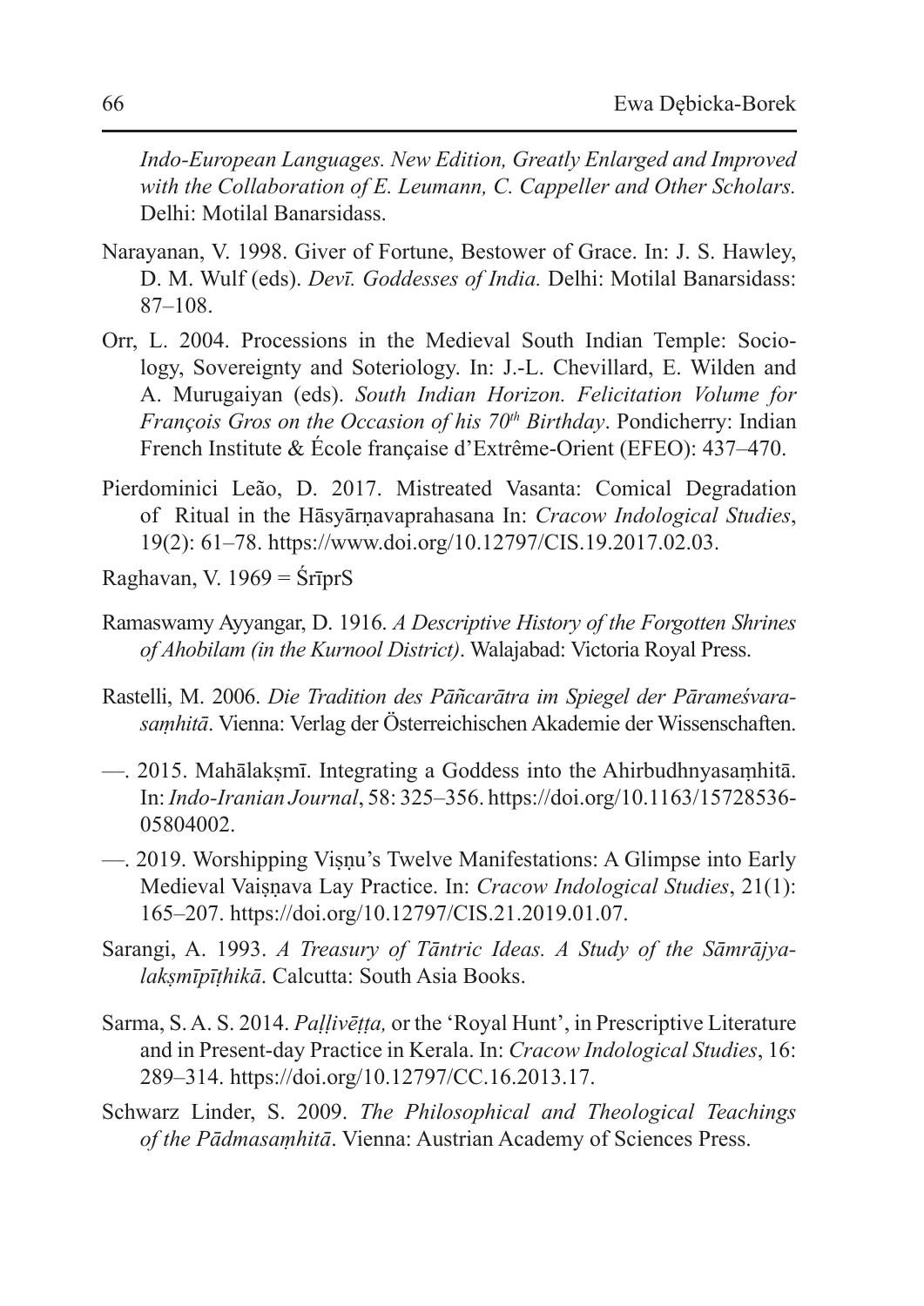*Indo-European Languages. New Edition, Greatly Enlarged and Improved with the Collaboration of E. Leumann, C. Cappeller and Other Scholars.* Delhi: Motilal Banarsidass.

Narayanan, V. 1998. Giver of Fortune, Bestower of Grace. In: J. S. Hawley, D. M. Wulf (eds). *Devī. Goddesses of India.* Delhi: Motilal Banarsidass: 87–108.

Orr, L. 2004. Processions in the Medieval South Indian Temple: Sociology, Sovereignty and Soteriology. In: J.-L. Chevillard, E. Wilden and A. Murugaiyan (eds). *South Indian Horizon. Felicitation Volume for François Gros on the Occasion of his 70th Birthday*. Pondicherry: Indian French Institute & École française d'Extrême-Orient (EFEO): 437–470.

Pierdominici Leão, D. 2017. Mistreated Vasanta: Comical Degradation of Ritual in the Hāsyārṇavaprahasana In: *Cracow Indological Studies*, 19(2): 61–78. https://www.doi.org/10.12797/CIS.19.2017.02.03.

Raghavan, V. 1969 = ŚrīprS

Ramaswamy Ayyangar, D. 1916. *A Descriptive History of the Forgotten Shrines of Ahobilam (in the Kurnool District)*. Walajabad: Victoria Royal Press.

Rastelli, M. 2006. *Die Tradition des Pāñcarātra im Spiegel der Pārameśvarasaṃhitā*. Vienna: Verlag der Österreichischen Akademie der Wissenschaften.

—. 2015. Mahālakṣmī. Integrating a Goddess into the Ahirbudhnyasaṃhitā. In: *Indo-Iranian Journal*, 58: 325–356. https://doi.org/10.1163/15728536-05804002.

—. 2019. Worshipping Viṣṇu's Twelve Manifestations: A Glimpse into Early Medieval Vaiṣṇava Lay Practice. In: *Cracow Indological Studies*, 21(1): 165–207. https://doi.org/10.12797/CIS.21.2019.01.07.

Sarangi, A. 1993. *A Treasury of Tāntric Ideas. A Study of the Sāmrājyalakṣmīpīṭhikā*. Calcutta: South Asia Books.

Sarma, S. A. S. 2014. *Paḷḷivēṭṭa,* or the 'Royal Hunt', in Prescriptive Literature and in Present-day Practice in Kerala. In: *Cracow Indological Studies*, 16: 289–314. https://doi.org/10.12797/CC.16.2013.17.

Schwarz Linder, S. 2009. *The Philosophical and Theological Teachings of the Pādmasaṃhitā*. Vienna: Austrian Academy of Sciences Press.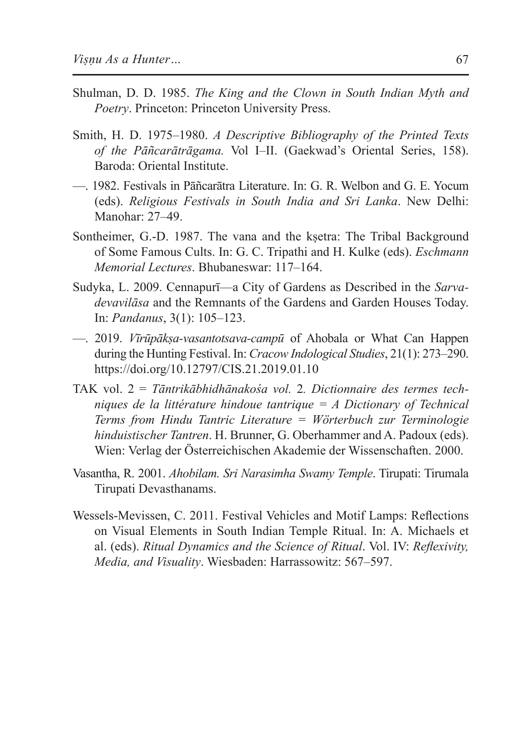Shulman, D. D. 1985. *The King and the Clown in South Indian Myth and Poetry*. Princeton: Princeton University Press.

Smith, H. D. 1975–1980. *A Descriptive Bibliography of the Printed Texts of the Pāñcarātrāgama.* Vol I–II. (Gaekwad's Oriental Series, 158). Baroda: Oriental Institute.

—. 1982. Festivals in Pāñcarātra Literature. In: G. R. Welbon and G. E. Yocum (eds). *Religious Festivals in South India and Sri Lanka*. New Delhi: Manohar: 27–49.

Sontheimer, G.-D. 1987. The vana and the kṣetra: The Tribal Background of Some Famous Cults. In: G. C. Tripathi and H. Kulke (eds). *Eschmann Memorial Lectures*. Bhubaneswar: 117–164.

Sudyka, L. 2009. Cennapurī—a City of Gardens as Described in the *Sarvadevavilāsa* and the Remnants of the Gardens and Garden Houses Today. In: *Pandanus*, 3(1): 105–123.

—. 2019. *Vīrūpākṣa-vasantotsava-campū* of Ahobala or What Can Happen during the Hunting Festival. In: *Cracow Indological Studies*, 21(1): 273–290. https://doi.org/10.12797/CIS.21.2019.01.10

TAK vol. 2 = *Tāntrikābhidhānakośa vol.* 2*. Dictionnaire des termes techniques de la littérature hindoue tantrique = A Dictionary of Technical Terms from Hindu Tantric Literature = Wörterbuch zur Terminologie hinduistischer Tantren*. H. Brunner, G. Oberhammer and A. Padoux (eds). Wien: Verlag der Österreichischen Akademie der Wissenschaften. 2000.

Vasantha, R. 2001. *Ahobilam. Sri Narasimha Swamy Temple*. Tirupati: Tirumala Tirupati Devasthanams.

Wessels-Mevissen, C. 2011. Festival Vehicles and Motif Lamps: Reflections on Visual Elements in South Indian Temple Ritual. In: A. Michaels et al. (eds). *Ritual Dynamics and the Science of Ritual*. Vol. IV: *Reflexivity, Media, and Visuality*. Wiesbaden: Harrassowitz: 567–597.